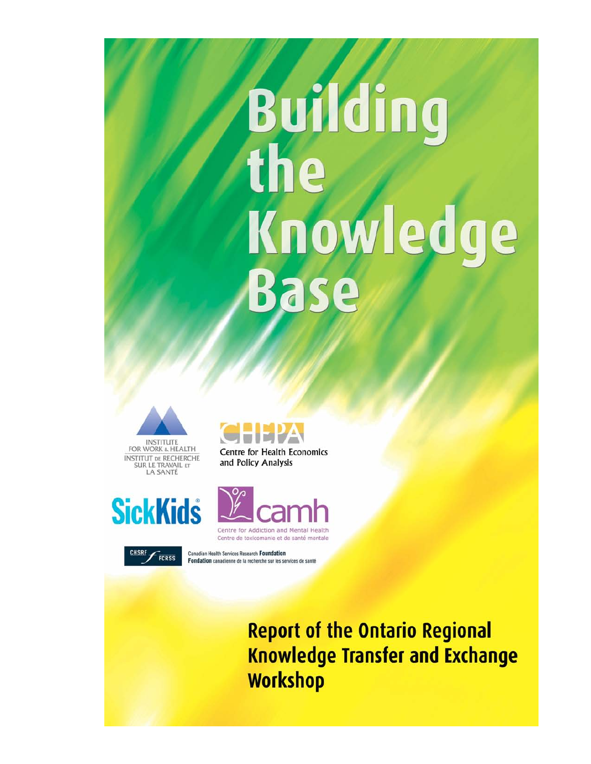# Building the Knowledge Base

INSTITUTE FOR WORK & HEALTH
INSTITUT DE RECHERCHE SUR LE TRAVAIL ET LA SANTÉ

CHEPA
Centre for Health Economics and Policy Analysis

SickKids

camh
Centre for Addiction and Mental Health
Centre de toxicomanie et de santé mentale

CHSRF FCRSS
Canadian Health Services Research **Foundation**
**Fondation** canadienne de la recherche sur les services de santé

## Report of the Ontario Regional Knowledge Transfer and Exchange Workshop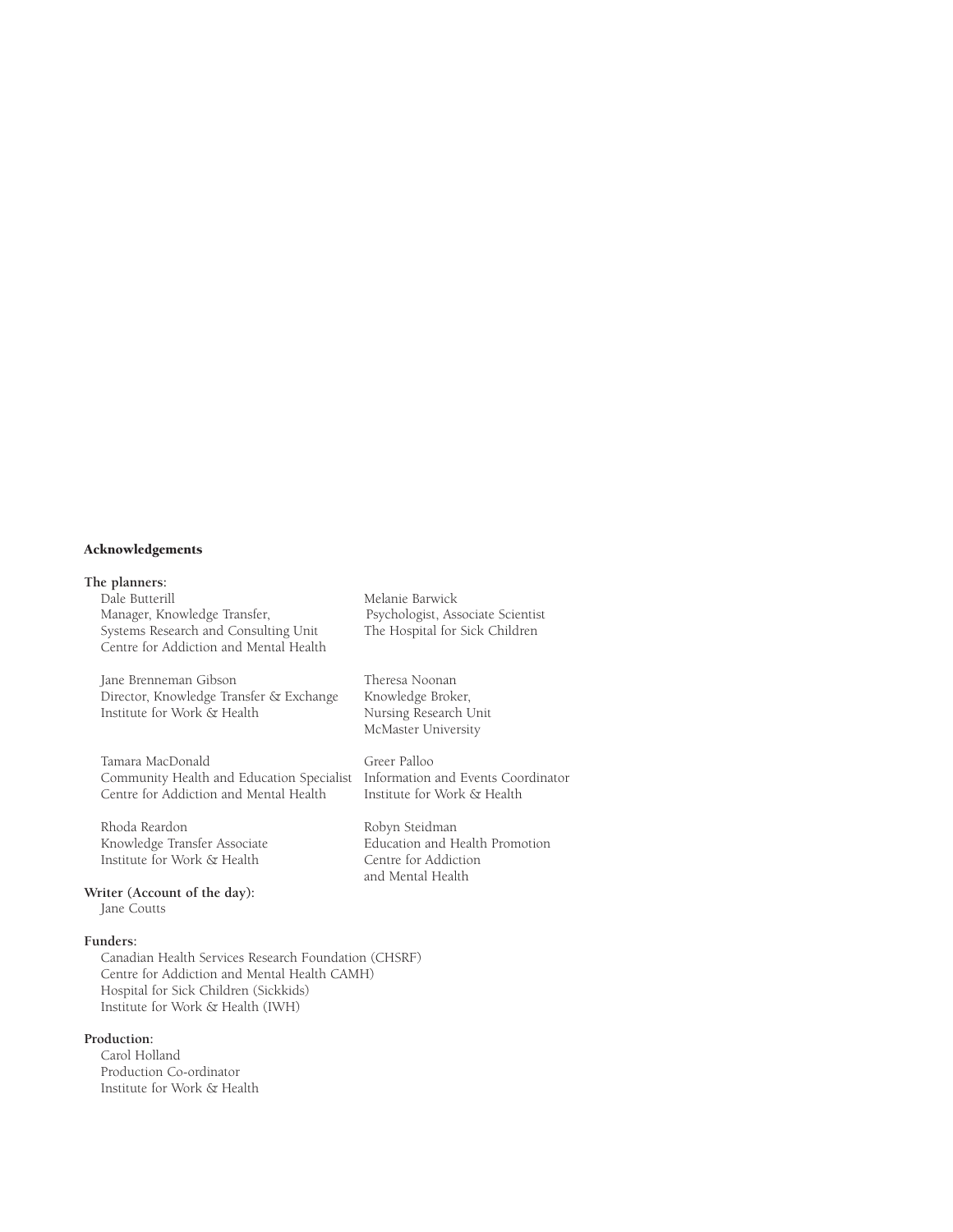## Acknowledgements

**The planners:**

Dale Butterill
Manager, Knowledge Transfer,
Systems Research and Consulting Unit
Centre for Addiction and Mental Health

Melanie Barwick
Psychologist, Associate Scientist
The Hospital for Sick Children

Jane Brenneman Gibson
Director, Knowledge Transfer & Exchange
Institute for Work & Health

Theresa Noonan
Knowledge Broker,
Nursing Research Unit
McMaster University

Tamara MacDonald
Community Health and Education Specialist
Centre for Addiction and Mental Health

Greer Palloo
Information and Events Coordinator
Institute for Work & Health

Rhoda Reardon
Knowledge Transfer Associate
Institute for Work & Health

Robyn Steidman
Education and Health Promotion
Centre for Addiction
and Mental Health

**Writer (Account of the day):**

Jane Coutts

**Funders:**

Canadian Health Services Research Foundation (CHSRF)
Centre for Addiction and Mental Health CAMH)
Hospital for Sick Children (Sickkids)
Institute for Work & Health (IWH)

**Production:**

Carol Holland
Production Co-ordinator
Institute for Work & Health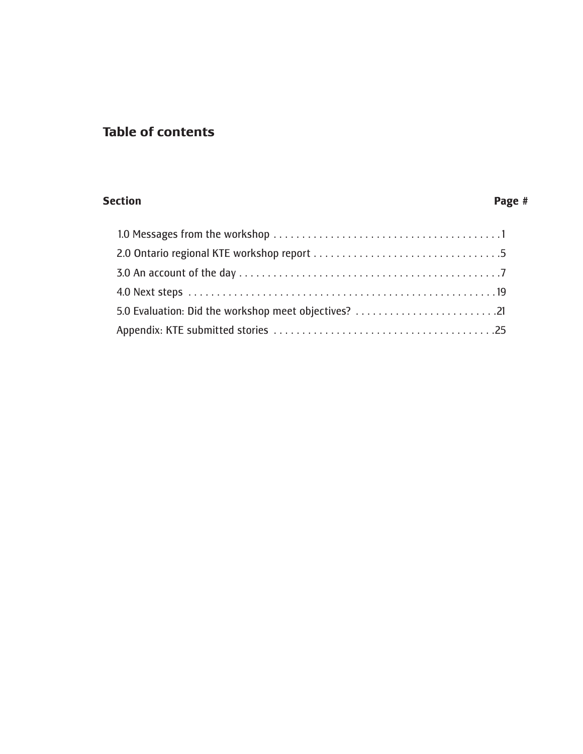## Table of contents

| Section | Page # |
|---|---|
| 1.0 Messages from the workshop | 1 |
| 2.0 Ontario regional KTE workshop report | 5 |
| 3.0 An account of the day | 7 |
| 4.0 Next steps | 19 |
| 5.0 Evaluation: Did the workshop meet objectives? | 21 |
| Appendix: KTE submitted stories | 25 |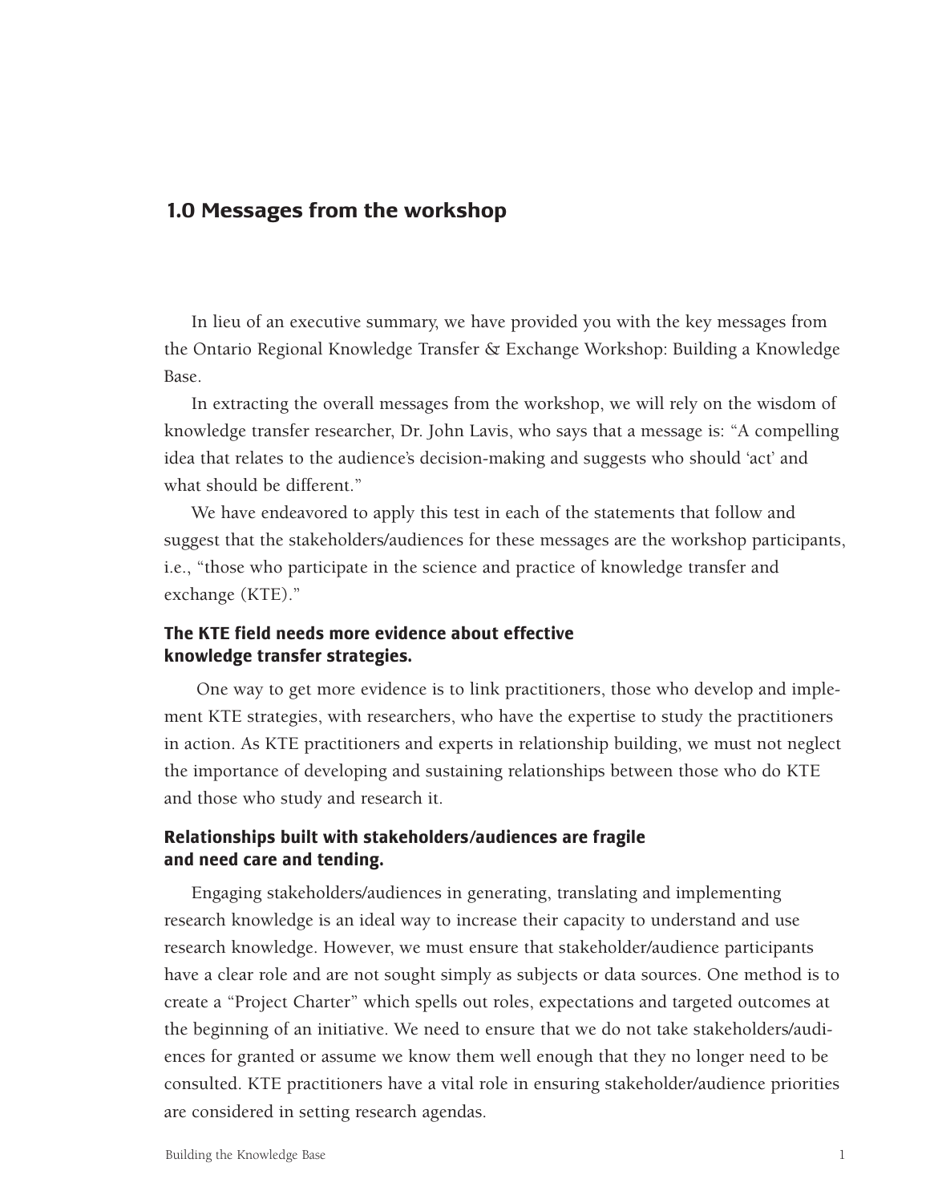## 1.0 Messages from the workshop

In lieu of an executive summary, we have provided you with the key messages from the Ontario Regional Knowledge Transfer & Exchange Workshop: Building a Knowledge Base.

In extracting the overall messages from the workshop, we will rely on the wisdom of knowledge transfer researcher, Dr. John Lavis, who says that a message is: "A compelling idea that relates to the audience's decision-making and suggests who should 'act' and what should be different."

We have endeavored to apply this test in each of the statements that follow and suggest that the stakeholders/audiences for these messages are the workshop participants, i.e., "those who participate in the science and practice of knowledge transfer and exchange (KTE)."

### The KTE field needs more evidence about effective knowledge transfer strategies.

One way to get more evidence is to link practitioners, those who develop and implement KTE strategies, with researchers, who have the expertise to study the practitioners in action. As KTE practitioners and experts in relationship building, we must not neglect the importance of developing and sustaining relationships between those who do KTE and those who study and research it.

### Relationships built with stakeholders/audiences are fragile and need care and tending.

Engaging stakeholders/audiences in generating, translating and implementing research knowledge is an ideal way to increase their capacity to understand and use research knowledge. However, we must ensure that stakeholder/audience participants have a clear role and are not sought simply as subjects or data sources. One method is to create a "Project Charter" which spells out roles, expectations and targeted outcomes at the beginning of an initiative. We need to ensure that we do not take stakeholders/audiences for granted or assume we know them well enough that they no longer need to be consulted. KTE practitioners have a vital role in ensuring stakeholder/audience priorities are considered in setting research agendas.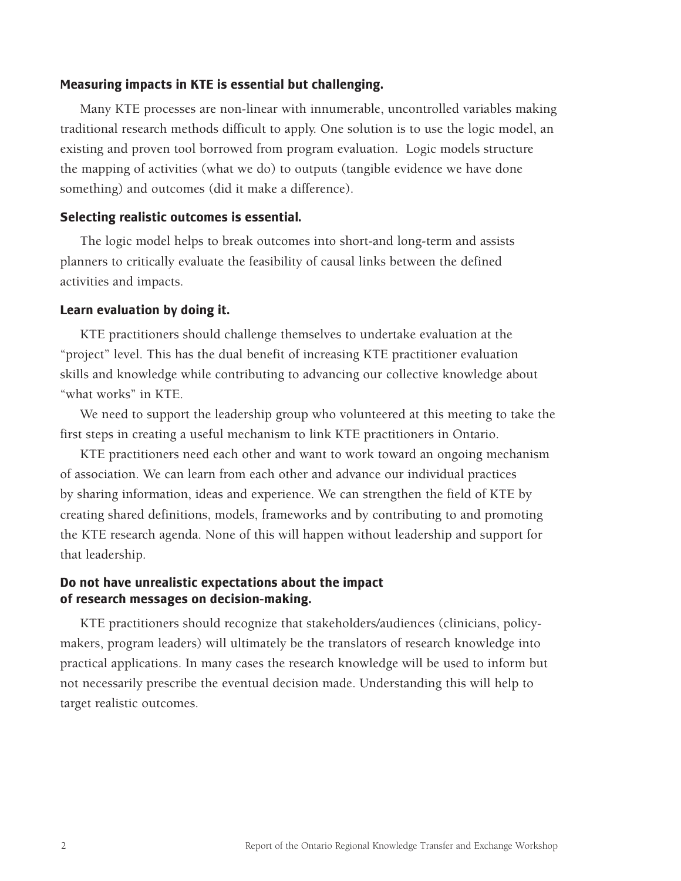**Measuring impacts in KTE is essential but challenging.**

Many KTE processes are non-linear with innumerable, uncontrolled variables making traditional research methods difficult to apply. One solution is to use the logic model, an existing and proven tool borrowed from program evaluation. Logic models structure the mapping of activities (what we do) to outputs (tangible evidence we have done something) and outcomes (did it make a difference).

**Selecting realistic outcomes is essential.**

The logic model helps to break outcomes into short-and long-term and assists planners to critically evaluate the feasibility of causal links between the defined activities and impacts.

**Learn evaluation by doing it.**

KTE practitioners should challenge themselves to undertake evaluation at the "project" level. This has the dual benefit of increasing KTE practitioner evaluation skills and knowledge while contributing to advancing our collective knowledge about "what works" in KTE.

We need to support the leadership group who volunteered at this meeting to take the first steps in creating a useful mechanism to link KTE practitioners in Ontario.

KTE practitioners need each other and want to work toward an ongoing mechanism of association. We can learn from each other and advance our individual practices by sharing information, ideas and experience. We can strengthen the field of KTE by creating shared definitions, models, frameworks and by contributing to and promoting the KTE research agenda. None of this will happen without leadership and support for that leadership.

**Do not have unrealistic expectations about the impact of research messages on decision-making.**

KTE practitioners should recognize that stakeholders/audiences (clinicians, policy-makers, program leaders) will ultimately be the translators of research knowledge into practical applications. In many cases the research knowledge will be used to inform but not necessarily prescribe the eventual decision made. Understanding this will help to target realistic outcomes.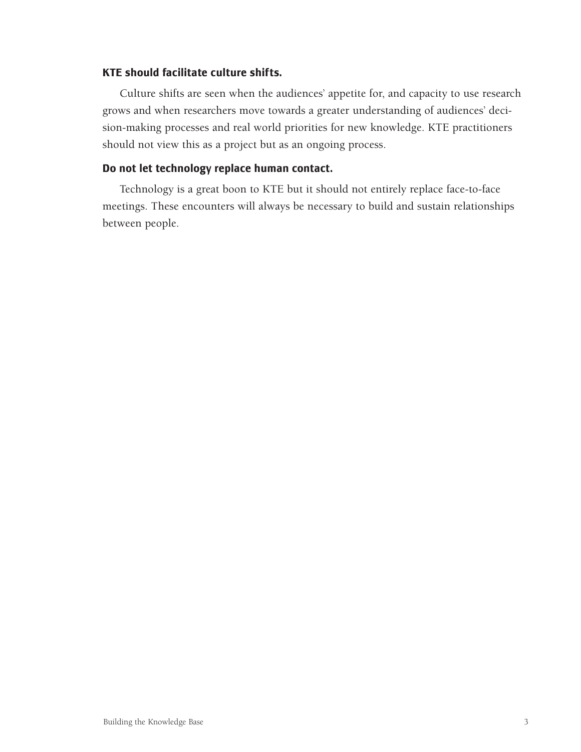### KTE should facilitate culture shifts.

Culture shifts are seen when the audiences' appetite for, and capacity to use research grows and when researchers move towards a greater understanding of audiences' decision-making processes and real world priorities for new knowledge. KTE practitioners should not view this as a project but as an ongoing process.

### Do not let technology replace human contact.

Technology is a great boon to KTE but it should not entirely replace face-to-face meetings. These encounters will always be necessary to build and sustain relationships between people.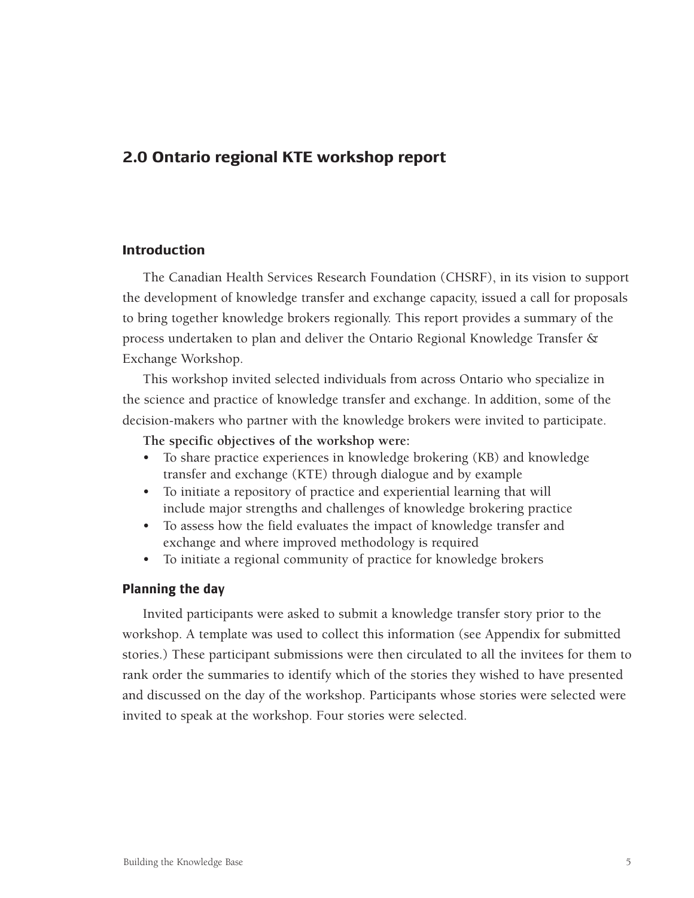## 2.0 Ontario regional KTE workshop report

### Introduction

The Canadian Health Services Research Foundation (CHSRF), in its vision to support the development of knowledge transfer and exchange capacity, issued a call for proposals to bring together knowledge brokers regionally. This report provides a summary of the process undertaken to plan and deliver the Ontario Regional Knowledge Transfer & Exchange Workshop.

This workshop invited selected individuals from across Ontario who specialize in the science and practice of knowledge transfer and exchange. In addition, some of the decision-makers who partner with the knowledge brokers were invited to participate.

**The specific objectives of the workshop were:**

- To share practice experiences in knowledge brokering (KB) and knowledge transfer and exchange (KTE) through dialogue and by example
- To initiate a repository of practice and experiential learning that will include major strengths and challenges of knowledge brokering practice
- To assess how the field evaluates the impact of knowledge transfer and exchange and where improved methodology is required
- To initiate a regional community of practice for knowledge brokers

### Planning the day

Invited participants were asked to submit a knowledge transfer story prior to the workshop. A template was used to collect this information (see Appendix for submitted stories.) These participant submissions were then circulated to all the invitees for them to rank order the summaries to identify which of the stories they wished to have presented and discussed on the day of the workshop. Participants whose stories were selected were invited to speak at the workshop. Four stories were selected.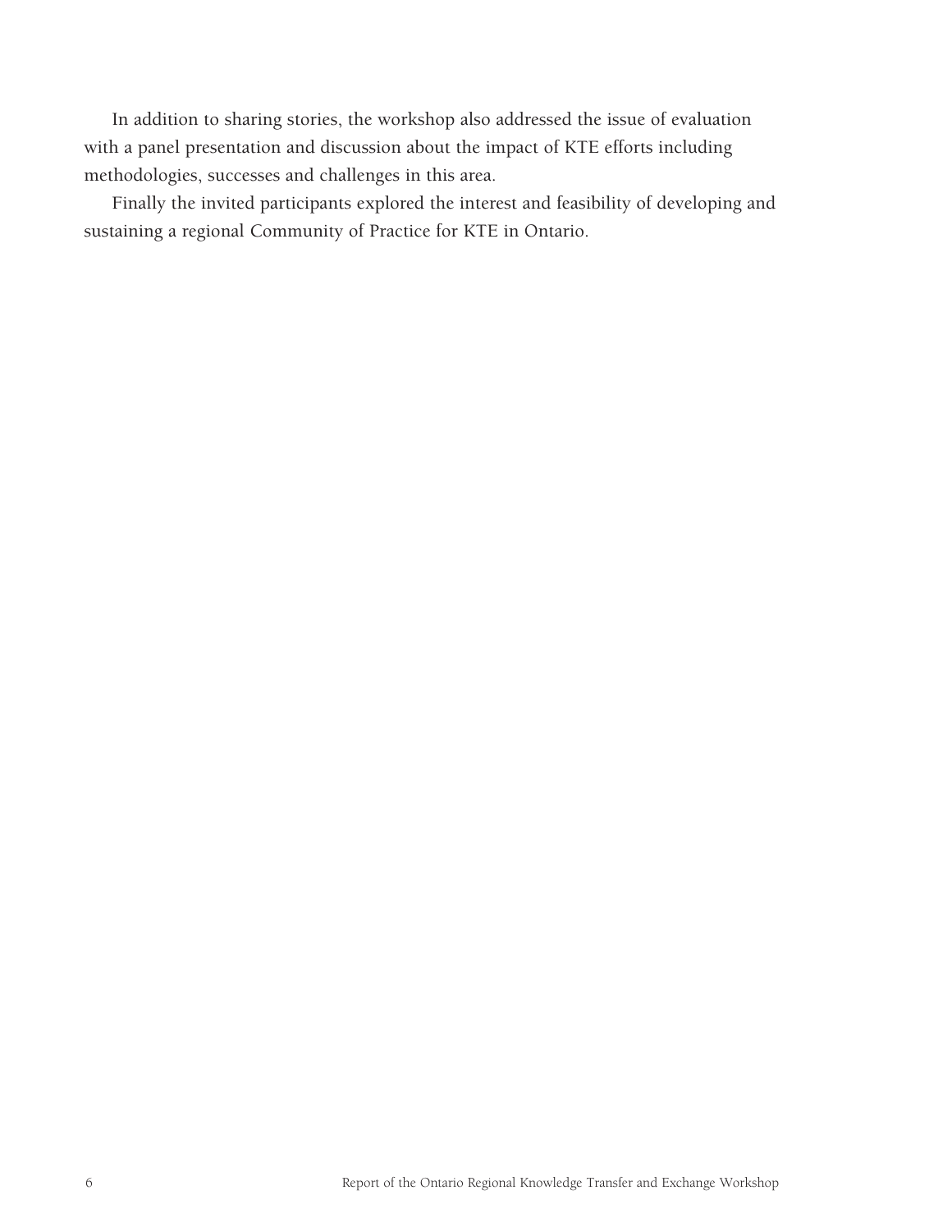In addition to sharing stories, the workshop also addressed the issue of evaluation with a panel presentation and discussion about the impact of KTE efforts including methodologies, successes and challenges in this area.

Finally the invited participants explored the interest and feasibility of developing and sustaining a regional Community of Practice for KTE in Ontario.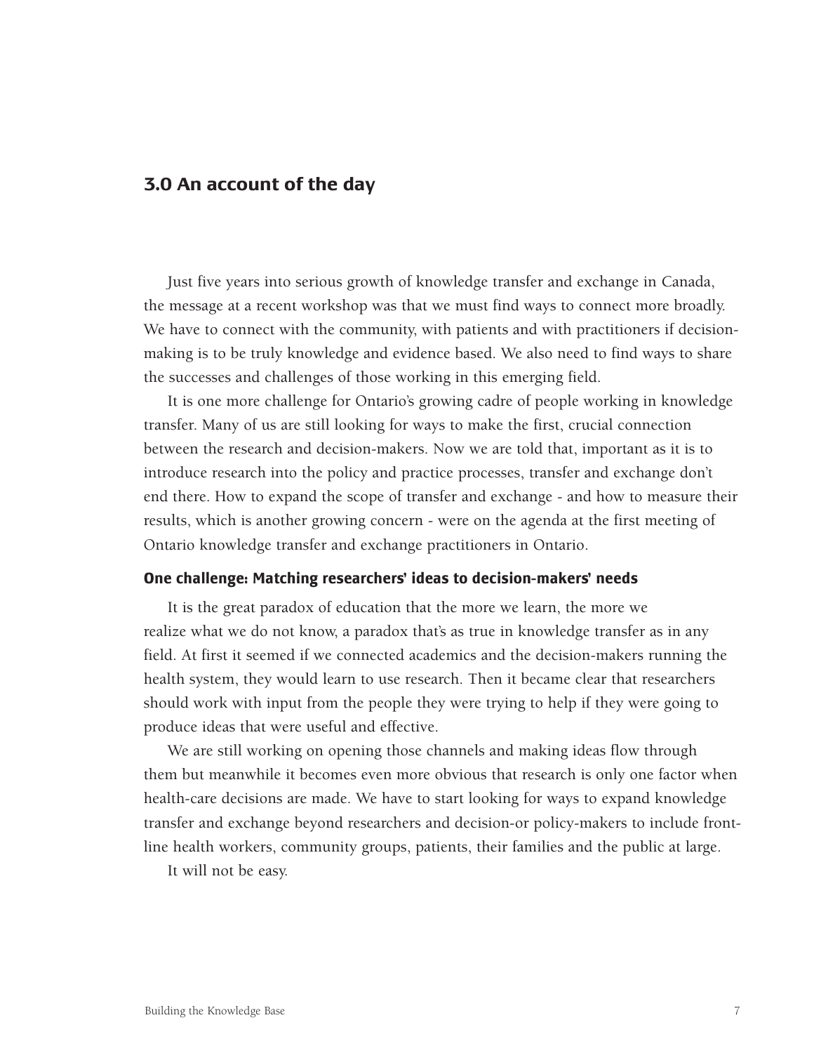## 3.0 An account of the day

Just five years into serious growth of knowledge transfer and exchange in Canada, the message at a recent workshop was that we must find ways to connect more broadly. We have to connect with the community, with patients and with practitioners if decision-making is to be truly knowledge and evidence based. We also need to find ways to share the successes and challenges of those working in this emerging field.

It is one more challenge for Ontario's growing cadre of people working in knowledge transfer. Many of us are still looking for ways to make the first, crucial connection between the research and decision-makers. Now we are told that, important as it is to introduce research into the policy and practice processes, transfer and exchange don't end there. How to expand the scope of transfer and exchange - and how to measure their results, which is another growing concern - were on the agenda at the first meeting of Ontario knowledge transfer and exchange practitioners in Ontario.

### One challenge: Matching researchers' ideas to decision-makers' needs

It is the great paradox of education that the more we learn, the more we realize what we do not know, a paradox that's as true in knowledge transfer as in any field. At first it seemed if we connected academics and the decision-makers running the health system, they would learn to use research. Then it became clear that researchers should work with input from the people they were trying to help if they were going to produce ideas that were useful and effective.

We are still working on opening those channels and making ideas flow through them but meanwhile it becomes even more obvious that research is only one factor when health-care decisions are made. We have to start looking for ways to expand knowledge transfer and exchange beyond researchers and decision-or policy-makers to include front-line health workers, community groups, patients, their families and the public at large.

It will not be easy.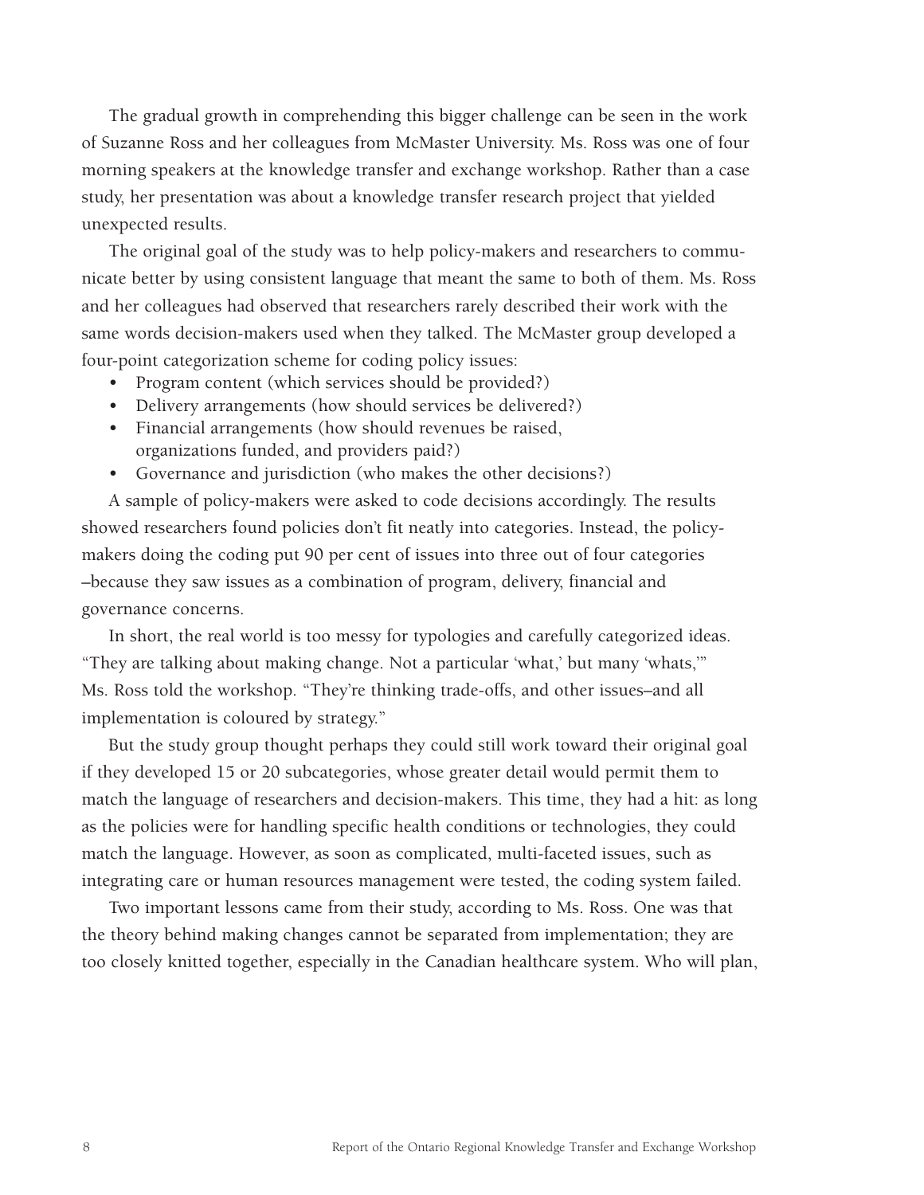The gradual growth in comprehending this bigger challenge can be seen in the work of Suzanne Ross and her colleagues from McMaster University. Ms. Ross was one of four morning speakers at the knowledge transfer and exchange workshop. Rather than a case study, her presentation was about a knowledge transfer research project that yielded unexpected results.

The original goal of the study was to help policy-makers and researchers to communicate better by using consistent language that meant the same to both of them. Ms. Ross and her colleagues had observed that researchers rarely described their work with the same words decision-makers used when they talked. The McMaster group developed a four-point categorization scheme for coding policy issues:

- Program content (which services should be provided?)
- Delivery arrangements (how should services be delivered?)
- Financial arrangements (how should revenues be raised, organizations funded, and providers paid?)
- Governance and jurisdiction (who makes the other decisions?)

A sample of policy-makers were asked to code decisions accordingly. The results showed researchers found policies don't fit neatly into categories. Instead, the policy-makers doing the coding put 90 per cent of issues into three out of four categories –because they saw issues as a combination of program, delivery, financial and governance concerns.

In short, the real world is too messy for typologies and carefully categorized ideas. "They are talking about making change. Not a particular 'what,' but many 'whats,'" Ms. Ross told the workshop. "They're thinking trade-offs, and other issues–and all implementation is coloured by strategy."

But the study group thought perhaps they could still work toward their original goal if they developed 15 or 20 subcategories, whose greater detail would permit them to match the language of researchers and decision-makers. This time, they had a hit: as long as the policies were for handling specific health conditions or technologies, they could match the language. However, as soon as complicated, multi-faceted issues, such as integrating care or human resources management were tested, the coding system failed.

Two important lessons came from their study, according to Ms. Ross. One was that the theory behind making changes cannot be separated from implementation; they are too closely knitted together, especially in the Canadian healthcare system. Who will plan,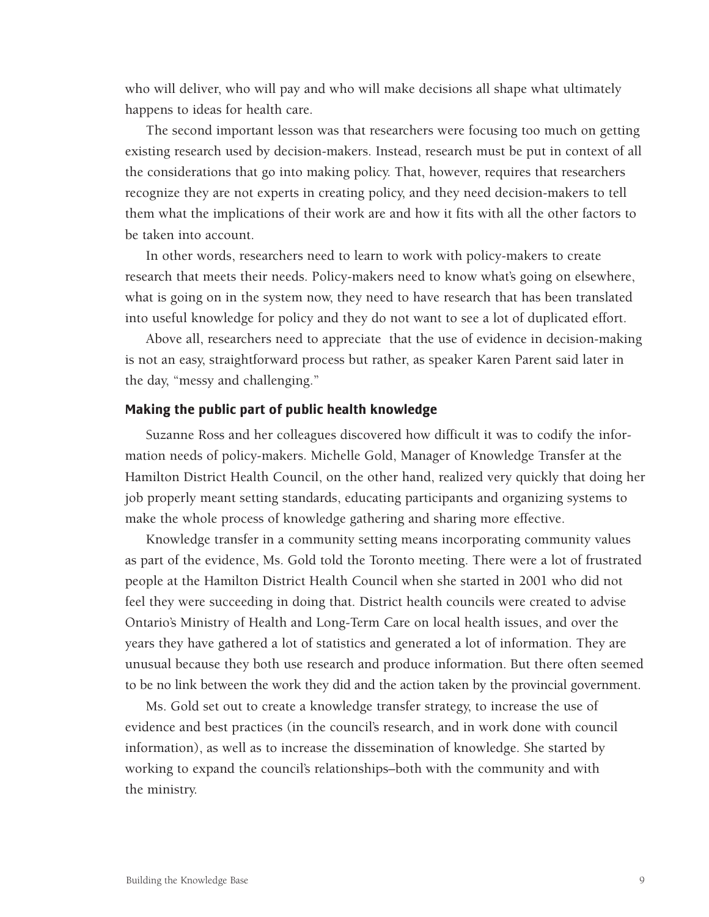who will deliver, who will pay and who will make decisions all shape what ultimately happens to ideas for health care.

The second important lesson was that researchers were focusing too much on getting existing research used by decision-makers. Instead, research must be put in context of all the considerations that go into making policy. That, however, requires that researchers recognize they are not experts in creating policy, and they need decision-makers to tell them what the implications of their work are and how it fits with all the other factors to be taken into account.

In other words, researchers need to learn to work with policy-makers to create research that meets their needs. Policy-makers need to know what's going on elsewhere, what is going on in the system now, they need to have research that has been translated into useful knowledge for policy and they do not want to see a lot of duplicated effort.

Above all, researchers need to appreciate that the use of evidence in decision-making is not an easy, straightforward process but rather, as speaker Karen Parent said later in the day, "messy and challenging."

### Making the public part of public health knowledge

Suzanne Ross and her colleagues discovered how difficult it was to codify the information needs of policy-makers. Michelle Gold, Manager of Knowledge Transfer at the Hamilton District Health Council, on the other hand, realized very quickly that doing her job properly meant setting standards, educating participants and organizing systems to make the whole process of knowledge gathering and sharing more effective.

Knowledge transfer in a community setting means incorporating community values as part of the evidence, Ms. Gold told the Toronto meeting. There were a lot of frustrated people at the Hamilton District Health Council when she started in 2001 who did not feel they were succeeding in doing that. District health councils were created to advise Ontario's Ministry of Health and Long-Term Care on local health issues, and over the years they have gathered a lot of statistics and generated a lot of information. They are unusual because they both use research and produce information. But there often seemed to be no link between the work they did and the action taken by the provincial government.

Ms. Gold set out to create a knowledge transfer strategy, to increase the use of evidence and best practices (in the council's research, and in work done with council information), as well as to increase the dissemination of knowledge. She started by working to expand the council's relationships–both with the community and with the ministry.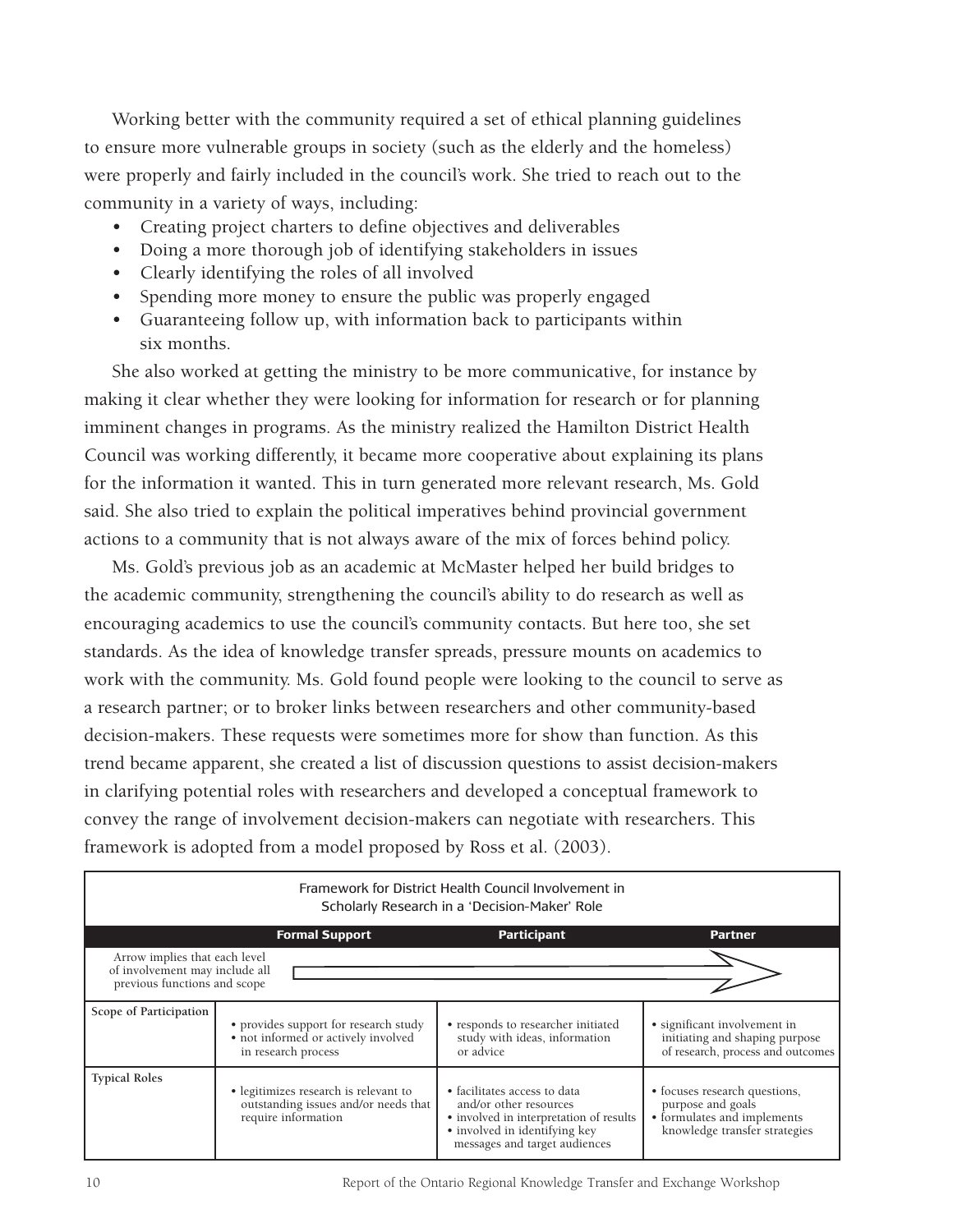Working better with the community required a set of ethical planning guidelines to ensure more vulnerable groups in society (such as the elderly and the homeless) were properly and fairly included in the council's work. She tried to reach out to the community in a variety of ways, including:

- Creating project charters to define objectives and deliverables
- Doing a more thorough job of identifying stakeholders in issues
- Clearly identifying the roles of all involved
- Spending more money to ensure the public was properly engaged
- Guaranteeing follow up, with information back to participants within six months.

She also worked at getting the ministry to be more communicative, for instance by making it clear whether they were looking for information for research or for planning imminent changes in programs. As the ministry realized the Hamilton District Health Council was working differently, it became more cooperative about explaining its plans for the information it wanted. This in turn generated more relevant research, Ms. Gold said. She also tried to explain the political imperatives behind provincial government actions to a community that is not always aware of the mix of forces behind policy.

Ms. Gold's previous job as an academic at McMaster helped her build bridges to the academic community, strengthening the council's ability to do research as well as encouraging academics to use the council's community contacts. But here too, she set standards. As the idea of knowledge transfer spreads, pressure mounts on academics to work with the community. Ms. Gold found people were looking to the council to serve as a research partner; or to broker links between researchers and other community-based decision-makers. These requests were sometimes more for show than function. As this trend became apparent, she created a list of discussion questions to assist decision-makers in clarifying potential roles with researchers and developed a conceptual framework to convey the range of involvement decision-makers can negotiate with researchers. This framework is adopted from a model proposed by Ross et al. (2003).

Framework for District Health Council Involvement in Scholarly Research in a 'Decision-Maker' Role

| | Formal Support | Participant | Partner |
|---|---|---|---|
| Arrow implies that each level of involvement may include all previous functions and scope | → | → | → |
| Scope of Participation | • provides support for research study<br>• not informed or actively involved in research process | • responds to researcher initiated study with ideas, information or advice | • significant involvement in initiating and shaping purpose of research, process and outcomes |
| Typical Roles | • legitimizes research is relevant to outstanding issues and/or needs that require information | • facilitates access to data and/or other resources<br>• involved in interpretation of results<br>• involved in identifying key messages and target audiences | • focuses research questions, purpose and goals<br>• formulates and implements knowledge transfer strategies |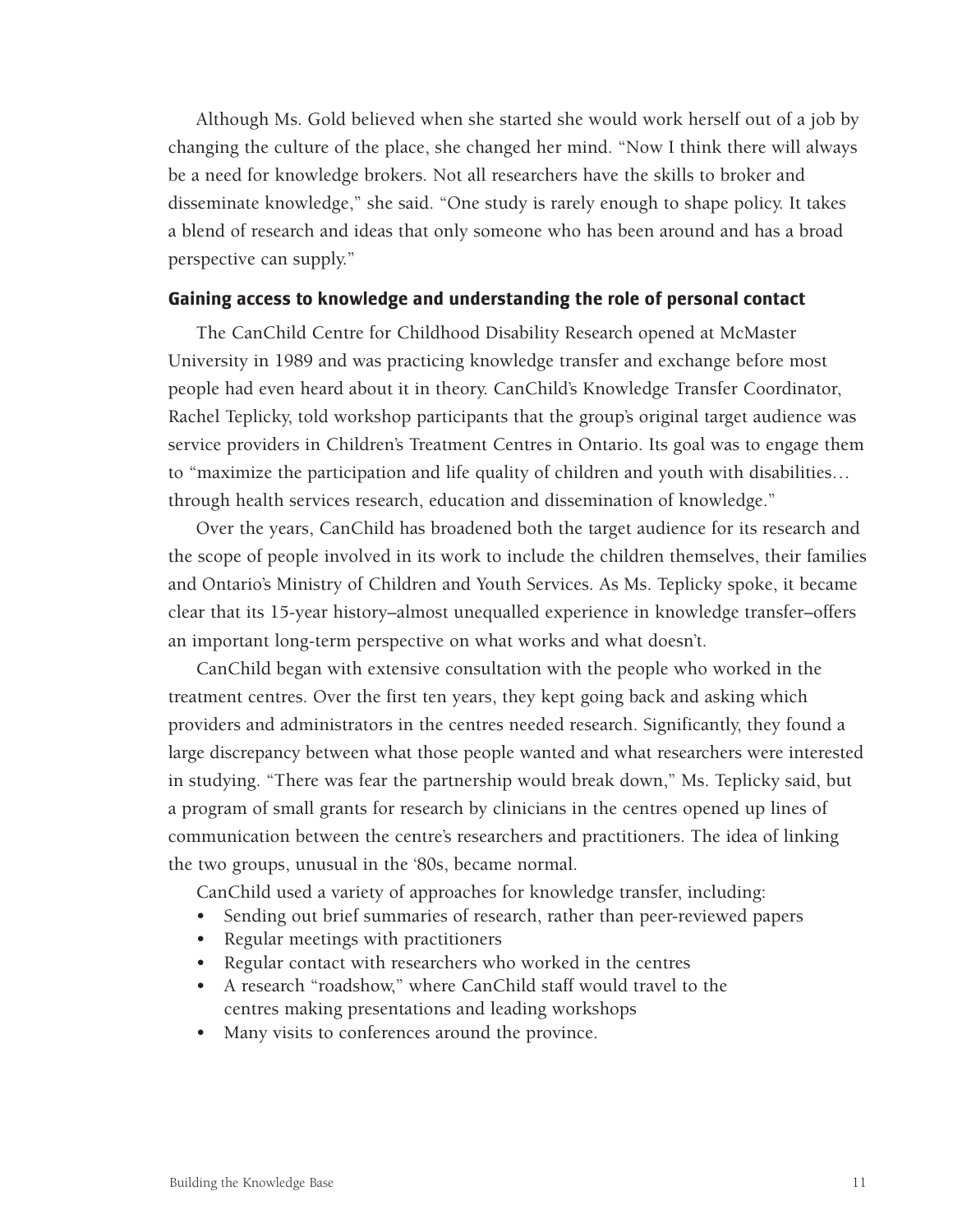Although Ms. Gold believed when she started she would work herself out of a job by changing the culture of the place, she changed her mind. "Now I think there will always be a need for knowledge brokers. Not all researchers have the skills to broker and disseminate knowledge," she said. "One study is rarely enough to shape policy. It takes a blend of research and ideas that only someone who has been around and has a broad perspective can supply."

### Gaining access to knowledge and understanding the role of personal contact

The CanChild Centre for Childhood Disability Research opened at McMaster University in 1989 and was practicing knowledge transfer and exchange before most people had even heard about it in theory. CanChild's Knowledge Transfer Coordinator, Rachel Teplicky, told workshop participants that the group's original target audience was service providers in Children's Treatment Centres in Ontario. Its goal was to engage them to "maximize the participation and life quality of children and youth with disabilities… through health services research, education and dissemination of knowledge."

Over the years, CanChild has broadened both the target audience for its research and the scope of people involved in its work to include the children themselves, their families and Ontario's Ministry of Children and Youth Services. As Ms. Teplicky spoke, it became clear that its 15-year history–almost unequalled experience in knowledge transfer–offers an important long-term perspective on what works and what doesn't.

CanChild began with extensive consultation with the people who worked in the treatment centres. Over the first ten years, they kept going back and asking which providers and administrators in the centres needed research. Significantly, they found a large discrepancy between what those people wanted and what researchers were interested in studying. "There was fear the partnership would break down," Ms. Teplicky said, but a program of small grants for research by clinicians in the centres opened up lines of communication between the centre's researchers and practitioners. The idea of linking the two groups, unusual in the '80s, became normal.

CanChild used a variety of approaches for knowledge transfer, including:

- Sending out brief summaries of research, rather than peer-reviewed papers
- Regular meetings with practitioners
- Regular contact with researchers who worked in the centres
- A research "roadshow," where CanChild staff would travel to the centres making presentations and leading workshops
- Many visits to conferences around the province.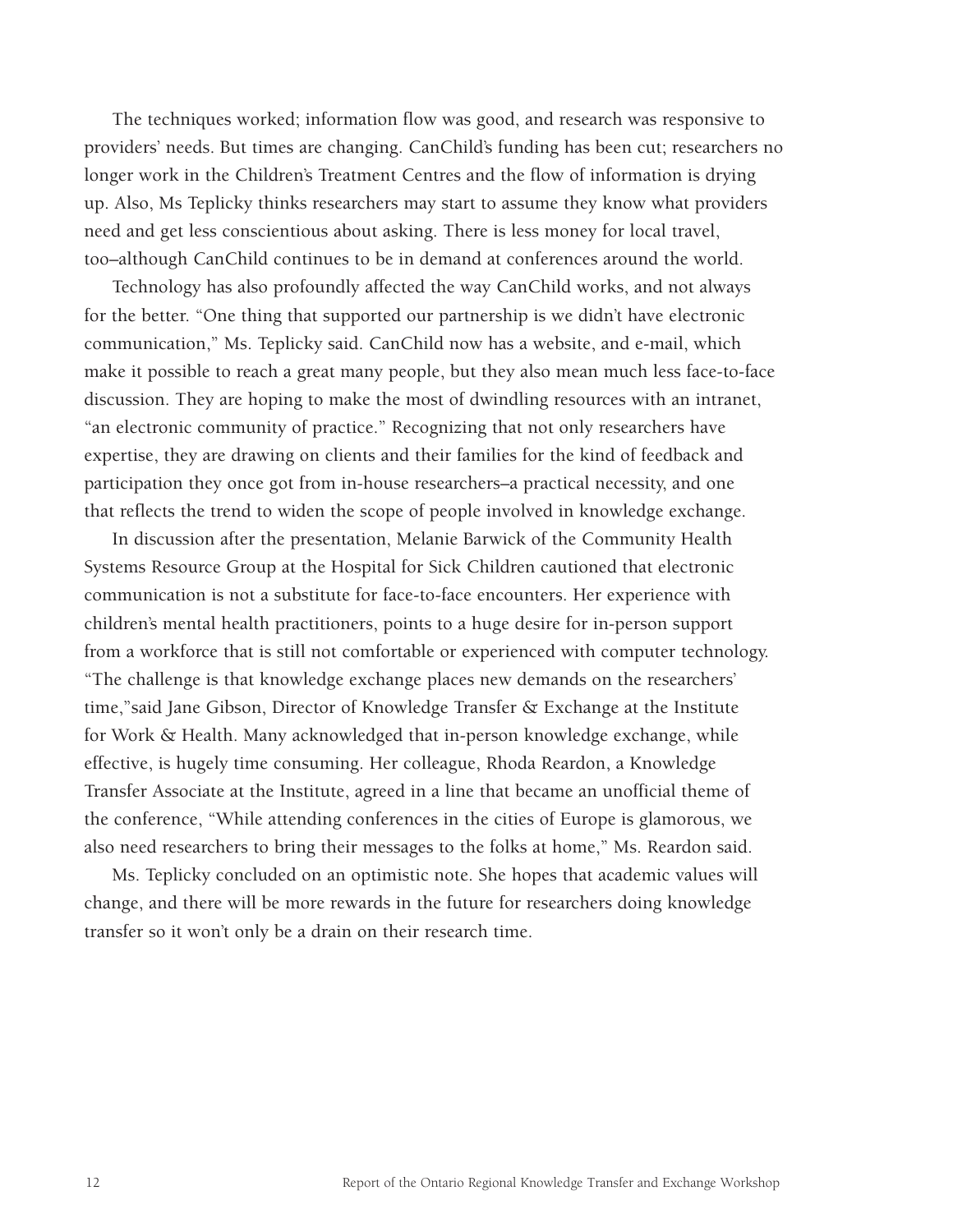The techniques worked; information flow was good, and research was responsive to providers' needs. But times are changing. CanChild's funding has been cut; researchers no longer work in the Children's Treatment Centres and the flow of information is drying up. Also, Ms Teplicky thinks researchers may start to assume they know what providers need and get less conscientious about asking. There is less money for local travel, too–although CanChild continues to be in demand at conferences around the world.

Technology has also profoundly affected the way CanChild works, and not always for the better. "One thing that supported our partnership is we didn't have electronic communication," Ms. Teplicky said. CanChild now has a website, and e-mail, which make it possible to reach a great many people, but they also mean much less face-to-face discussion. They are hoping to make the most of dwindling resources with an intranet, "an electronic community of practice." Recognizing that not only researchers have expertise, they are drawing on clients and their families for the kind of feedback and participation they once got from in-house researchers–a practical necessity, and one that reflects the trend to widen the scope of people involved in knowledge exchange.

In discussion after the presentation, Melanie Barwick of the Community Health Systems Resource Group at the Hospital for Sick Children cautioned that electronic communication is not a substitute for face-to-face encounters. Her experience with children's mental health practitioners, points to a huge desire for in-person support from a workforce that is still not comfortable or experienced with computer technology. "The challenge is that knowledge exchange places new demands on the researchers' time,"said Jane Gibson, Director of Knowledge Transfer & Exchange at the Institute for Work & Health. Many acknowledged that in-person knowledge exchange, while effective, is hugely time consuming. Her colleague, Rhoda Reardon, a Knowledge Transfer Associate at the Institute, agreed in a line that became an unofficial theme of the conference, "While attending conferences in the cities of Europe is glamorous, we also need researchers to bring their messages to the folks at home," Ms. Reardon said.

Ms. Teplicky concluded on an optimistic note. She hopes that academic values will change, and there will be more rewards in the future for researchers doing knowledge transfer so it won't only be a drain on their research time.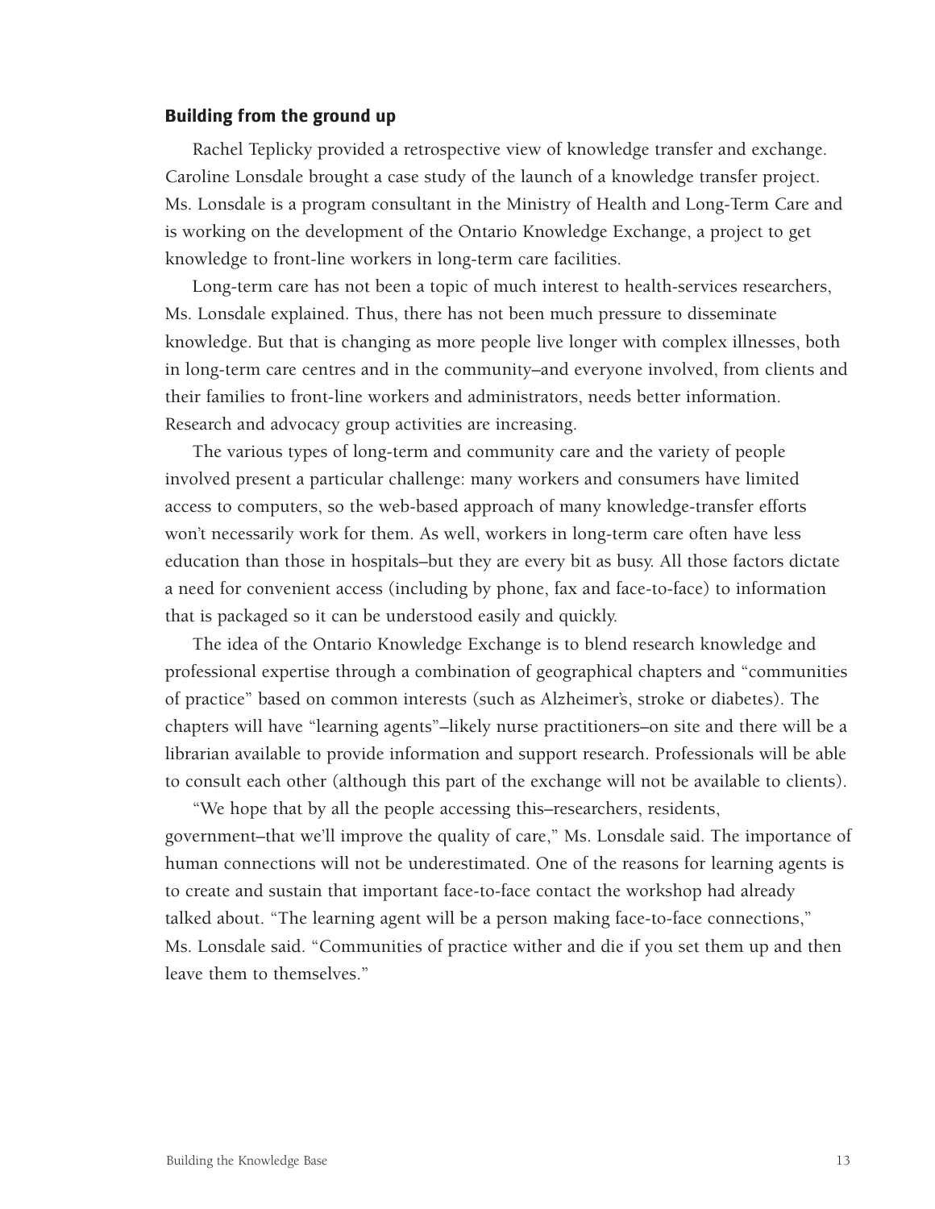## Building from the ground up

Rachel Teplicky provided a retrospective view of knowledge transfer and exchange. Caroline Lonsdale brought a case study of the launch of a knowledge transfer project. Ms. Lonsdale is a program consultant in the Ministry of Health and Long-Term Care and is working on the development of the Ontario Knowledge Exchange, a project to get knowledge to front-line workers in long-term care facilities.

Long-term care has not been a topic of much interest to health-services researchers, Ms. Lonsdale explained. Thus, there has not been much pressure to disseminate knowledge. But that is changing as more people live longer with complex illnesses, both in long-term care centres and in the community–and everyone involved, from clients and their families to front-line workers and administrators, needs better information. Research and advocacy group activities are increasing.

The various types of long-term and community care and the variety of people involved present a particular challenge: many workers and consumers have limited access to computers, so the web-based approach of many knowledge-transfer efforts won't necessarily work for them. As well, workers in long-term care often have less education than those in hospitals–but they are every bit as busy. All those factors dictate a need for convenient access (including by phone, fax and face-to-face) to information that is packaged so it can be understood easily and quickly.

The idea of the Ontario Knowledge Exchange is to blend research knowledge and professional expertise through a combination of geographical chapters and "communities of practice" based on common interests (such as Alzheimer's, stroke or diabetes). The chapters will have "learning agents"–likely nurse practitioners–on site and there will be a librarian available to provide information and support research. Professionals will be able to consult each other (although this part of the exchange will not be available to clients).

"We hope that by all the people accessing this–researchers, residents, government–that we'll improve the quality of care," Ms. Lonsdale said. The importance of human connections will not be underestimated. One of the reasons for learning agents is to create and sustain that important face-to-face contact the workshop had already talked about. "The learning agent will be a person making face-to-face connections," Ms. Lonsdale said. "Communities of practice wither and die if you set them up and then leave them to themselves."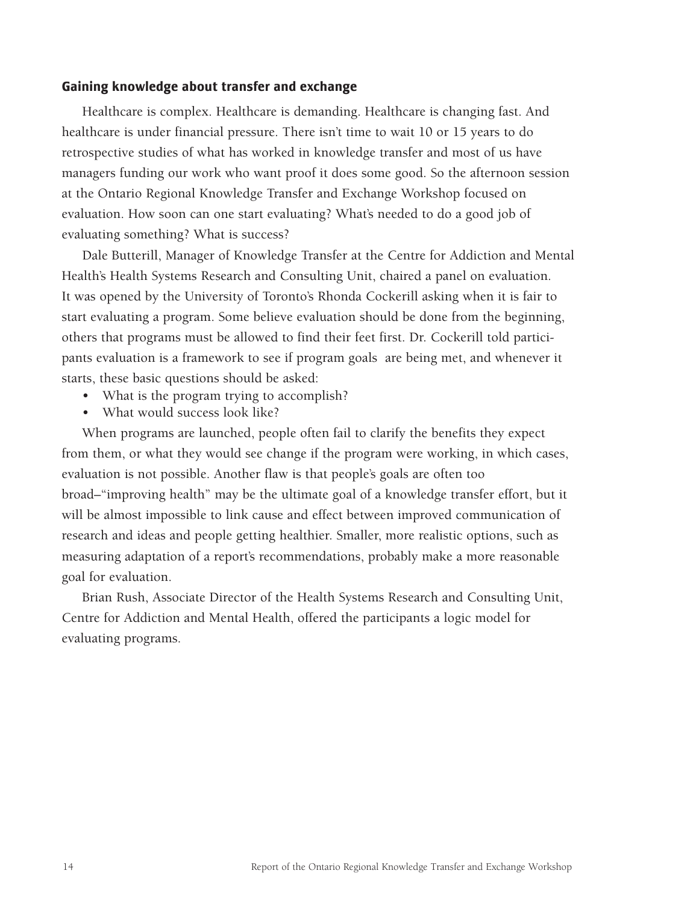### Gaining knowledge about transfer and exchange

Healthcare is complex. Healthcare is demanding. Healthcare is changing fast. And healthcare is under financial pressure. There isn't time to wait 10 or 15 years to do retrospective studies of what has worked in knowledge transfer and most of us have managers funding our work who want proof it does some good. So the afternoon session at the Ontario Regional Knowledge Transfer and Exchange Workshop focused on evaluation. How soon can one start evaluating? What's needed to do a good job of evaluating something? What is success?

Dale Butterill, Manager of Knowledge Transfer at the Centre for Addiction and Mental Health's Health Systems Research and Consulting Unit, chaired a panel on evaluation. It was opened by the University of Toronto's Rhonda Cockerill asking when it is fair to start evaluating a program. Some believe evaluation should be done from the beginning, others that programs must be allowed to find their feet first. Dr. Cockerill told participants evaluation is a framework to see if program goals are being met, and whenever it starts, these basic questions should be asked:

- What is the program trying to accomplish?
- What would success look like?

When programs are launched, people often fail to clarify the benefits they expect from them, or what they would see change if the program were working, in which cases, evaluation is not possible. Another flaw is that people's goals are often too broad–"improving health" may be the ultimate goal of a knowledge transfer effort, but it will be almost impossible to link cause and effect between improved communication of research and ideas and people getting healthier. Smaller, more realistic options, such as measuring adaptation of a report's recommendations, probably make a more reasonable goal for evaluation.

Brian Rush, Associate Director of the Health Systems Research and Consulting Unit, Centre for Addiction and Mental Health, offered the participants a logic model for evaluating programs.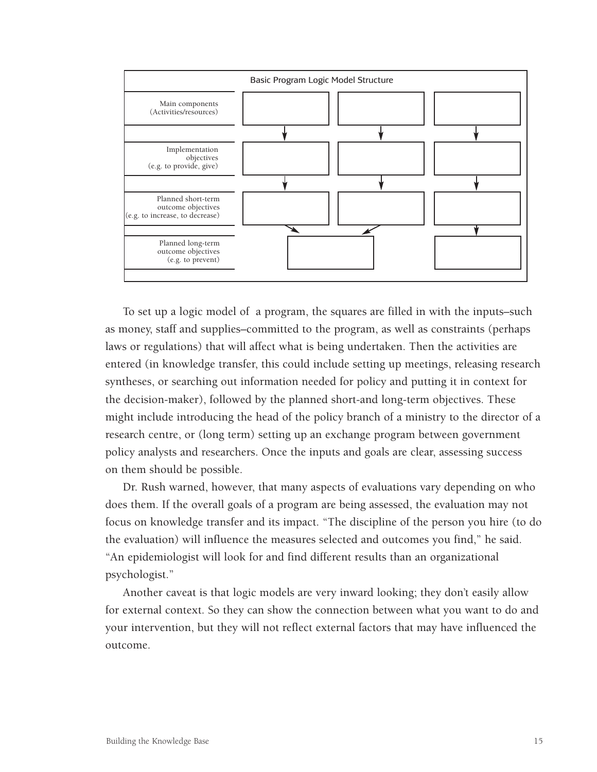**Basic Program Logic Model Structure**

| | | | |
|---|---|---|---|
| Main components (Activities/resources) | | | |
| Implementation objectives (e.g. to provide, give) | | | |
| Planned short-term outcome objectives (e.g. to increase, to decrease) | | | |
| Planned long-term outcome objectives (e.g. to prevent) | | | |

To set up a logic model of a program, the squares are filled in with the inputs–such as money, staff and supplies–committed to the program, as well as constraints (perhaps laws or regulations) that will affect what is being undertaken. Then the activities are entered (in knowledge transfer, this could include setting up meetings, releasing research syntheses, or searching out information needed for policy and putting it in context for the decision-maker), followed by the planned short-and long-term objectives. These might include introducing the head of the policy branch of a ministry to the director of a research centre, or (long term) setting up an exchange program between government policy analysts and researchers. Once the inputs and goals are clear, assessing success on them should be possible.

Dr. Rush warned, however, that many aspects of evaluations vary depending on who does them. If the overall goals of a program are being assessed, the evaluation may not focus on knowledge transfer and its impact. "The discipline of the person you hire (to do the evaluation) will influence the measures selected and outcomes you find," he said. "An epidemiologist will look for and find different results than an organizational psychologist."

Another caveat is that logic models are very inward looking; they don't easily allow for external context. So they can show the connection between what you want to do and your intervention, but they will not reflect external factors that may have influenced the outcome.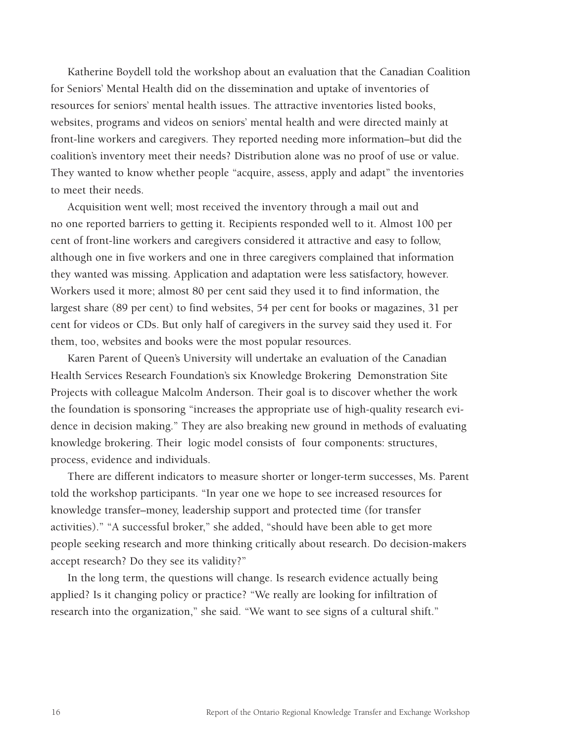Katherine Boydell told the workshop about an evaluation that the Canadian Coalition for Seniors' Mental Health did on the dissemination and uptake of inventories of resources for seniors' mental health issues. The attractive inventories listed books, websites, programs and videos on seniors' mental health and were directed mainly at front-line workers and caregivers. They reported needing more information–but did the coalition's inventory meet their needs? Distribution alone was no proof of use or value. They wanted to know whether people "acquire, assess, apply and adapt" the inventories to meet their needs.

Acquisition went well; most received the inventory through a mail out and no one reported barriers to getting it. Recipients responded well to it. Almost 100 per cent of front-line workers and caregivers considered it attractive and easy to follow, although one in five workers and one in three caregivers complained that information they wanted was missing. Application and adaptation were less satisfactory, however. Workers used it more; almost 80 per cent said they used it to find information, the largest share (89 per cent) to find websites, 54 per cent for books or magazines, 31 per cent for videos or CDs. But only half of caregivers in the survey said they used it. For them, too, websites and books were the most popular resources.

Karen Parent of Queen's University will undertake an evaluation of the Canadian Health Services Research Foundation's six Knowledge Brokering Demonstration Site Projects with colleague Malcolm Anderson. Their goal is to discover whether the work the foundation is sponsoring "increases the appropriate use of high-quality research evidence in decision making." They are also breaking new ground in methods of evaluating knowledge brokering. Their logic model consists of four components: structures, process, evidence and individuals.

There are different indicators to measure shorter or longer-term successes, Ms. Parent told the workshop participants. "In year one we hope to see increased resources for knowledge transfer–money, leadership support and protected time (for transfer activities)." "A successful broker," she added, "should have been able to get more people seeking research and more thinking critically about research. Do decision-makers accept research? Do they see its validity?"

In the long term, the questions will change. Is research evidence actually being applied? Is it changing policy or practice? "We really are looking for infiltration of research into the organization," she said. "We want to see signs of a cultural shift."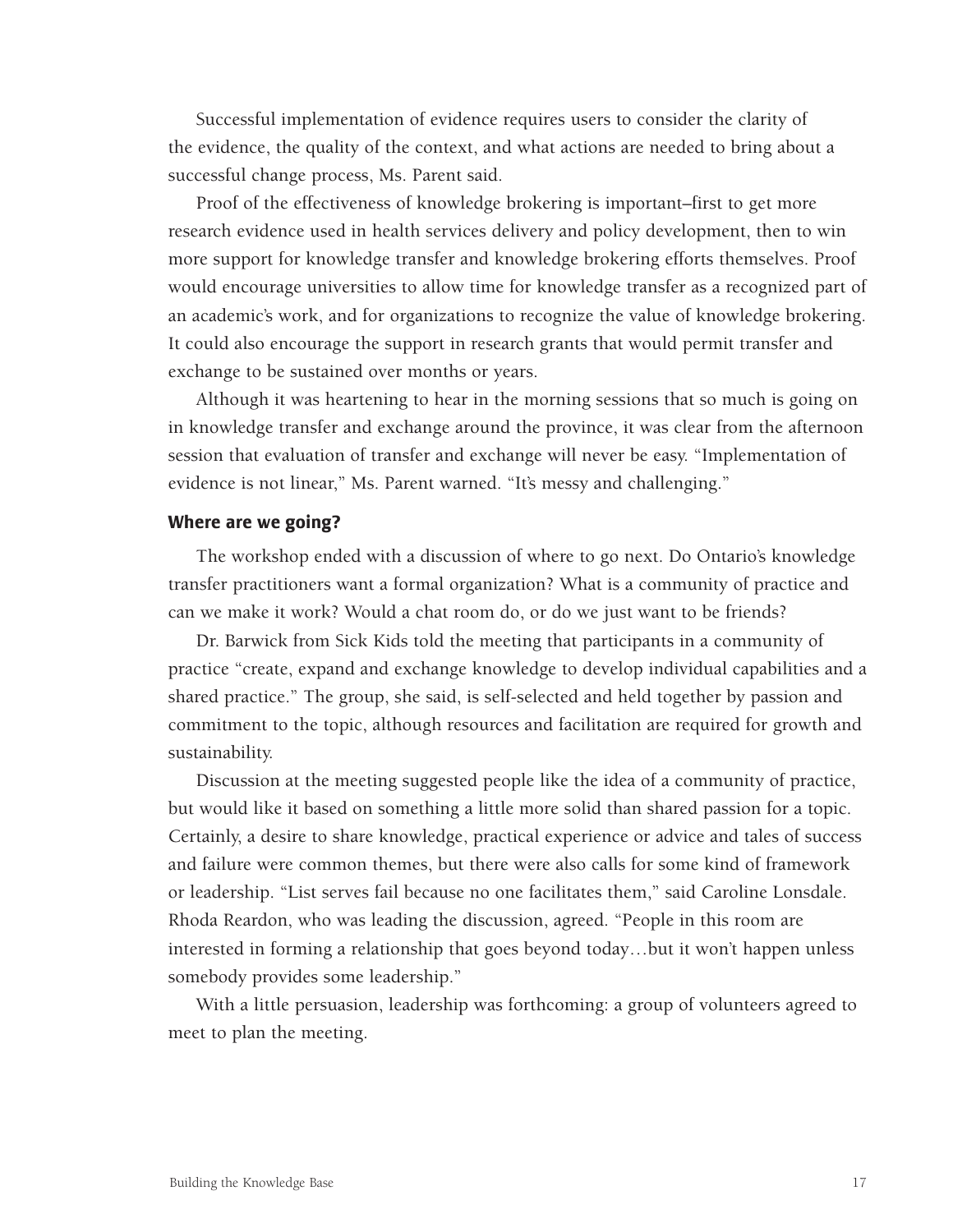Successful implementation of evidence requires users to consider the clarity of the evidence, the quality of the context, and what actions are needed to bring about a successful change process, Ms. Parent said.

Proof of the effectiveness of knowledge brokering is important–first to get more research evidence used in health services delivery and policy development, then to win more support for knowledge transfer and knowledge brokering efforts themselves. Proof would encourage universities to allow time for knowledge transfer as a recognized part of an academic's work, and for organizations to recognize the value of knowledge brokering. It could also encourage the support in research grants that would permit transfer and exchange to be sustained over months or years.

Although it was heartening to hear in the morning sessions that so much is going on in knowledge transfer and exchange around the province, it was clear from the afternoon session that evaluation of transfer and exchange will never be easy. "Implementation of evidence is not linear," Ms. Parent warned. "It's messy and challenging."

### Where are we going?

The workshop ended with a discussion of where to go next. Do Ontario's knowledge transfer practitioners want a formal organization? What is a community of practice and can we make it work? Would a chat room do, or do we just want to be friends?

Dr. Barwick from Sick Kids told the meeting that participants in a community of practice "create, expand and exchange knowledge to develop individual capabilities and a shared practice." The group, she said, is self-selected and held together by passion and commitment to the topic, although resources and facilitation are required for growth and sustainability.

Discussion at the meeting suggested people like the idea of a community of practice, but would like it based on something a little more solid than shared passion for a topic. Certainly, a desire to share knowledge, practical experience or advice and tales of success and failure were common themes, but there were also calls for some kind of framework or leadership. "List serves fail because no one facilitates them," said Caroline Lonsdale. Rhoda Reardon, who was leading the discussion, agreed. "People in this room are interested in forming a relationship that goes beyond today…but it won't happen unless somebody provides some leadership."

With a little persuasion, leadership was forthcoming: a group of volunteers agreed to meet to plan the meeting.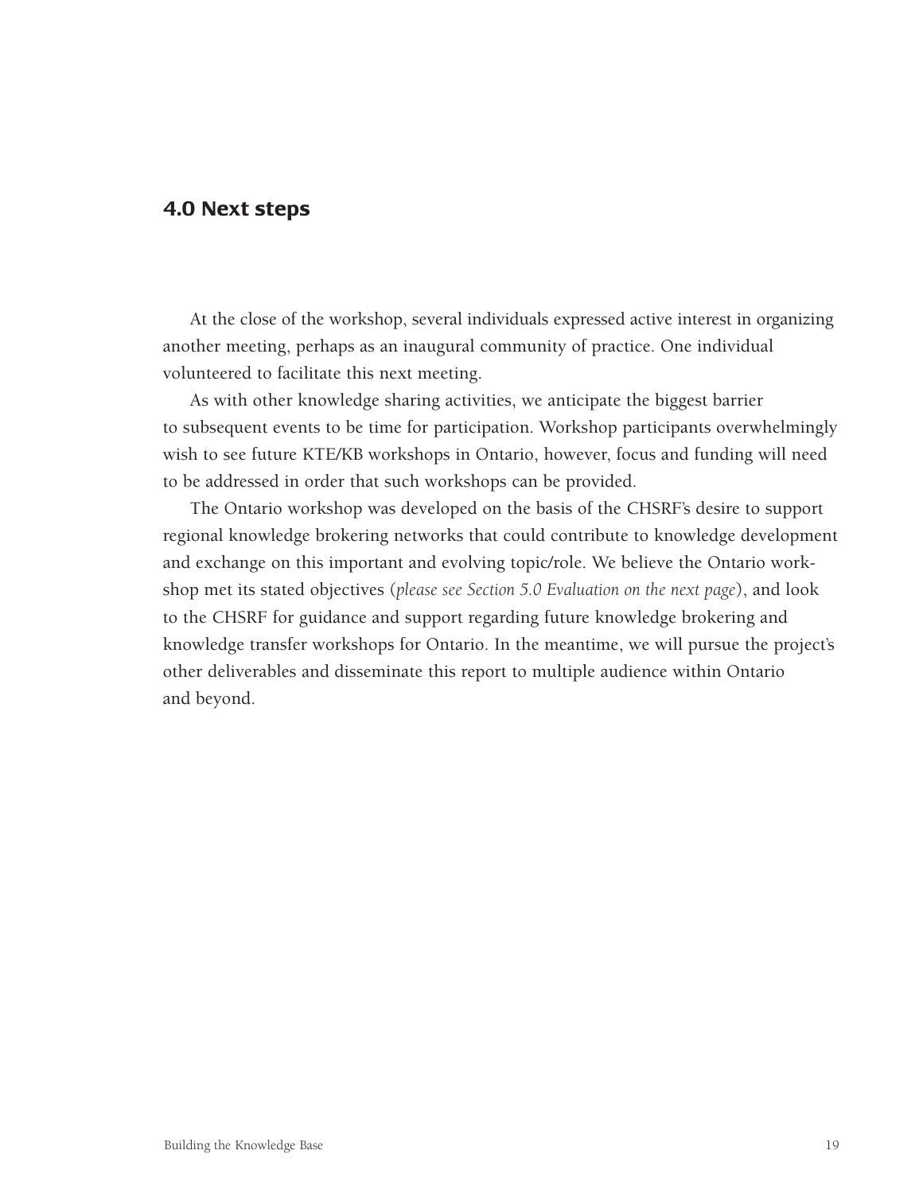## 4.0 Next steps

At the close of the workshop, several individuals expressed active interest in organizing another meeting, perhaps as an inaugural community of practice. One individual volunteered to facilitate this next meeting.

As with other knowledge sharing activities, we anticipate the biggest barrier to subsequent events to be time for participation. Workshop participants overwhelmingly wish to see future KTE/KB workshops in Ontario, however, focus and funding will need to be addressed in order that such workshops can be provided.

The Ontario workshop was developed on the basis of the CHSRF's desire to support regional knowledge brokering networks that could contribute to knowledge development and exchange on this important and evolving topic/role. We believe the Ontario workshop met its stated objectives (*please see Section 5.0 Evaluation on the next page*), and look to the CHSRF for guidance and support regarding future knowledge brokering and knowledge transfer workshops for Ontario. In the meantime, we will pursue the project's other deliverables and disseminate this report to multiple audience within Ontario and beyond.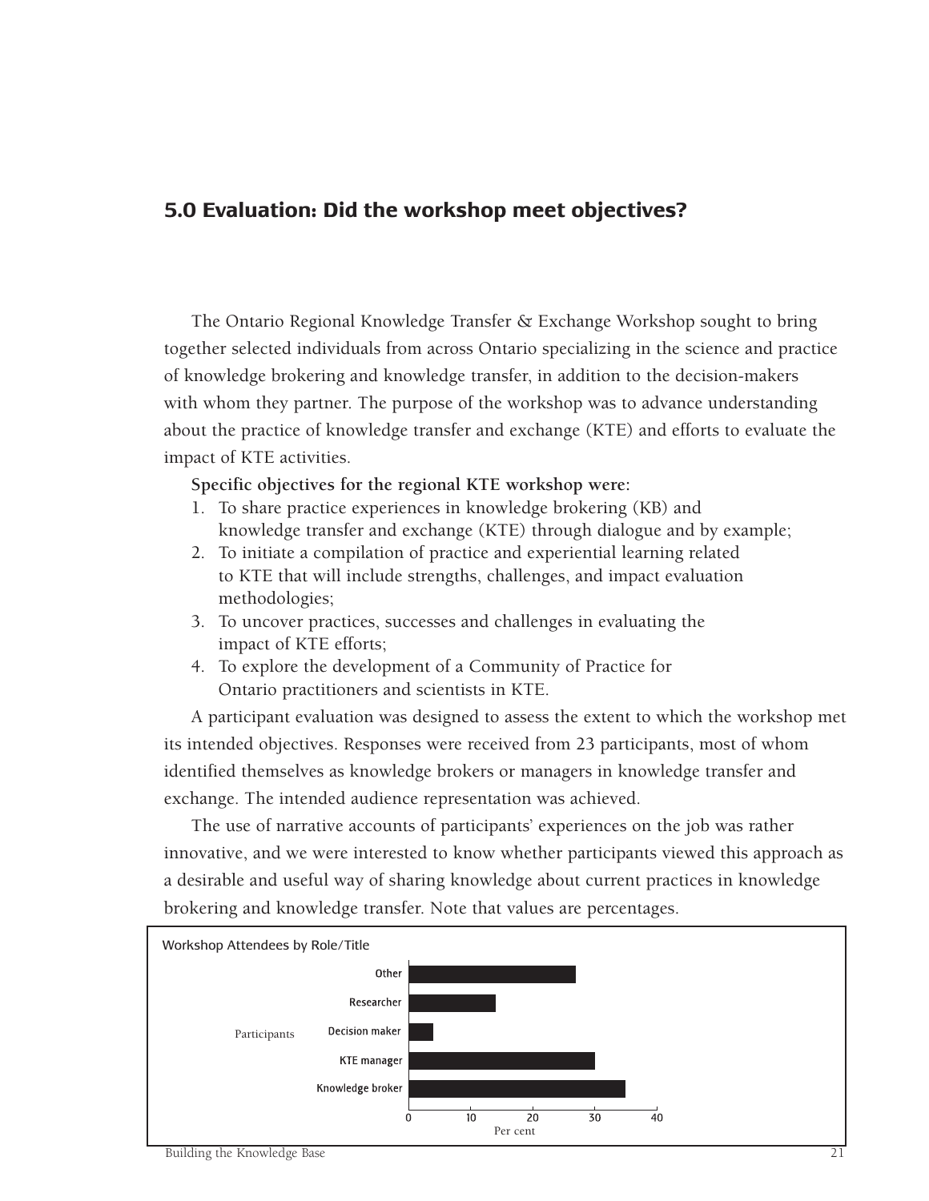## 5.0 Evaluation: Did the workshop meet objectives?

The Ontario Regional Knowledge Transfer & Exchange Workshop sought to bring together selected individuals from across Ontario specializing in the science and practice of knowledge brokering and knowledge transfer, in addition to the decision-makers with whom they partner. The purpose of the workshop was to advance understanding about the practice of knowledge transfer and exchange (KTE) and efforts to evaluate the impact of KTE activities.

**Specific objectives for the regional KTE workshop were:**

1. To share practice experiences in knowledge brokering (KB) and knowledge transfer and exchange (KTE) through dialogue and by example;
2. To initiate a compilation of practice and experiential learning related to KTE that will include strengths, challenges, and impact evaluation methodologies;
3. To uncover practices, successes and challenges in evaluating the impact of KTE efforts;
4. To explore the development of a Community of Practice for Ontario practitioners and scientists in KTE.

A participant evaluation was designed to assess the extent to which the workshop met its intended objectives. Responses were received from 23 participants, most of whom identified themselves as knowledge brokers or managers in knowledge transfer and exchange. The intended audience representation was achieved.

The use of narrative accounts of participants' experiences on the job was rather innovative, and we were interested to know whether participants viewed this approach as a desirable and useful way of sharing knowledge about current practices in knowledge brokering and knowledge transfer. Note that values are percentages.

Workshop Attendees by Role/Title

| Participants | Per cent |
|---|---|
| Other | ~27 |
| Researcher | ~14 |
| Decision maker | ~4 |
| KTE manager | ~30 |
| Knowledge broker | ~35 |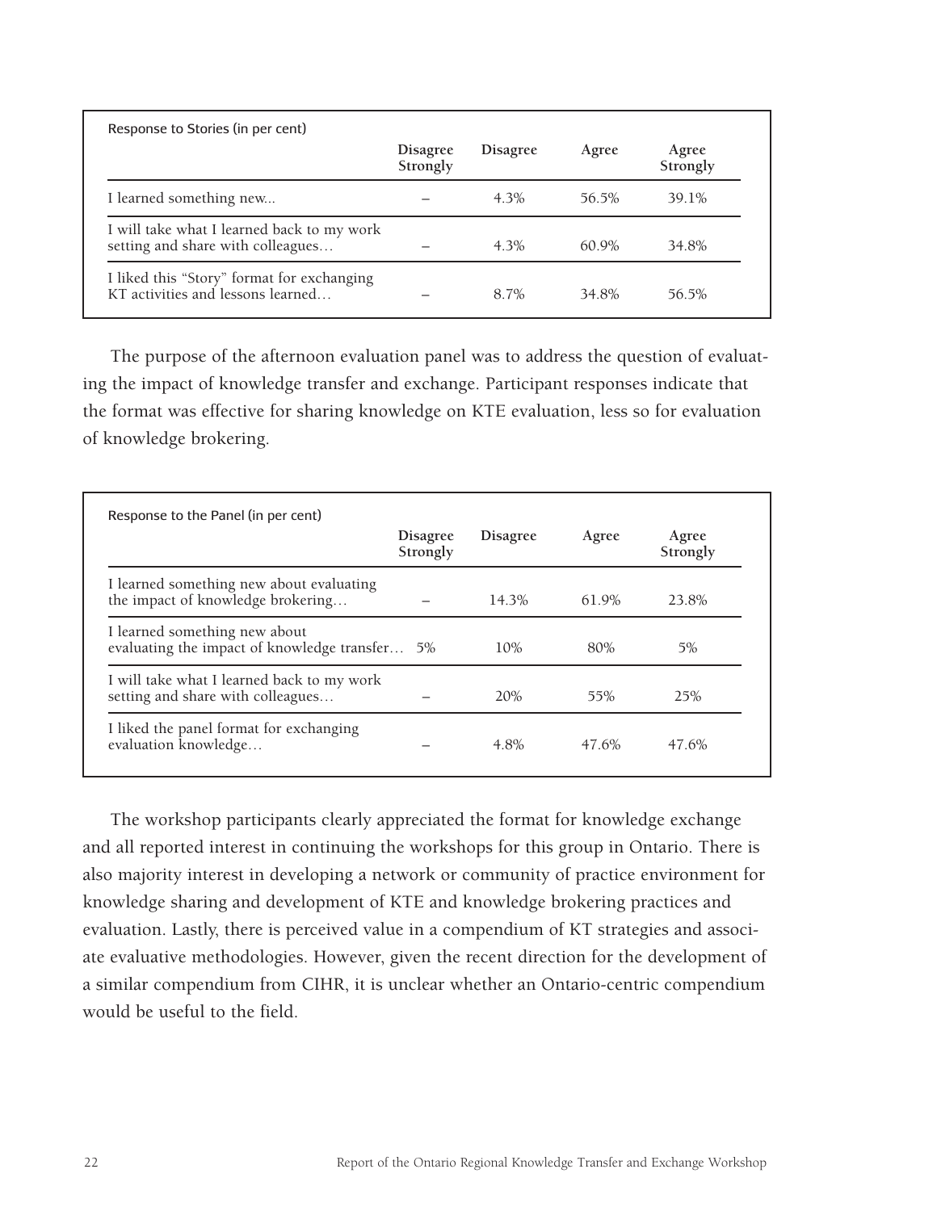| Response to Stories (in per cent) | Disagree Strongly | Disagree | Agree | Agree Strongly |
|---|---|---|---|---|
| I learned something new... | – | 4.3% | 56.5% | 39.1% |
| I will take what I learned back to my work setting and share with colleagues… | – | 4.3% | 60.9% | 34.8% |
| I liked this "Story" format for exchanging KT activities and lessons learned… | – | 8.7% | 34.8% | 56.5% |

The purpose of the afternoon evaluation panel was to address the question of evaluating the impact of knowledge transfer and exchange. Participant responses indicate that the format was effective for sharing knowledge on KTE evaluation, less so for evaluation of knowledge brokering.

| Response to the Panel (in per cent) | Disagree Strongly | Disagree | Agree | Agree Strongly |
|---|---|---|---|---|
| I learned something new about evaluating the impact of knowledge brokering… | – | 14.3% | 61.9% | 23.8% |
| I learned something new about evaluating the impact of knowledge transfer… | 5% | 10% | 80% | 5% |
| I will take what I learned back to my work setting and share with colleagues… | – | 20% | 55% | 25% |
| I liked the panel format for exchanging evaluation knowledge… | – | 4.8% | 47.6% | 47.6% |

The workshop participants clearly appreciated the format for knowledge exchange and all reported interest in continuing the workshops for this group in Ontario. There is also majority interest in developing a network or community of practice environment for knowledge sharing and development of KTE and knowledge brokering practices and evaluation. Lastly, there is perceived value in a compendium of KT strategies and associate evaluative methodologies. However, given the recent direction for the development of a similar compendium from CIHR, it is unclear whether an Ontario-centric compendium would be useful to the field.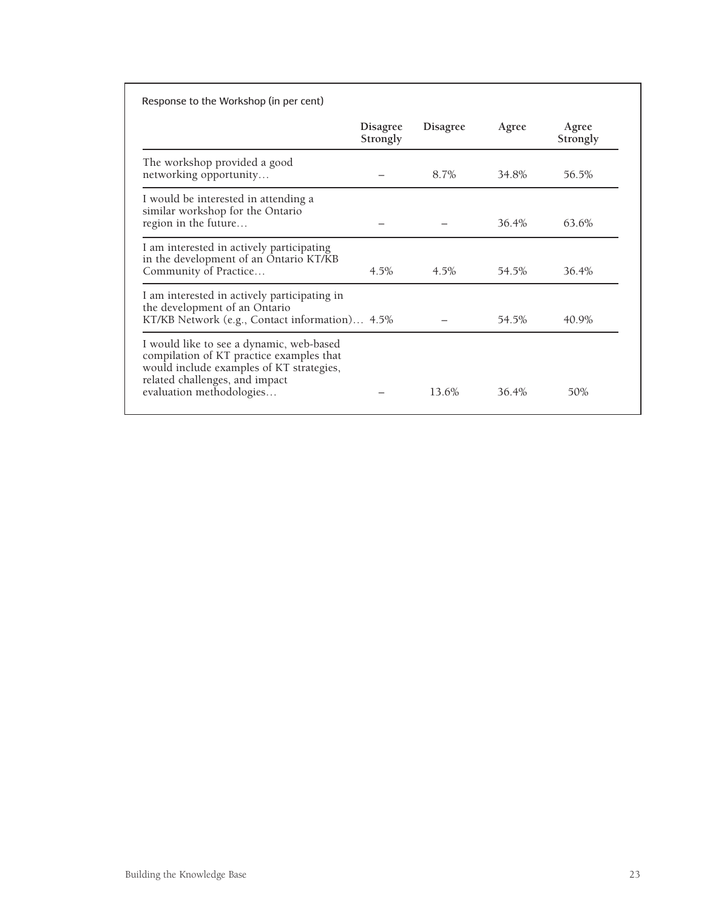Response to the Workshop (in per cent)

| | Disagree Strongly | Disagree | Agree | Agree Strongly |
|---|---|---|---|---|
| The workshop provided a good networking opportunity… | – | 8.7% | 34.8% | 56.5% |
| I would be interested in attending a similar workshop for the Ontario region in the future… | – | – | 36.4% | 63.6% |
| I am interested in actively participating in the development of an Ontario KT/KB Community of Practice… | 4.5% | 4.5% | 54.5% | 36.4% |
| I am interested in actively participating in the development of an Ontario KT/KB Network (e.g., Contact information)… | 4.5% | – | 54.5% | 40.9% |
| I would like to see a dynamic, web-based compilation of KT practice examples that would include examples of KT strategies, related challenges, and impact evaluation methodologies… | – | 13.6% | 36.4% | 50% |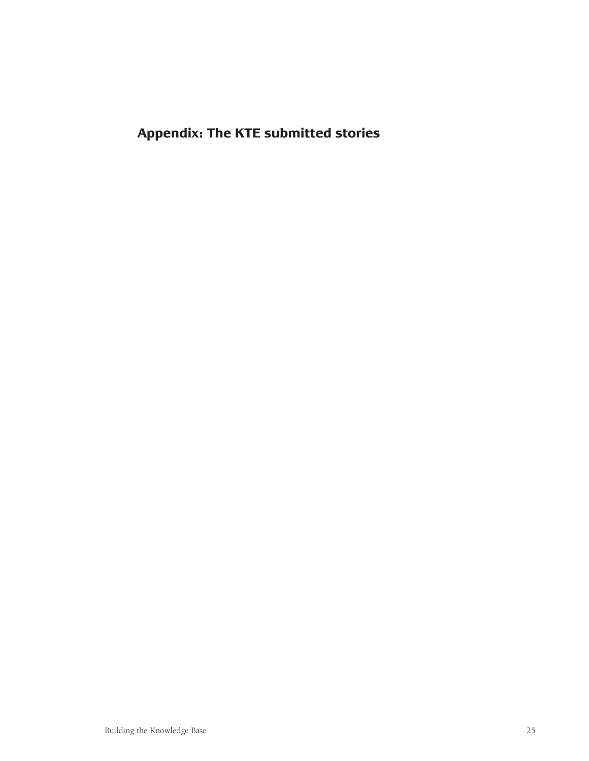# Appendix: The KTE submitted stories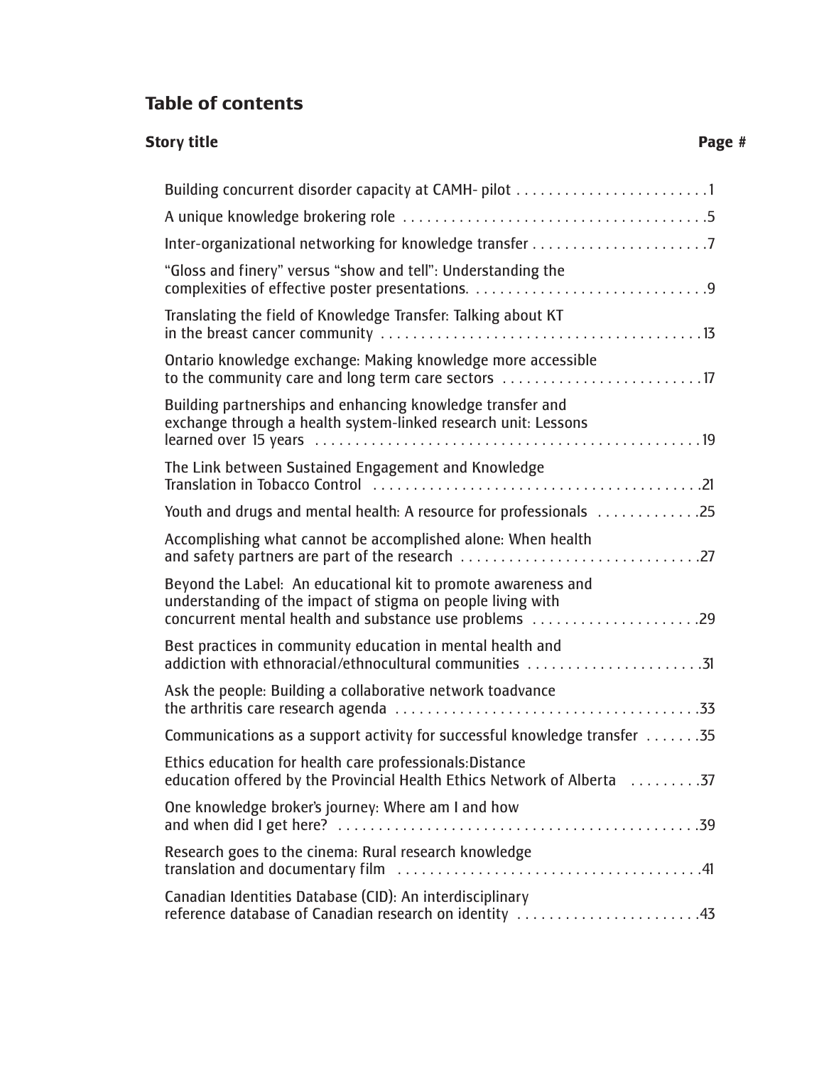## Table of contents

| Story title | Page # |
|---|---|
| Building concurrent disorder capacity at CAMH- pilot | 1 |
| A unique knowledge brokering role | 5 |
| Inter-organizational networking for knowledge transfer | 7 |
| "Gloss and finery" versus "show and tell": Understanding the complexities of effective poster presentations. | 9 |
| Translating the field of Knowledge Transfer: Talking about KT in the breast cancer community | 13 |
| Ontario knowledge exchange: Making knowledge more accessible to the community care and long term care sectors | 17 |
| Building partnerships and enhancing knowledge transfer and exchange through a health system-linked research unit: Lessons learned over 15 years | 19 |
| The Link between Sustained Engagement and Knowledge Translation in Tobacco Control | 21 |
| Youth and drugs and mental health: A resource for professionals | 25 |
| Accomplishing what cannot be accomplished alone: When health and safety partners are part of the research | 27 |
| Beyond the Label: An educational kit to promote awareness and understanding of the impact of stigma on people living with concurrent mental health and substance use problems | 29 |
| Best practices in community education in mental health and addiction with ethnoracial/ethnocultural communities | 31 |
| Ask the people: Building a collaborative network toadvance the arthritis care research agenda | 33 |
| Communications as a support activity for successful knowledge transfer | 35 |
| Ethics education for health care professionals:Distance education offered by the Provincial Health Ethics Network of Alberta | 37 |
| One knowledge broker's journey: Where am I and how and when did I get here? | 39 |
| Research goes to the cinema: Rural research knowledge translation and documentary film | 41 |
| Canadian Identities Database (CID): An interdisciplinary reference database of Canadian research on identity | 43 |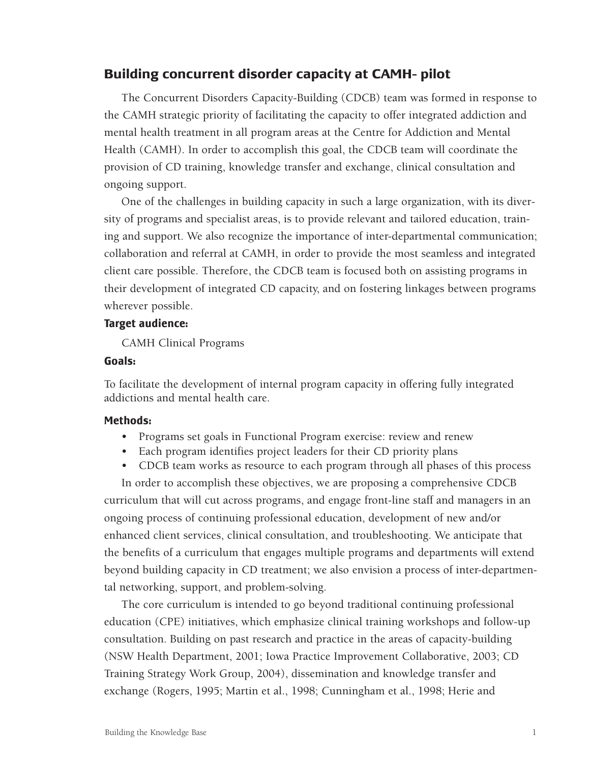## Building concurrent disorder capacity at CAMH- pilot

The Concurrent Disorders Capacity-Building (CDCB) team was formed in response to the CAMH strategic priority of facilitating the capacity to offer integrated addiction and mental health treatment in all program areas at the Centre for Addiction and Mental Health (CAMH). In order to accomplish this goal, the CDCB team will coordinate the provision of CD training, knowledge transfer and exchange, clinical consultation and ongoing support.

One of the challenges in building capacity in such a large organization, with its diversity of programs and specialist areas, is to provide relevant and tailored education, training and support. We also recognize the importance of inter-departmental communication; collaboration and referral at CAMH, in order to provide the most seamless and integrated client care possible. Therefore, the CDCB team is focused both on assisting programs in their development of integrated CD capacity, and on fostering linkages between programs wherever possible.

### Target audience:

CAMH Clinical Programs

### Goals:

To facilitate the development of internal program capacity in offering fully integrated addictions and mental health care.

### Methods:

- Programs set goals in Functional Program exercise: review and renew
- Each program identifies project leaders for their CD priority plans
- CDCB team works as resource to each program through all phases of this process

In order to accomplish these objectives, we are proposing a comprehensive CDCB curriculum that will cut across programs, and engage front-line staff and managers in an ongoing process of continuing professional education, development of new and/or enhanced client services, clinical consultation, and troubleshooting. We anticipate that the benefits of a curriculum that engages multiple programs and departments will extend beyond building capacity in CD treatment; we also envision a process of inter-departmental networking, support, and problem-solving.

The core curriculum is intended to go beyond traditional continuing professional education (CPE) initiatives, which emphasize clinical training workshops and follow-up consultation. Building on past research and practice in the areas of capacity-building (NSW Health Department, 2001; Iowa Practice Improvement Collaborative, 2003; CD Training Strategy Work Group, 2004), dissemination and knowledge transfer and exchange (Rogers, 1995; Martin et al., 1998; Cunningham et al., 1998; Herie and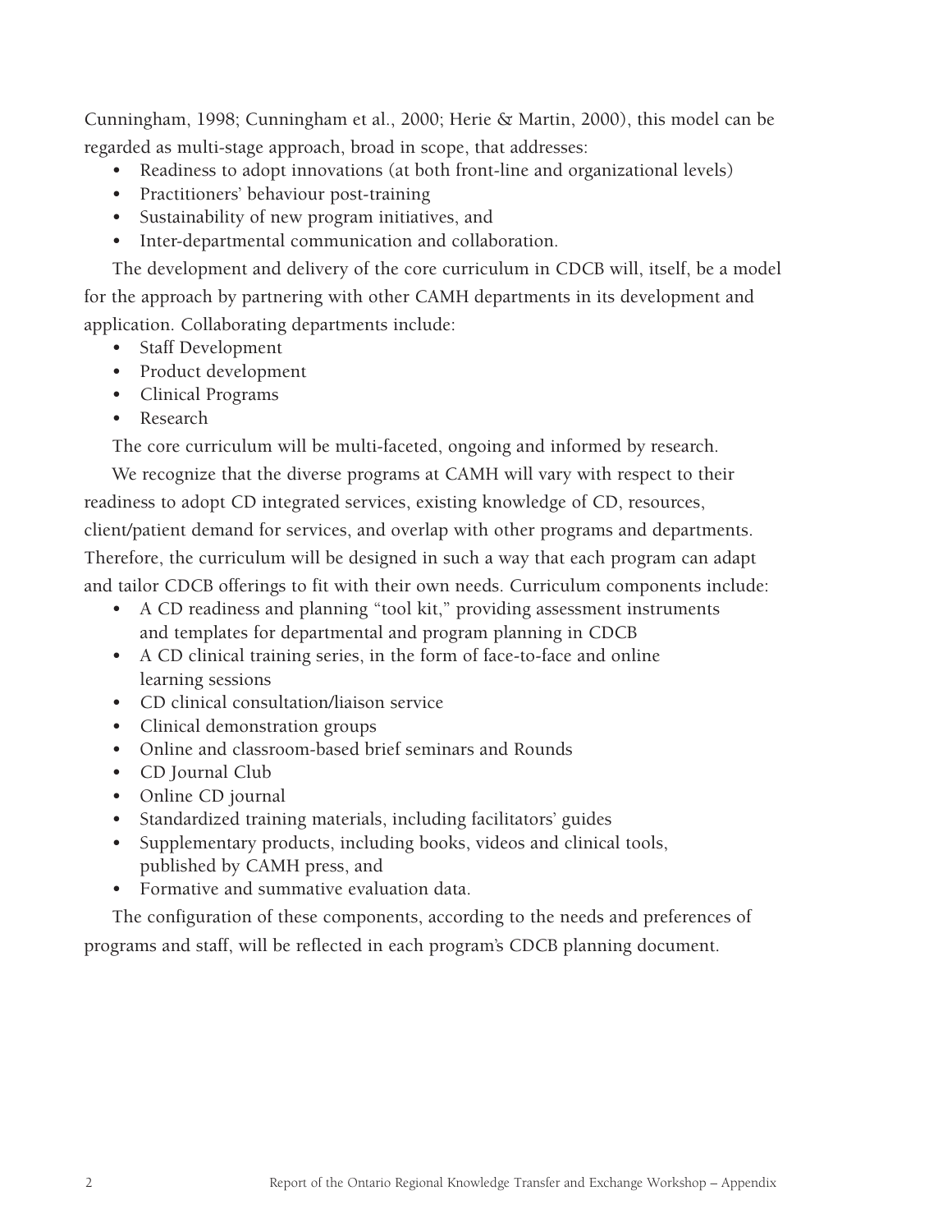Cunningham, 1998; Cunningham et al., 2000; Herie & Martin, 2000), this model can be regarded as multi-stage approach, broad in scope, that addresses:

- Readiness to adopt innovations (at both front-line and organizational levels)
- Practitioners' behaviour post-training
- Sustainability of new program initiatives, and
- Inter-departmental communication and collaboration.

The development and delivery of the core curriculum in CDCB will, itself, be a model for the approach by partnering with other CAMH departments in its development and application. Collaborating departments include:

- Staff Development
- Product development
- Clinical Programs
- Research

The core curriculum will be multi-faceted, ongoing and informed by research.

We recognize that the diverse programs at CAMH will vary with respect to their readiness to adopt CD integrated services, existing knowledge of CD, resources, client/patient demand for services, and overlap with other programs and departments. Therefore, the curriculum will be designed in such a way that each program can adapt and tailor CDCB offerings to fit with their own needs. Curriculum components include:

- A CD readiness and planning "tool kit," providing assessment instruments and templates for departmental and program planning in CDCB
- A CD clinical training series, in the form of face-to-face and online learning sessions
- CD clinical consultation/liaison service
- Clinical demonstration groups
- Online and classroom-based brief seminars and Rounds
- CD Journal Club
- Online CD journal
- Standardized training materials, including facilitators' guides
- Supplementary products, including books, videos and clinical tools, published by CAMH press, and
- Formative and summative evaluation data.

The configuration of these components, according to the needs and preferences of programs and staff, will be reflected in each program's CDCB planning document.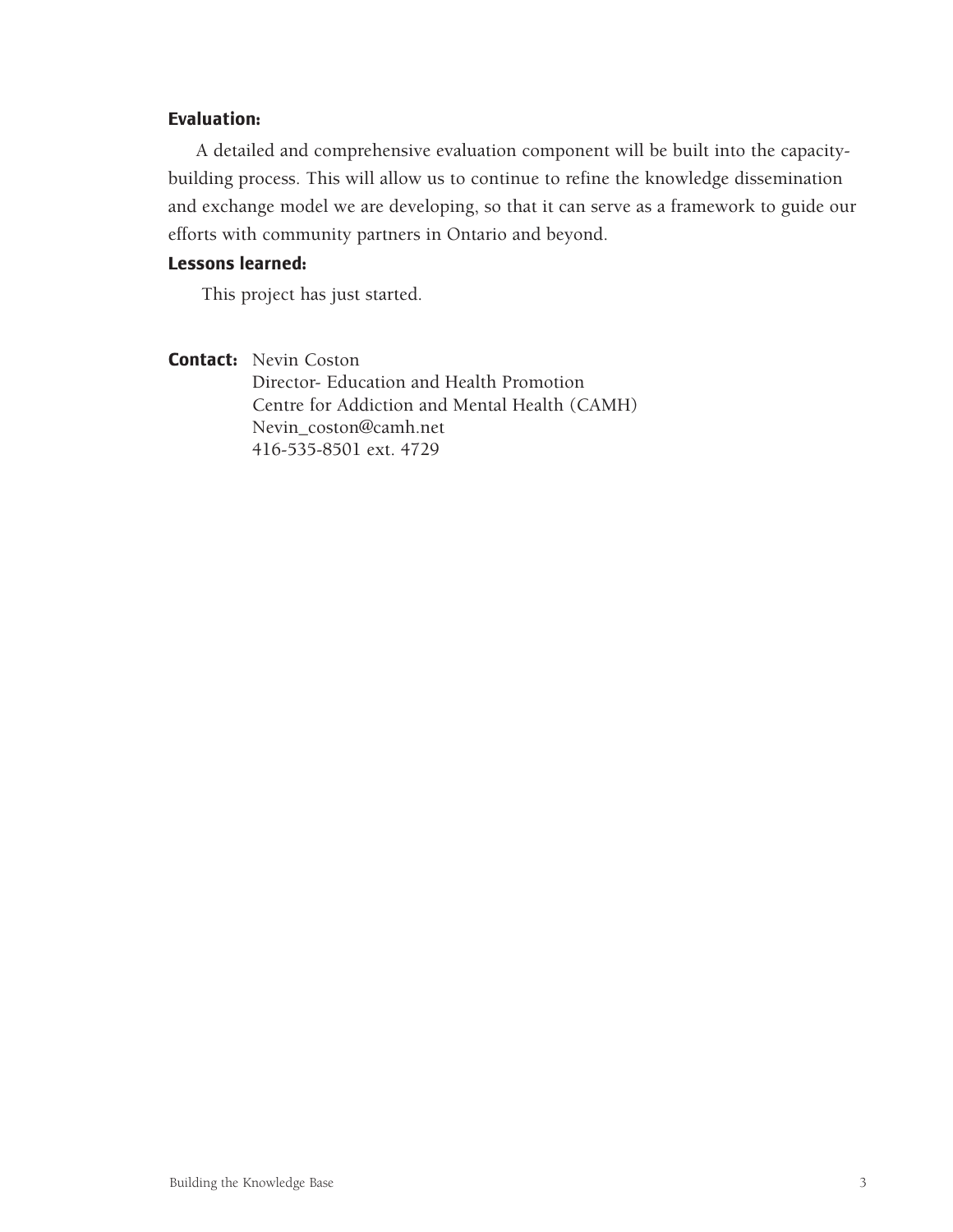**Evaluation:**

A detailed and comprehensive evaluation component will be built into the capacity-building process. This will allow us to continue to refine the knowledge dissemination and exchange model we are developing, so that it can serve as a framework to guide our efforts with community partners in Ontario and beyond.

**Lessons learned:**

This project has just started.

**Contact:** Nevin Coston
Director- Education and Health Promotion
Centre for Addiction and Mental Health (CAMH)
Nevin_coston@camh.net
416-535-8501 ext. 4729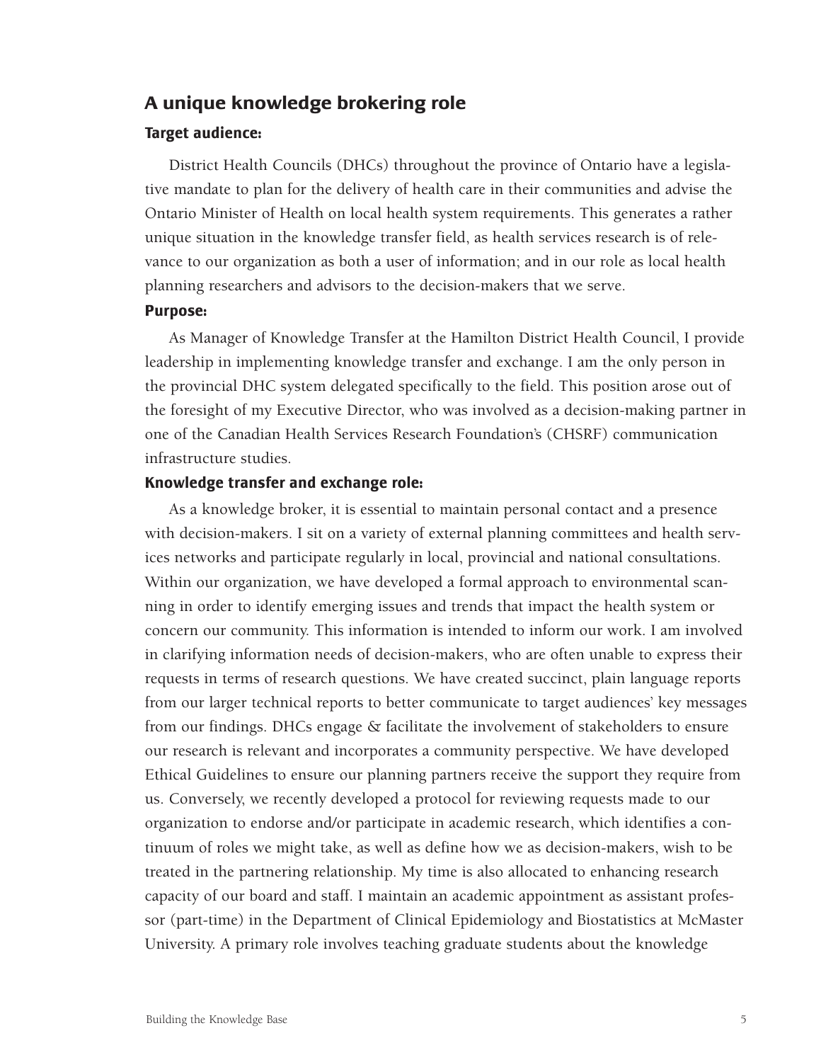## A unique knowledge brokering role

### Target audience:

District Health Councils (DHCs) throughout the province of Ontario have a legislative mandate to plan for the delivery of health care in their communities and advise the Ontario Minister of Health on local health system requirements. This generates a rather unique situation in the knowledge transfer field, as health services research is of relevance to our organization as both a user of information; and in our role as local health planning researchers and advisors to the decision-makers that we serve.

### Purpose:

As Manager of Knowledge Transfer at the Hamilton District Health Council, I provide leadership in implementing knowledge transfer and exchange. I am the only person in the provincial DHC system delegated specifically to the field. This position arose out of the foresight of my Executive Director, who was involved as a decision-making partner in one of the Canadian Health Services Research Foundation's (CHSRF) communication infrastructure studies.

### Knowledge transfer and exchange role:

As a knowledge broker, it is essential to maintain personal contact and a presence with decision-makers. I sit on a variety of external planning committees and health services networks and participate regularly in local, provincial and national consultations. Within our organization, we have developed a formal approach to environmental scanning in order to identify emerging issues and trends that impact the health system or concern our community. This information is intended to inform our work. I am involved in clarifying information needs of decision-makers, who are often unable to express their requests in terms of research questions. We have created succinct, plain language reports from our larger technical reports to better communicate to target audiences' key messages from our findings. DHCs engage & facilitate the involvement of stakeholders to ensure our research is relevant and incorporates a community perspective. We have developed Ethical Guidelines to ensure our planning partners receive the support they require from us. Conversely, we recently developed a protocol for reviewing requests made to our organization to endorse and/or participate in academic research, which identifies a continuum of roles we might take, as well as define how we as decision-makers, wish to be treated in the partnering relationship. My time is also allocated to enhancing research capacity of our board and staff. I maintain an academic appointment as assistant professor (part-time) in the Department of Clinical Epidemiology and Biostatistics at McMaster University. A primary role involves teaching graduate students about the knowledge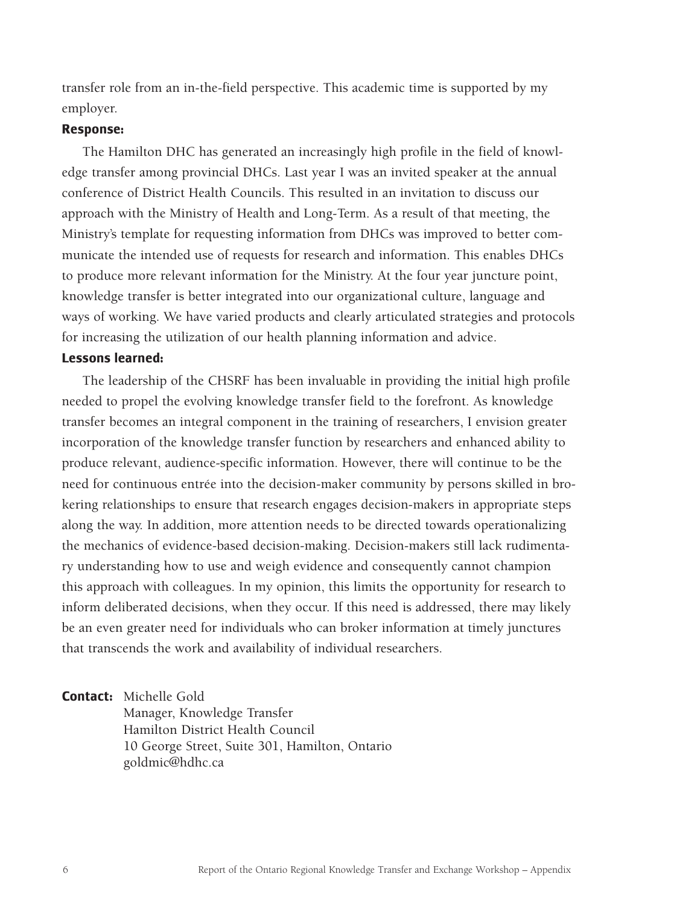transfer role from an in-the-field perspective. This academic time is supported by my employer.

**Response:**

The Hamilton DHC has generated an increasingly high profile in the field of knowledge transfer among provincial DHCs. Last year I was an invited speaker at the annual conference of District Health Councils. This resulted in an invitation to discuss our approach with the Ministry of Health and Long-Term. As a result of that meeting, the Ministry's template for requesting information from DHCs was improved to better communicate the intended use of requests for research and information. This enables DHCs to produce more relevant information for the Ministry. At the four year juncture point, knowledge transfer is better integrated into our organizational culture, language and ways of working. We have varied products and clearly articulated strategies and protocols for increasing the utilization of our health planning information and advice.

**Lessons learned:**

The leadership of the CHSRF has been invaluable in providing the initial high profile needed to propel the evolving knowledge transfer field to the forefront. As knowledge transfer becomes an integral component in the training of researchers, I envision greater incorporation of the knowledge transfer function by researchers and enhanced ability to produce relevant, audience-specific information. However, there will continue to be the need for continuous entrée into the decision-maker community by persons skilled in brokering relationships to ensure that research engages decision-makers in appropriate steps along the way. In addition, more attention needs to be directed towards operationalizing the mechanics of evidence-based decision-making. Decision-makers still lack rudimentary understanding how to use and weigh evidence and consequently cannot champion this approach with colleagues. In my opinion, this limits the opportunity for research to inform deliberated decisions, when they occur. If this need is addressed, there may likely be an even greater need for individuals who can broker information at timely junctures that transcends the work and availability of individual researchers.

**Contact:** Michelle Gold
Manager, Knowledge Transfer
Hamilton District Health Council
10 George Street, Suite 301, Hamilton, Ontario
goldmic@hdhc.ca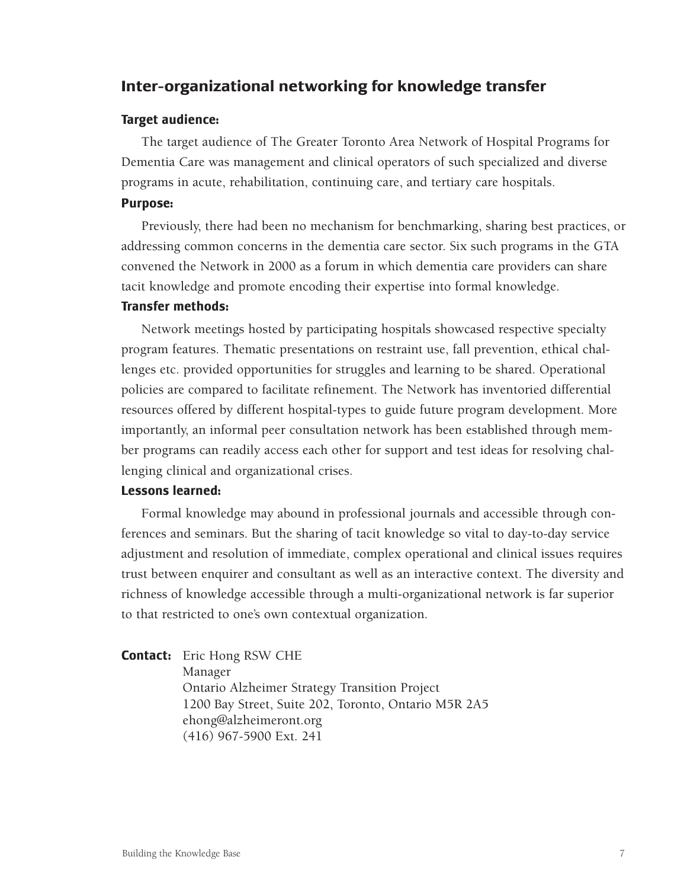## Inter-organizational networking for knowledge transfer

**Target audience:**

The target audience of The Greater Toronto Area Network of Hospital Programs for Dementia Care was management and clinical operators of such specialized and diverse programs in acute, rehabilitation, continuing care, and tertiary care hospitals.

**Purpose:**

Previously, there had been no mechanism for benchmarking, sharing best practices, or addressing common concerns in the dementia care sector. Six such programs in the GTA convened the Network in 2000 as a forum in which dementia care providers can share tacit knowledge and promote encoding their expertise into formal knowledge.

**Transfer methods:**

Network meetings hosted by participating hospitals showcased respective specialty program features. Thematic presentations on restraint use, fall prevention, ethical challenges etc. provided opportunities for struggles and learning to be shared. Operational policies are compared to facilitate refinement. The Network has inventoried differential resources offered by different hospital-types to guide future program development. More importantly, an informal peer consultation network has been established through member programs can readily access each other for support and test ideas for resolving challenging clinical and organizational crises.

**Lessons learned:**

Formal knowledge may abound in professional journals and accessible through conferences and seminars. But the sharing of tacit knowledge so vital to day-to-day service adjustment and resolution of immediate, complex operational and clinical issues requires trust between enquirer and consultant as well as an interactive context. The diversity and richness of knowledge accessible through a multi-organizational network is far superior to that restricted to one's own contextual organization.

**Contact:** Eric Hong RSW CHE
Manager
Ontario Alzheimer Strategy Transition Project
1200 Bay Street, Suite 202, Toronto, Ontario M5R 2A5
ehong@alzheimeront.org
(416) 967-5900 Ext. 241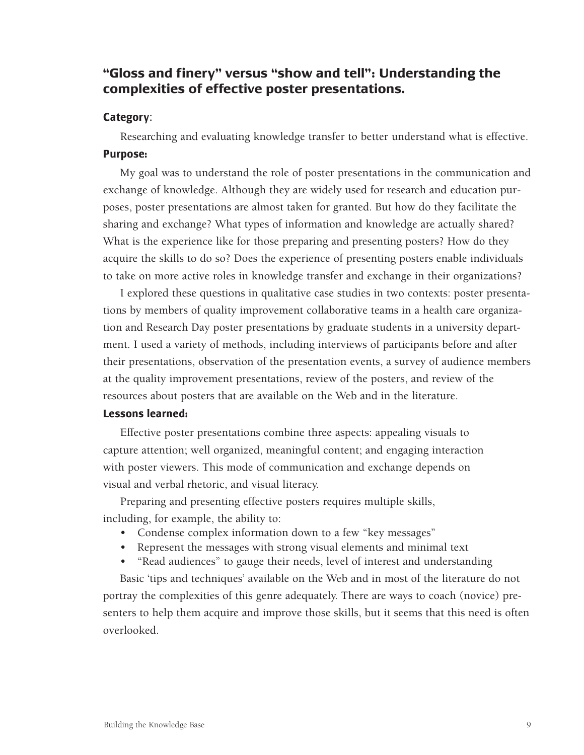## "Gloss and finery" versus "show and tell": Understanding the complexities of effective poster presentations.

### Category:

Researching and evaluating knowledge transfer to better understand what is effective.

### Purpose:

My goal was to understand the role of poster presentations in the communication and exchange of knowledge. Although they are widely used for research and education purposes, poster presentations are almost taken for granted. But how do they facilitate the sharing and exchange? What types of information and knowledge are actually shared? What is the experience like for those preparing and presenting posters? How do they acquire the skills to do so? Does the experience of presenting posters enable individuals to take on more active roles in knowledge transfer and exchange in their organizations?

I explored these questions in qualitative case studies in two contexts: poster presentations by members of quality improvement collaborative teams in a health care organization and Research Day poster presentations by graduate students in a university department. I used a variety of methods, including interviews of participants before and after their presentations, observation of the presentation events, a survey of audience members at the quality improvement presentations, review of the posters, and review of the resources about posters that are available on the Web and in the literature.

### Lessons learned:

Effective poster presentations combine three aspects: appealing visuals to capture attention; well organized, meaningful content; and engaging interaction with poster viewers. This mode of communication and exchange depends on visual and verbal rhetoric, and visual literacy.

Preparing and presenting effective posters requires multiple skills, including, for example, the ability to:

- Condense complex information down to a few "key messages"
- Represent the messages with strong visual elements and minimal text
- "Read audiences" to gauge their needs, level of interest and understanding

Basic 'tips and techniques' available on the Web and in most of the literature do not portray the complexities of this genre adequately. There are ways to coach (novice) presenters to help them acquire and improve those skills, but it seems that this need is often overlooked.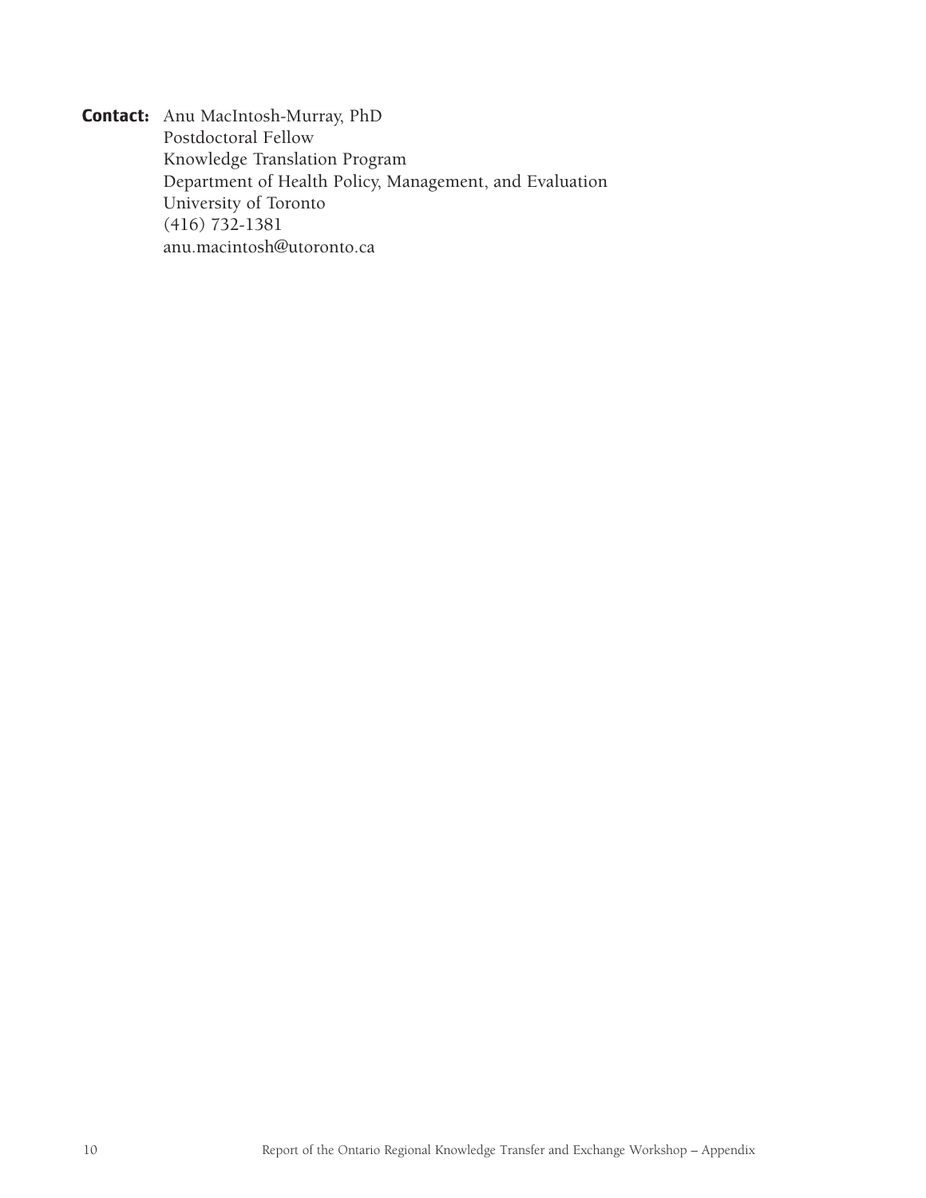**Contact:** Anu MacIntosh-Murray, PhD
Postdoctoral Fellow
Knowledge Translation Program
Department of Health Policy, Management, and Evaluation
University of Toronto
(416) 732-1381
anu.macintosh@utoronto.ca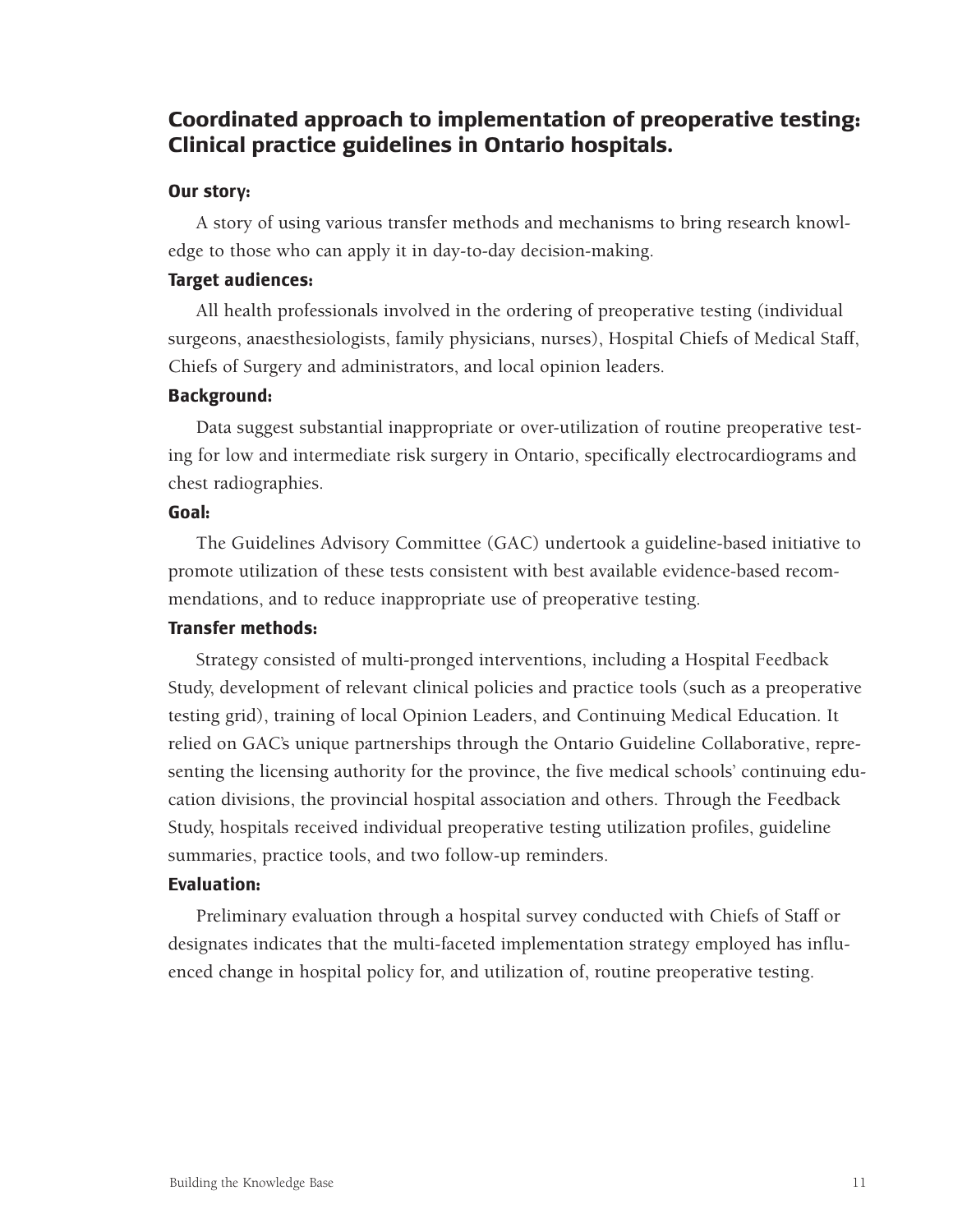## Coordinated approach to implementation of preoperative testing: Clinical practice guidelines in Ontario hospitals.

### Our story:

A story of using various transfer methods and mechanisms to bring research knowledge to those who can apply it in day-to-day decision-making.

### Target audiences:

All health professionals involved in the ordering of preoperative testing (individual surgeons, anaesthesiologists, family physicians, nurses), Hospital Chiefs of Medical Staff, Chiefs of Surgery and administrators, and local opinion leaders.

### Background:

Data suggest substantial inappropriate or over-utilization of routine preoperative testing for low and intermediate risk surgery in Ontario, specifically electrocardiograms and chest radiographies.

### Goal:

The Guidelines Advisory Committee (GAC) undertook a guideline-based initiative to promote utilization of these tests consistent with best available evidence-based recommendations, and to reduce inappropriate use of preoperative testing.

### Transfer methods:

Strategy consisted of multi-pronged interventions, including a Hospital Feedback Study, development of relevant clinical policies and practice tools (such as a preoperative testing grid), training of local Opinion Leaders, and Continuing Medical Education. It relied on GAC's unique partnerships through the Ontario Guideline Collaborative, representing the licensing authority for the province, the five medical schools' continuing education divisions, the provincial hospital association and others. Through the Feedback Study, hospitals received individual preoperative testing utilization profiles, guideline summaries, practice tools, and two follow-up reminders.

### Evaluation:

Preliminary evaluation through a hospital survey conducted with Chiefs of Staff or designates indicates that the multi-faceted implementation strategy employed has influenced change in hospital policy for, and utilization of, routine preoperative testing.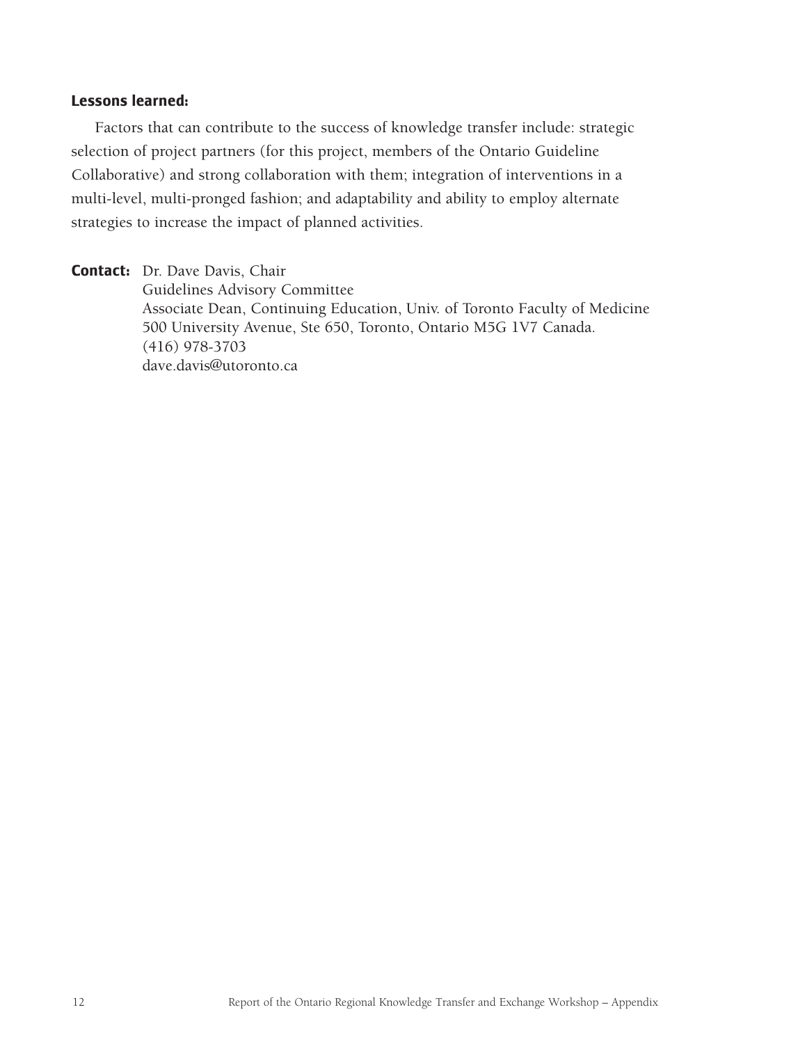**Lessons learned:**

Factors that can contribute to the success of knowledge transfer include: strategic selection of project partners (for this project, members of the Ontario Guideline Collaborative) and strong collaboration with them; integration of interventions in a multi-level, multi-pronged fashion; and adaptability and ability to employ alternate strategies to increase the impact of planned activities.

**Contact:** Dr. Dave Davis, Chair
Guidelines Advisory Committee
Associate Dean, Continuing Education, Univ. of Toronto Faculty of Medicine
500 University Avenue, Ste 650, Toronto, Ontario M5G 1V7 Canada.
(416) 978-3703
dave.davis@utoronto.ca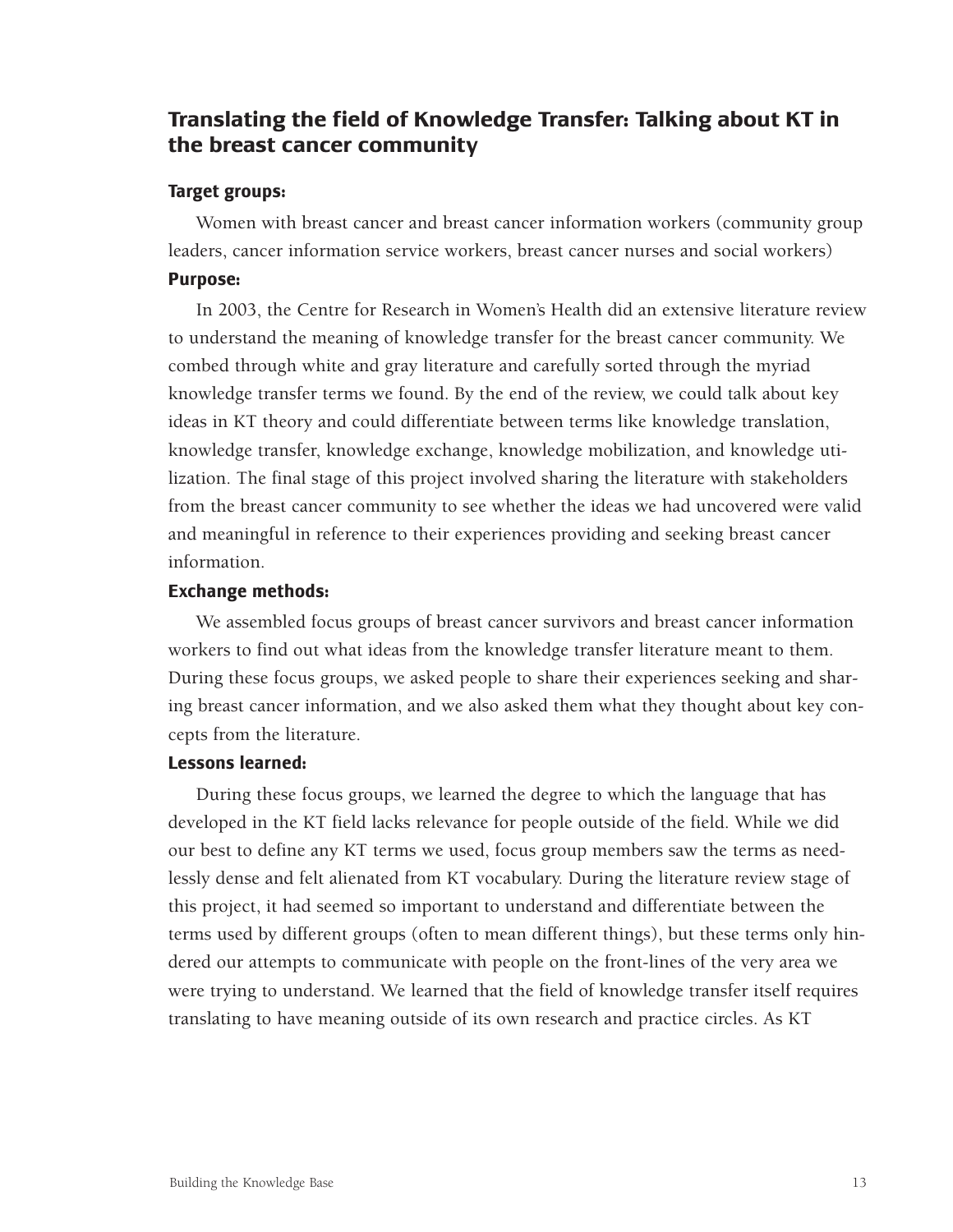## Translating the field of Knowledge Transfer: Talking about KT in the breast cancer community

### Target groups:

Women with breast cancer and breast cancer information workers (community group leaders, cancer information service workers, breast cancer nurses and social workers)

### Purpose:

In 2003, the Centre for Research in Women's Health did an extensive literature review to understand the meaning of knowledge transfer for the breast cancer community. We combed through white and gray literature and carefully sorted through the myriad knowledge transfer terms we found. By the end of the review, we could talk about key ideas in KT theory and could differentiate between terms like knowledge translation, knowledge transfer, knowledge exchange, knowledge mobilization, and knowledge utilization. The final stage of this project involved sharing the literature with stakeholders from the breast cancer community to see whether the ideas we had uncovered were valid and meaningful in reference to their experiences providing and seeking breast cancer information.

### Exchange methods:

We assembled focus groups of breast cancer survivors and breast cancer information workers to find out what ideas from the knowledge transfer literature meant to them. During these focus groups, we asked people to share their experiences seeking and sharing breast cancer information, and we also asked them what they thought about key concepts from the literature.

### Lessons learned:

During these focus groups, we learned the degree to which the language that has developed in the KT field lacks relevance for people outside of the field. While we did our best to define any KT terms we used, focus group members saw the terms as needlessly dense and felt alienated from KT vocabulary. During the literature review stage of this project, it had seemed so important to understand and differentiate between the terms used by different groups (often to mean different things), but these terms only hindered our attempts to communicate with people on the front-lines of the very area we were trying to understand. We learned that the field of knowledge transfer itself requires translating to have meaning outside of its own research and practice circles. As KT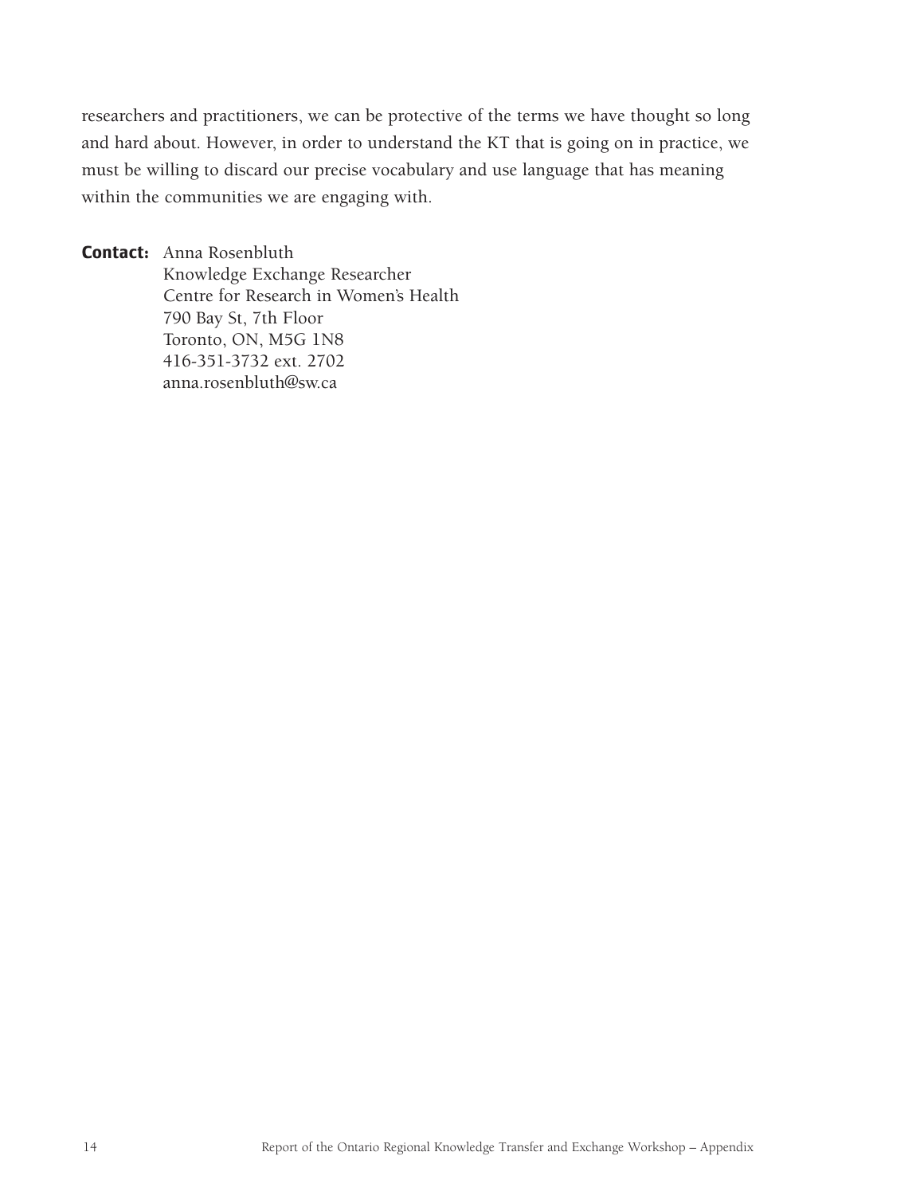researchers and practitioners, we can be protective of the terms we have thought so long and hard about. However, in order to understand the KT that is going on in practice, we must be willing to discard our precise vocabulary and use language that has meaning within the communities we are engaging with.

**Contact:** Anna Rosenbluth
Knowledge Exchange Researcher
Centre for Research in Women's Health
790 Bay St, 7th Floor
Toronto, ON, M5G 1N8
416-351-3732 ext. 2702
anna.rosenbluth@sw.ca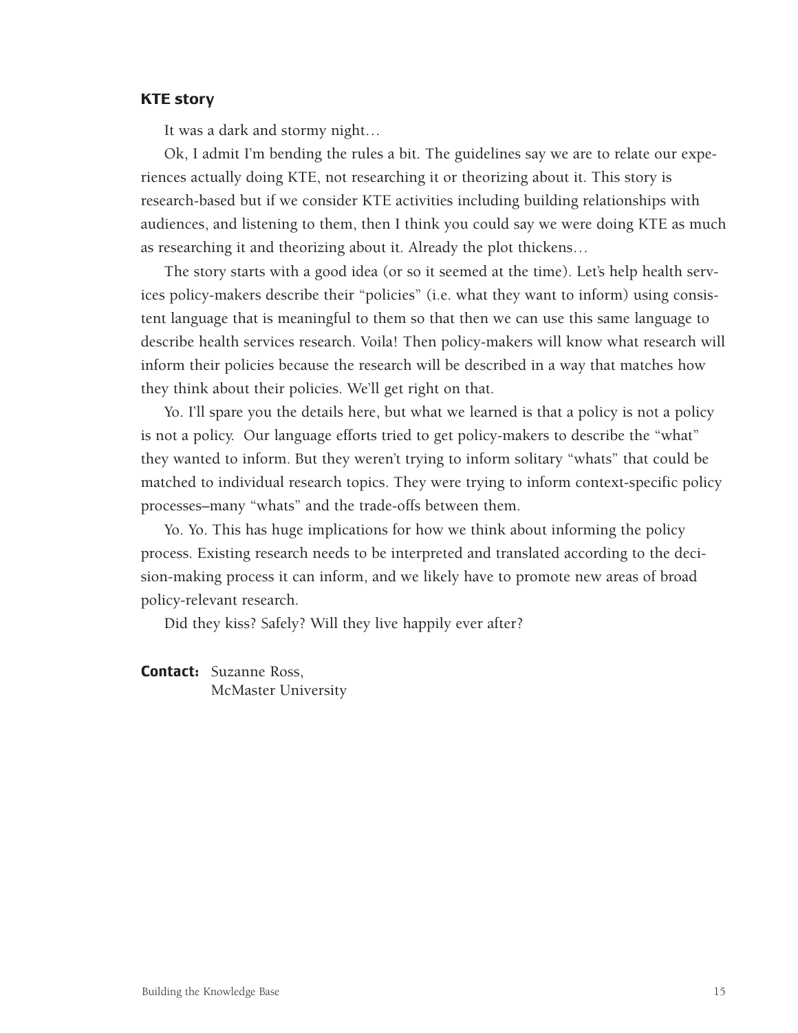### KTE story

It was a dark and stormy night…

Ok, I admit I'm bending the rules a bit. The guidelines say we are to relate our experiences actually doing KTE, not researching it or theorizing about it. This story is research-based but if we consider KTE activities including building relationships with audiences, and listening to them, then I think you could say we were doing KTE as much as researching it and theorizing about it. Already the plot thickens…

The story starts with a good idea (or so it seemed at the time). Let's help health services policy-makers describe their "policies" (i.e. what they want to inform) using consistent language that is meaningful to them so that then we can use this same language to describe health services research. Voila! Then policy-makers will know what research will inform their policies because the research will be described in a way that matches how they think about their policies. We'll get right on that.

Yo. I'll spare you the details here, but what we learned is that a policy is not a policy is not a policy. Our language efforts tried to get policy-makers to describe the "what" they wanted to inform. But they weren't trying to inform solitary "whats" that could be matched to individual research topics. They were trying to inform context-specific policy processes–many "whats" and the trade-offs between them.

Yo. Yo. This has huge implications for how we think about informing the policy process. Existing research needs to be interpreted and translated according to the decision-making process it can inform, and we likely have to promote new areas of broad policy-relevant research.

Did they kiss? Safely? Will they live happily ever after?

**Contact:** Suzanne Ross,
McMaster University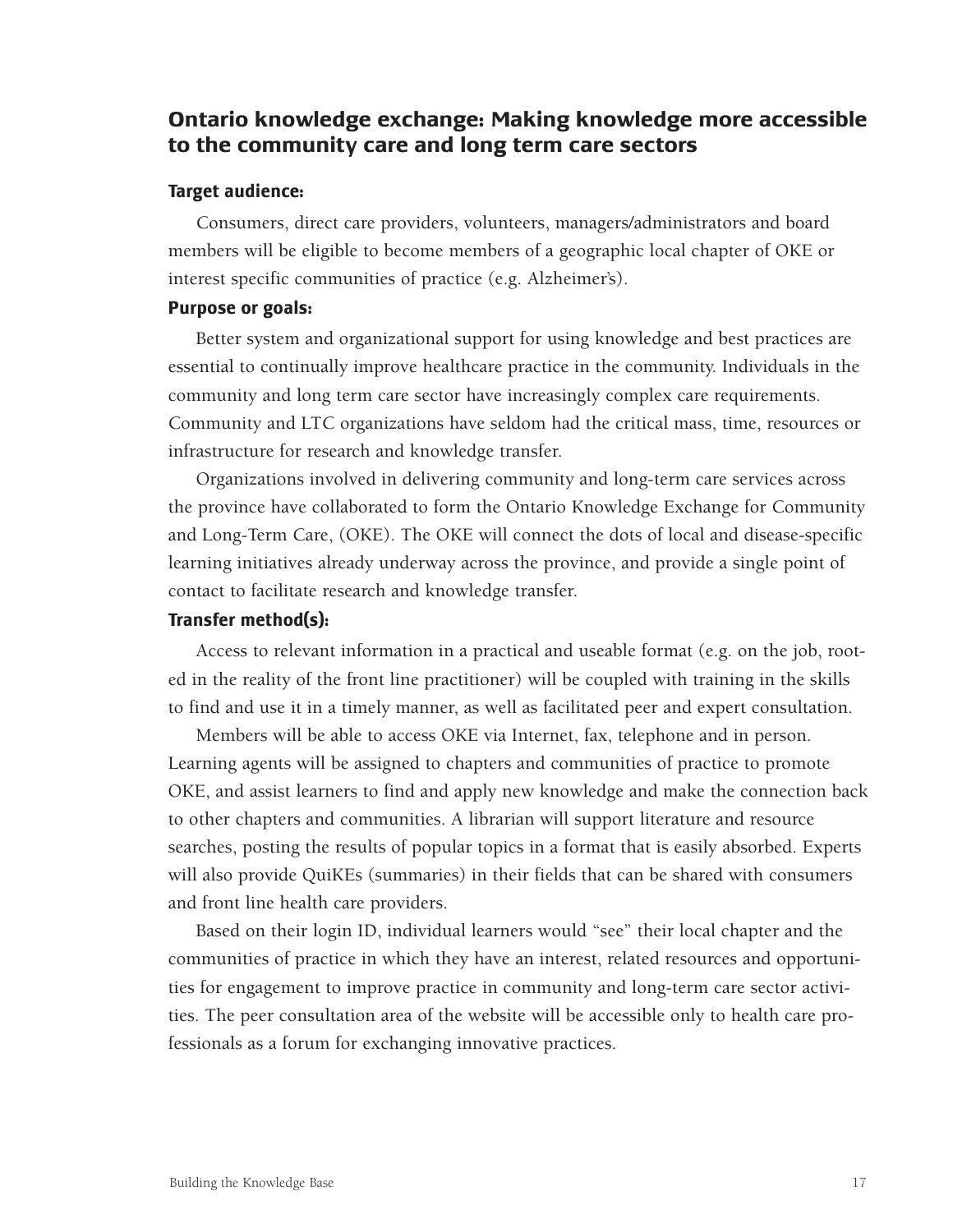## Ontario knowledge exchange: Making knowledge more accessible to the community care and long term care sectors

### Target audience:

Consumers, direct care providers, volunteers, managers/administrators and board members will be eligible to become members of a geographic local chapter of OKE or interest specific communities of practice (e.g. Alzheimer's).

### Purpose or goals:

Better system and organizational support for using knowledge and best practices are essential to continually improve healthcare practice in the community. Individuals in the community and long term care sector have increasingly complex care requirements. Community and LTC organizations have seldom had the critical mass, time, resources or infrastructure for research and knowledge transfer.

Organizations involved in delivering community and long-term care services across the province have collaborated to form the Ontario Knowledge Exchange for Community and Long-Term Care, (OKE). The OKE will connect the dots of local and disease-specific learning initiatives already underway across the province, and provide a single point of contact to facilitate research and knowledge transfer.

### Transfer method(s):

Access to relevant information in a practical and useable format (e.g. on the job, rooted in the reality of the front line practitioner) will be coupled with training in the skills to find and use it in a timely manner, as well as facilitated peer and expert consultation.

Members will be able to access OKE via Internet, fax, telephone and in person. Learning agents will be assigned to chapters and communities of practice to promote OKE, and assist learners to find and apply new knowledge and make the connection back to other chapters and communities. A librarian will support literature and resource searches, posting the results of popular topics in a format that is easily absorbed. Experts will also provide QuiKEs (summaries) in their fields that can be shared with consumers and front line health care providers.

Based on their login ID, individual learners would "see" their local chapter and the communities of practice in which they have an interest, related resources and opportunities for engagement to improve practice in community and long-term care sector activities. The peer consultation area of the website will be accessible only to health care professionals as a forum for exchanging innovative practices.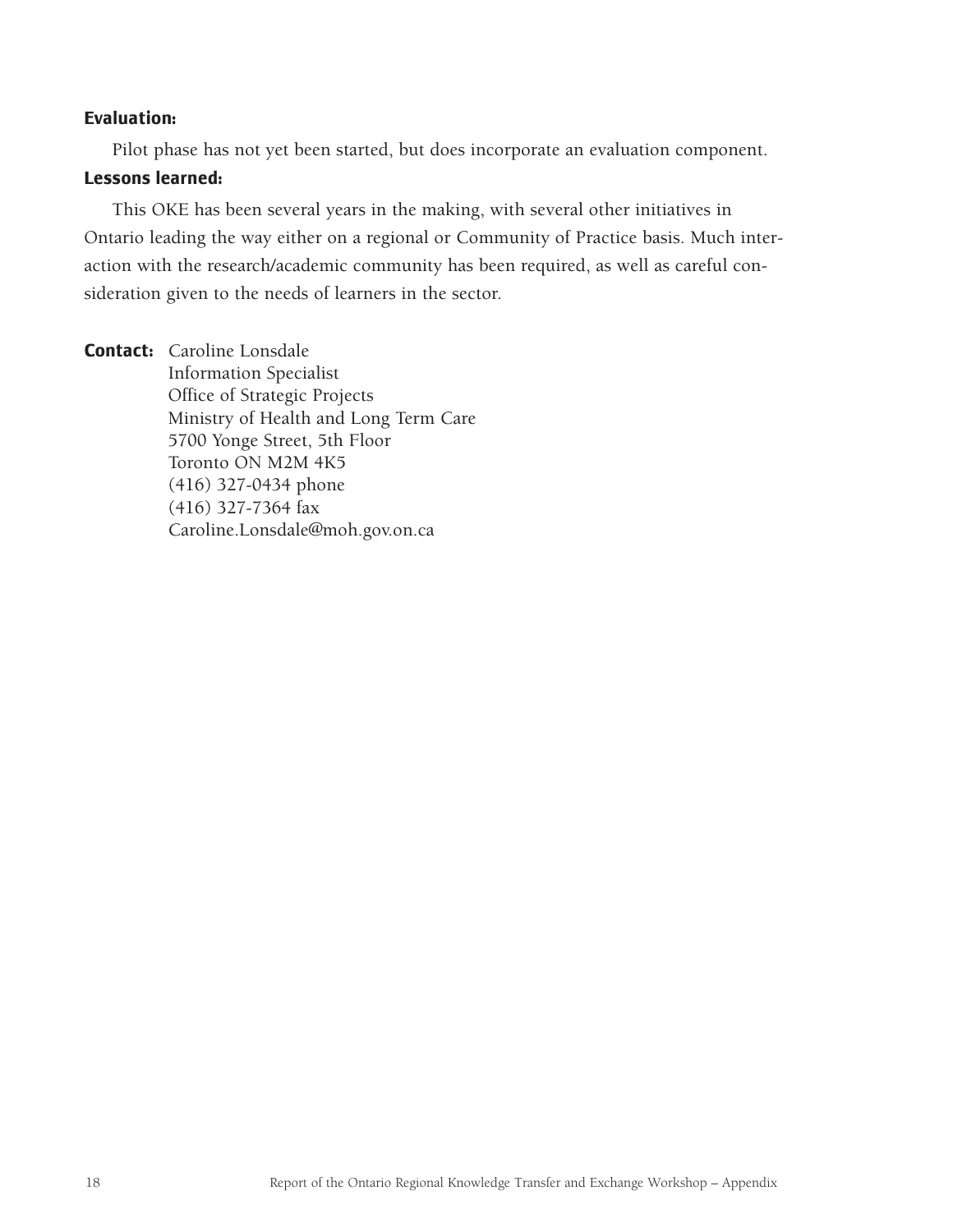**Evaluation:**

Pilot phase has not yet been started, but does incorporate an evaluation component.

**Lessons learned:**

This OKE has been several years in the making, with several other initiatives in Ontario leading the way either on a regional or Community of Practice basis. Much interaction with the research/academic community has been required, as well as careful consideration given to the needs of learners in the sector.

**Contact:** Caroline Lonsdale
Information Specialist
Office of Strategic Projects
Ministry of Health and Long Term Care
5700 Yonge Street, 5th Floor
Toronto ON M2M 4K5
(416) 327-0434 phone
(416) 327-7364 fax
Caroline.Lonsdale@moh.gov.on.ca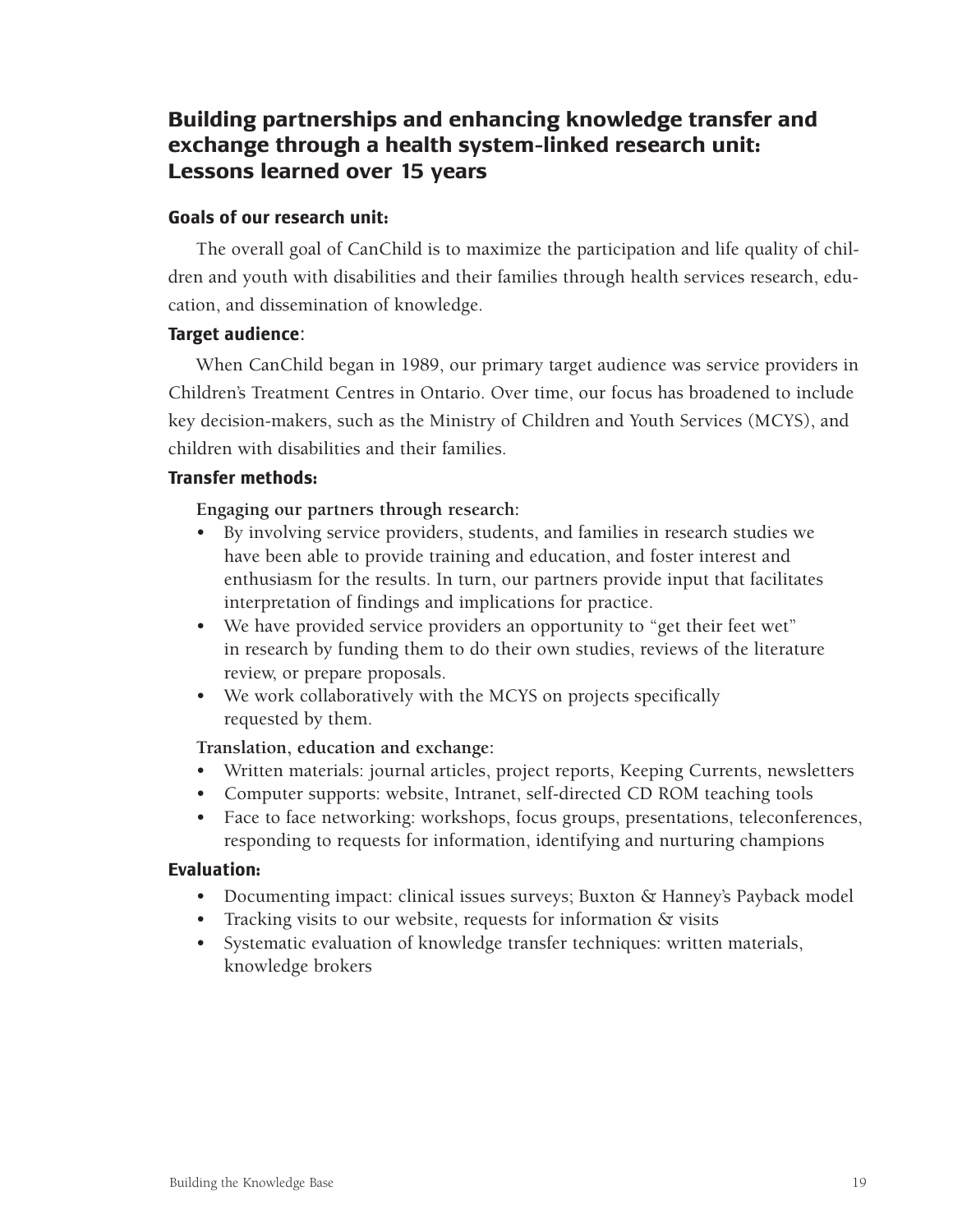## Building partnerships and enhancing knowledge transfer and exchange through a health system-linked research unit: Lessons learned over 15 years

### Goals of our research unit:

The overall goal of CanChild is to maximize the participation and life quality of children and youth with disabilities and their families through health services research, education, and dissemination of knowledge.

### Target audience:

When CanChild began in 1989, our primary target audience was service providers in Children's Treatment Centres in Ontario. Over time, our focus has broadened to include key decision-makers, such as the Ministry of Children and Youth Services (MCYS), and children with disabilities and their families.

### Transfer methods:

**Engaging our partners through research:**

- By involving service providers, students, and families in research studies we have been able to provide training and education, and foster interest and enthusiasm for the results. In turn, our partners provide input that facilitates interpretation of findings and implications for practice.
- We have provided service providers an opportunity to "get their feet wet" in research by funding them to do their own studies, reviews of the literature review, or prepare proposals.
- We work collaboratively with the MCYS on projects specifically requested by them.

**Translation, education and exchange:**

- Written materials: journal articles, project reports, Keeping Currents, newsletters
- Computer supports: website, Intranet, self-directed CD ROM teaching tools
- Face to face networking: workshops, focus groups, presentations, teleconferences, responding to requests for information, identifying and nurturing champions

### Evaluation:

- Documenting impact: clinical issues surveys; Buxton & Hanney's Payback model
- Tracking visits to our website, requests for information & visits
- Systematic evaluation of knowledge transfer techniques: written materials, knowledge brokers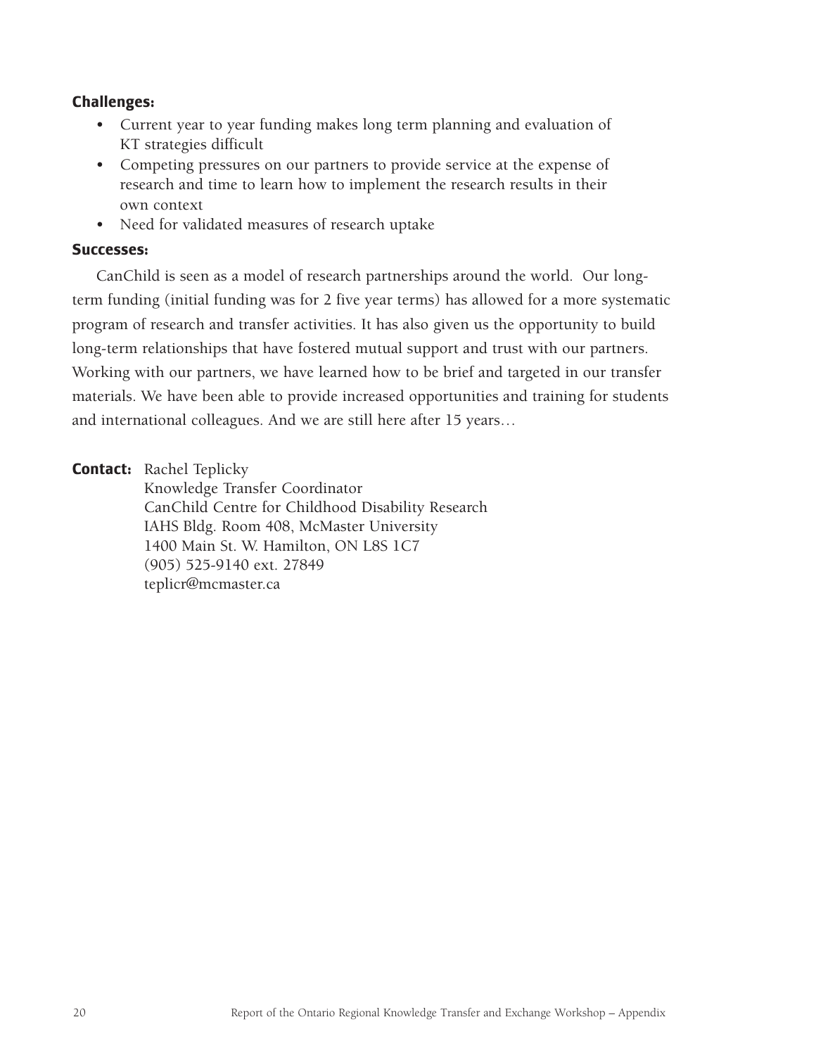**Challenges:**

- Current year to year funding makes long term planning and evaluation of KT strategies difficult
- Competing pressures on our partners to provide service at the expense of research and time to learn how to implement the research results in their own context
- Need for validated measures of research uptake

**Successes:**

CanChild is seen as a model of research partnerships around the world. Our long-term funding (initial funding was for 2 five year terms) has allowed for a more systematic program of research and transfer activities. It has also given us the opportunity to build long-term relationships that have fostered mutual support and trust with our partners. Working with our partners, we have learned how to be brief and targeted in our transfer materials. We have been able to provide increased opportunities and training for students and international colleagues. And we are still here after 15 years…

**Contact:** Rachel Teplicky
Knowledge Transfer Coordinator
CanChild Centre for Childhood Disability Research
IAHS Bldg. Room 408, McMaster University
1400 Main St. W. Hamilton, ON L8S 1C7
(905) 525-9140 ext. 27849
teplicr@mcmaster.ca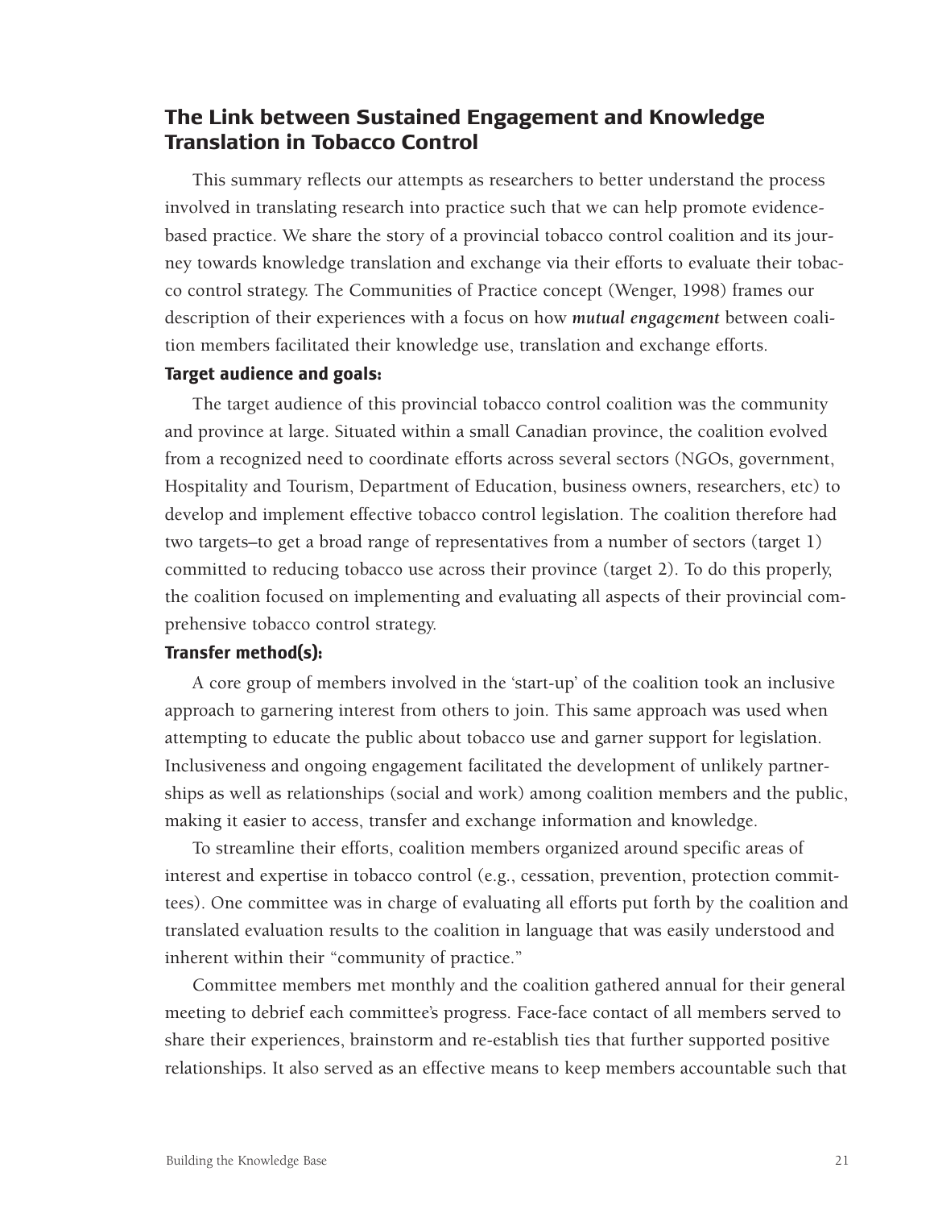## The Link between Sustained Engagement and Knowledge Translation in Tobacco Control

This summary reflects our attempts as researchers to better understand the process involved in translating research into practice such that we can help promote evidence-based practice. We share the story of a provincial tobacco control coalition and its journey towards knowledge translation and exchange via their efforts to evaluate their tobacco control strategy. The Communities of Practice concept (Wenger, 1998) frames our description of their experiences with a focus on how ***mutual engagement*** between coalition members facilitated their knowledge use, translation and exchange efforts.

### Target audience and goals:

The target audience of this provincial tobacco control coalition was the community and province at large. Situated within a small Canadian province, the coalition evolved from a recognized need to coordinate efforts across several sectors (NGOs, government, Hospitality and Tourism, Department of Education, business owners, researchers, etc) to develop and implement effective tobacco control legislation. The coalition therefore had two targets–to get a broad range of representatives from a number of sectors (target 1) committed to reducing tobacco use across their province (target 2). To do this properly, the coalition focused on implementing and evaluating all aspects of their provincial comprehensive tobacco control strategy.

### Transfer method(s):

A core group of members involved in the 'start-up' of the coalition took an inclusive approach to garnering interest from others to join. This same approach was used when attempting to educate the public about tobacco use and garner support for legislation. Inclusiveness and ongoing engagement facilitated the development of unlikely partnerships as well as relationships (social and work) among coalition members and the public, making it easier to access, transfer and exchange information and knowledge.

To streamline their efforts, coalition members organized around specific areas of interest and expertise in tobacco control (e.g., cessation, prevention, protection committees). One committee was in charge of evaluating all efforts put forth by the coalition and translated evaluation results to the coalition in language that was easily understood and inherent within their "community of practice."

Committee members met monthly and the coalition gathered annual for their general meeting to debrief each committee's progress. Face-face contact of all members served to share their experiences, brainstorm and re-establish ties that further supported positive relationships. It also served as an effective means to keep members accountable such that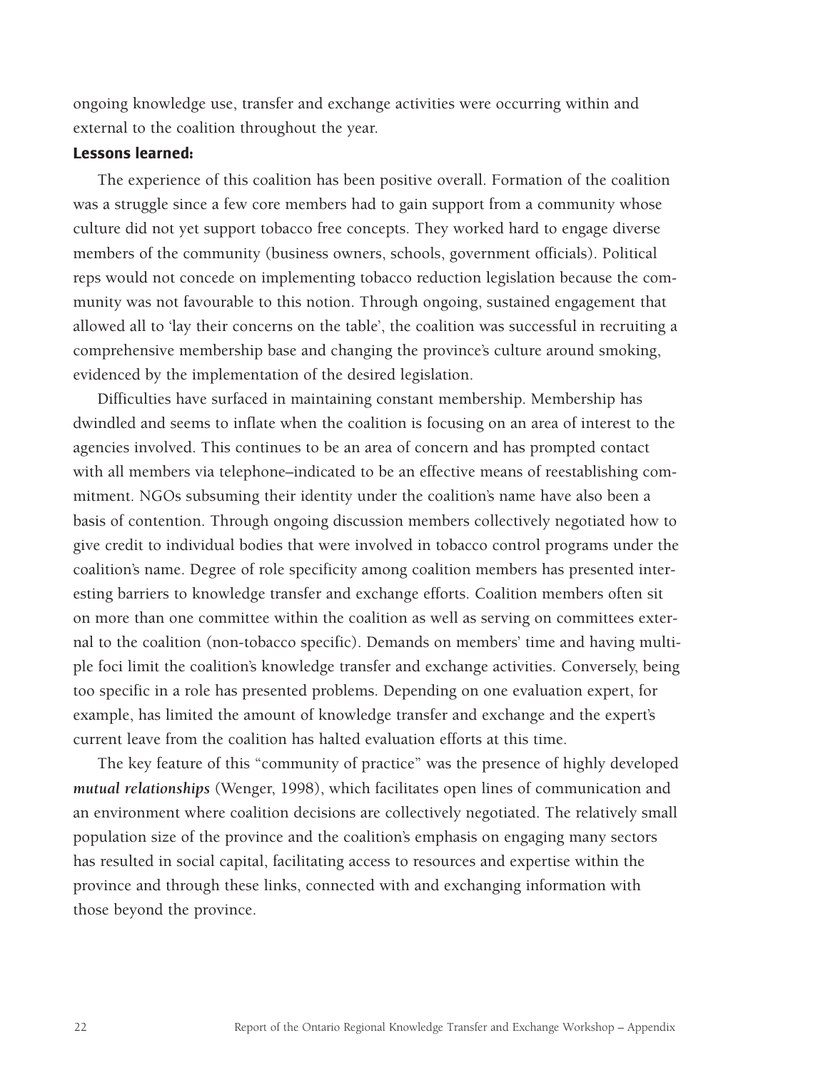ongoing knowledge use, transfer and exchange activities were occurring within and external to the coalition throughout the year.

**Lessons learned:**

The experience of this coalition has been positive overall. Formation of the coalition was a struggle since a few core members had to gain support from a community whose culture did not yet support tobacco free concepts. They worked hard to engage diverse members of the community (business owners, schools, government officials). Political reps would not concede on implementing tobacco reduction legislation because the community was not favourable to this notion. Through ongoing, sustained engagement that allowed all to 'lay their concerns on the table', the coalition was successful in recruiting a comprehensive membership base and changing the province's culture around smoking, evidenced by the implementation of the desired legislation.

Difficulties have surfaced in maintaining constant membership. Membership has dwindled and seems to inflate when the coalition is focusing on an area of interest to the agencies involved. This continues to be an area of concern and has prompted contact with all members via telephone–indicated to be an effective means of reestablishing commitment. NGOs subsuming their identity under the coalition's name have also been a basis of contention. Through ongoing discussion members collectively negotiated how to give credit to individual bodies that were involved in tobacco control programs under the coalition's name. Degree of role specificity among coalition members has presented interesting barriers to knowledge transfer and exchange efforts. Coalition members often sit on more than one committee within the coalition as well as serving on committees external to the coalition (non-tobacco specific). Demands on members' time and having multiple foci limit the coalition's knowledge transfer and exchange activities. Conversely, being too specific in a role has presented problems. Depending on one evaluation expert, for example, has limited the amount of knowledge transfer and exchange and the expert's current leave from the coalition has halted evaluation efforts at this time.

The key feature of this "community of practice" was the presence of highly developed ***mutual relationships*** (Wenger, 1998), which facilitates open lines of communication and an environment where coalition decisions are collectively negotiated. The relatively small population size of the province and the coalition's emphasis on engaging many sectors has resulted in social capital, facilitating access to resources and expertise within the province and through these links, connected with and exchanging information with those beyond the province.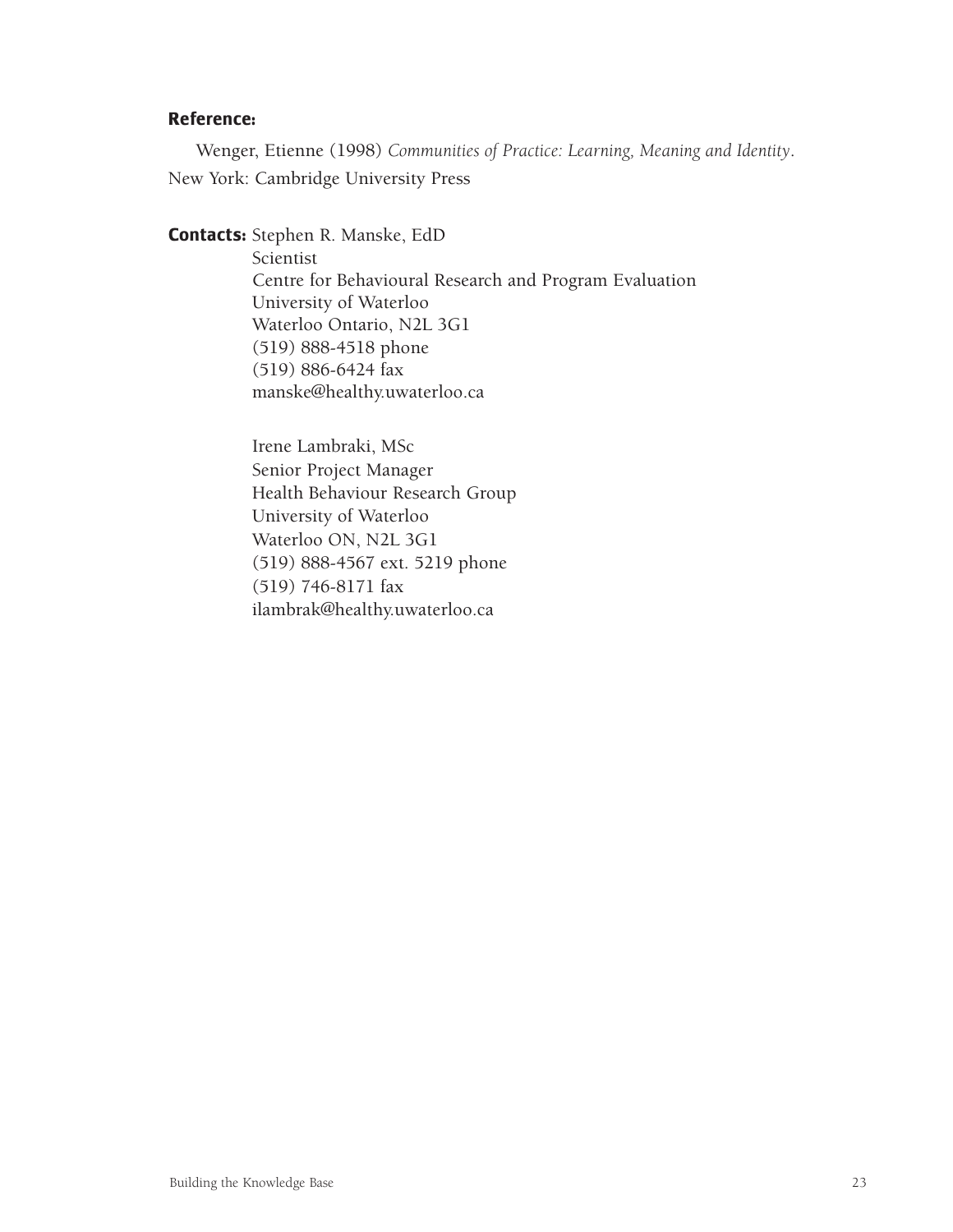**Reference:**

Wenger, Etienne (1998) *Communities of Practice: Learning, Meaning and Identity*. New York: Cambridge University Press

**Contacts:** Stephen R. Manske, EdD
Scientist
Centre for Behavioural Research and Program Evaluation
University of Waterloo
Waterloo Ontario, N2L 3G1
(519) 888-4518 phone
(519) 886-6424 fax
manske@healthy.uwaterloo.ca

Irene Lambraki, MSc
Senior Project Manager
Health Behaviour Research Group
University of Waterloo
Waterloo ON, N2L 3G1
(519) 888-4567 ext. 5219 phone
(519) 746-8171 fax
ilambrak@healthy.uwaterloo.ca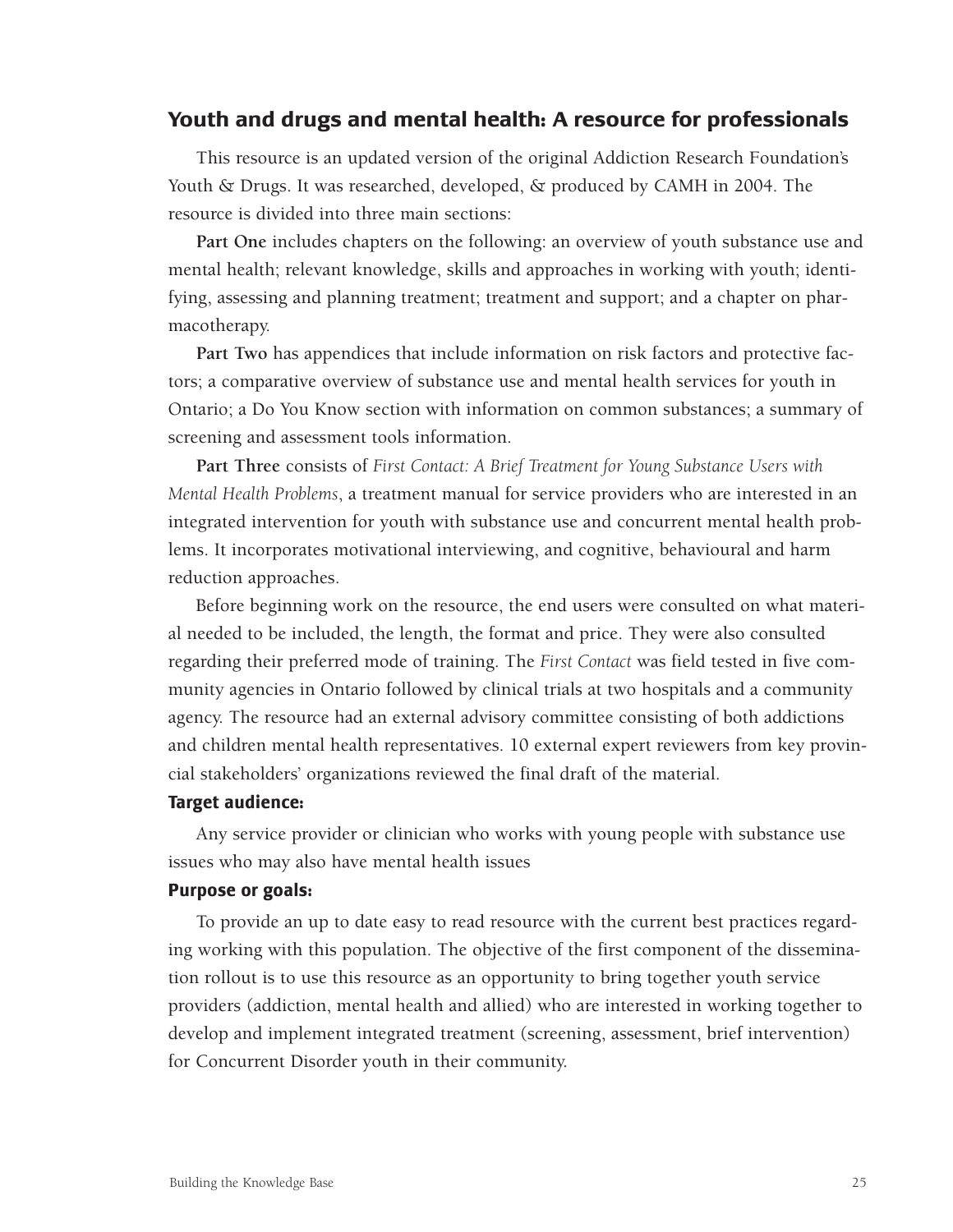## Youth and drugs and mental health: A resource for professionals

This resource is an updated version of the original Addiction Research Foundation's Youth & Drugs. It was researched, developed, & produced by CAMH in 2004. The resource is divided into three main sections:

**Part One** includes chapters on the following: an overview of youth substance use and mental health; relevant knowledge, skills and approaches in working with youth; identifying, assessing and planning treatment; treatment and support; and a chapter on pharmacotherapy.

**Part Two** has appendices that include information on risk factors and protective factors; a comparative overview of substance use and mental health services for youth in Ontario; a Do You Know section with information on common substances; a summary of screening and assessment tools information.

**Part Three** consists of *First Contact: A Brief Treatment for Young Substance Users with Mental Health Problems*, a treatment manual for service providers who are interested in an integrated intervention for youth with substance use and concurrent mental health problems. It incorporates motivational interviewing, and cognitive, behavioural and harm reduction approaches.

Before beginning work on the resource, the end users were consulted on what material needed to be included, the length, the format and price. They were also consulted regarding their preferred mode of training. The *First Contact* was field tested in five community agencies in Ontario followed by clinical trials at two hospitals and a community agency. The resource had an external advisory committee consisting of both addictions and children mental health representatives. 10 external expert reviewers from key provincial stakeholders' organizations reviewed the final draft of the material.

#### Target audience:

Any service provider or clinician who works with young people with substance use issues who may also have mental health issues

#### Purpose or goals:

To provide an up to date easy to read resource with the current best practices regarding working with this population. The objective of the first component of the dissemination rollout is to use this resource as an opportunity to bring together youth service providers (addiction, mental health and allied) who are interested in working together to develop and implement integrated treatment (screening, assessment, brief intervention) for Concurrent Disorder youth in their community.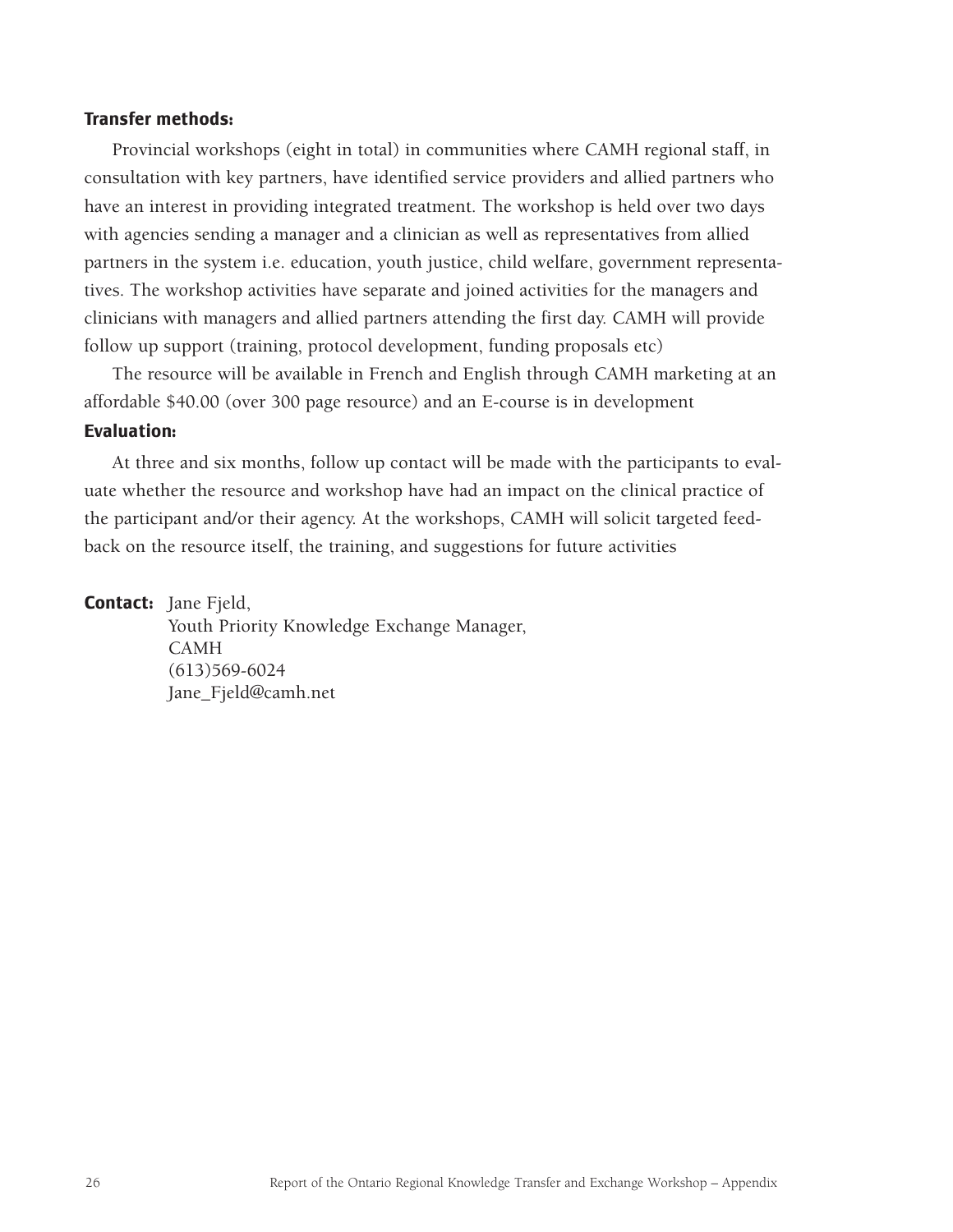**Transfer methods:**

Provincial workshops (eight in total) in communities where CAMH regional staff, in consultation with key partners, have identified service providers and allied partners who have an interest in providing integrated treatment. The workshop is held over two days with agencies sending a manager and a clinician as well as representatives from allied partners in the system i.e. education, youth justice, child welfare, government representatives. The workshop activities have separate and joined activities for the managers and clinicians with managers and allied partners attending the first day. CAMH will provide follow up support (training, protocol development, funding proposals etc)

The resource will be available in French and English through CAMH marketing at an affordable $40.00 (over 300 page resource) and an E-course is in development

**Evaluation:**

At three and six months, follow up contact will be made with the participants to evaluate whether the resource and workshop have had an impact on the clinical practice of the participant and/or their agency. At the workshops, CAMH will solicit targeted feedback on the resource itself, the training, and suggestions for future activities

**Contact:** Jane Fjeld,
Youth Priority Knowledge Exchange Manager,
CAMH
(613)569-6024
Jane_Fjeld@camh.net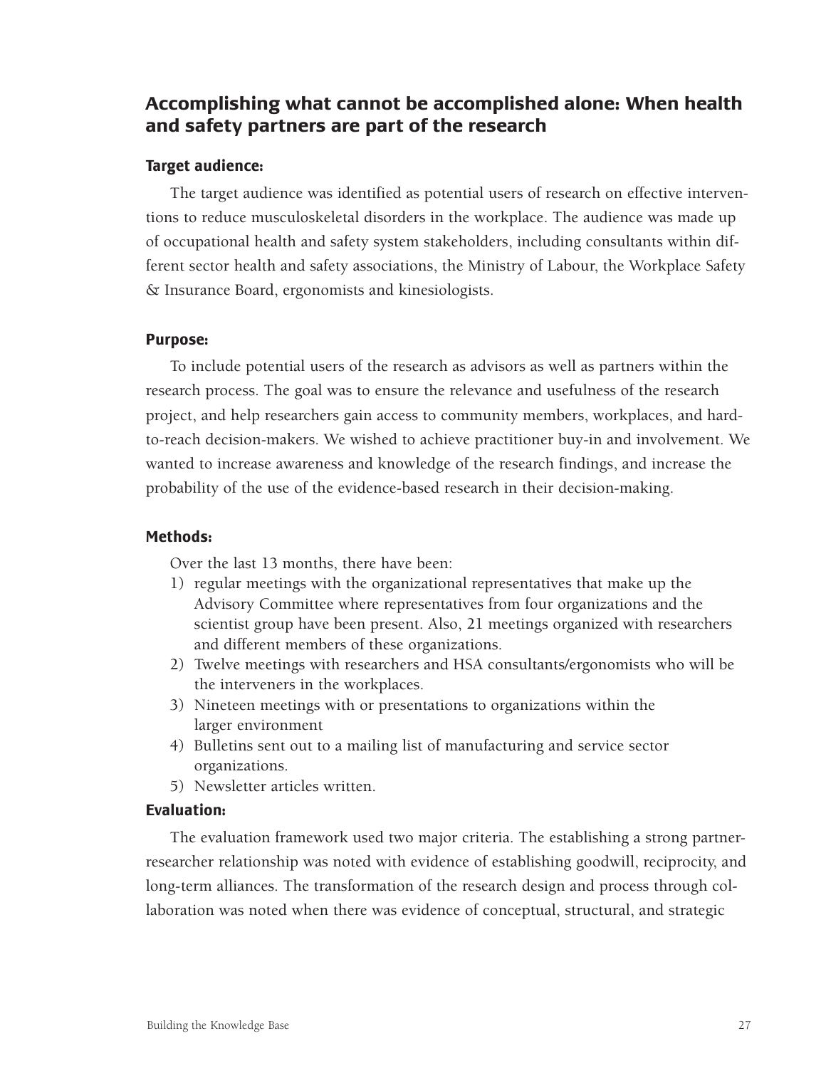## Accomplishing what cannot be accomplished alone: When health and safety partners are part of the research

### Target audience:

The target audience was identified as potential users of research on effective interventions to reduce musculoskeletal disorders in the workplace. The audience was made up of occupational health and safety system stakeholders, including consultants within different sector health and safety associations, the Ministry of Labour, the Workplace Safety & Insurance Board, ergonomists and kinesiologists.

### Purpose:

To include potential users of the research as advisors as well as partners within the research process. The goal was to ensure the relevance and usefulness of the research project, and help researchers gain access to community members, workplaces, and hard-to-reach decision-makers. We wished to achieve practitioner buy-in and involvement. We wanted to increase awareness and knowledge of the research findings, and increase the probability of the use of the evidence-based research in their decision-making.

### Methods:

Over the last 13 months, there have been:

1) regular meetings with the organizational representatives that make up the Advisory Committee where representatives from four organizations and the scientist group have been present. Also, 21 meetings organized with researchers and different members of these organizations.
2) Twelve meetings with researchers and HSA consultants/ergonomists who will be the interveners in the workplaces.
3) Nineteen meetings with or presentations to organizations within the larger environment
4) Bulletins sent out to a mailing list of manufacturing and service sector organizations.
5) Newsletter articles written.

### Evaluation:

The evaluation framework used two major criteria. The establishing a strong partner-researcher relationship was noted with evidence of establishing goodwill, reciprocity, and long-term alliances. The transformation of the research design and process through collaboration was noted when there was evidence of conceptual, structural, and strategic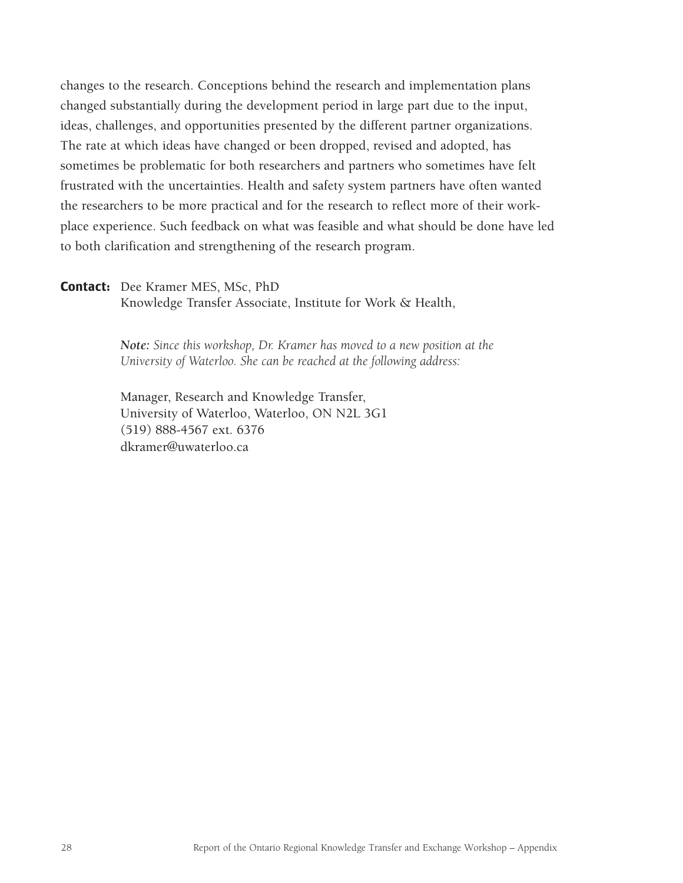changes to the research. Conceptions behind the research and implementation plans changed substantially during the development period in large part due to the input, ideas, challenges, and opportunities presented by the different partner organizations. The rate at which ideas have changed or been dropped, revised and adopted, has sometimes be problematic for both researchers and partners who sometimes have felt frustrated with the uncertainties. Health and safety system partners have often wanted the researchers to be more practical and for the research to reflect more of their workplace experience. Such feedback on what was feasible and what should be done have led to both clarification and strengthening of the research program.

**Contact:** Dee Kramer MES, MSc, PhD
Knowledge Transfer Associate, Institute for Work & Health,

***Note:*** *Since this workshop, Dr. Kramer has moved to a new position at the University of Waterloo. She can be reached at the following address:*

Manager, Research and Knowledge Transfer,
University of Waterloo, Waterloo, ON N2L 3G1
(519) 888-4567 ext. 6376
dkramer@uwaterloo.ca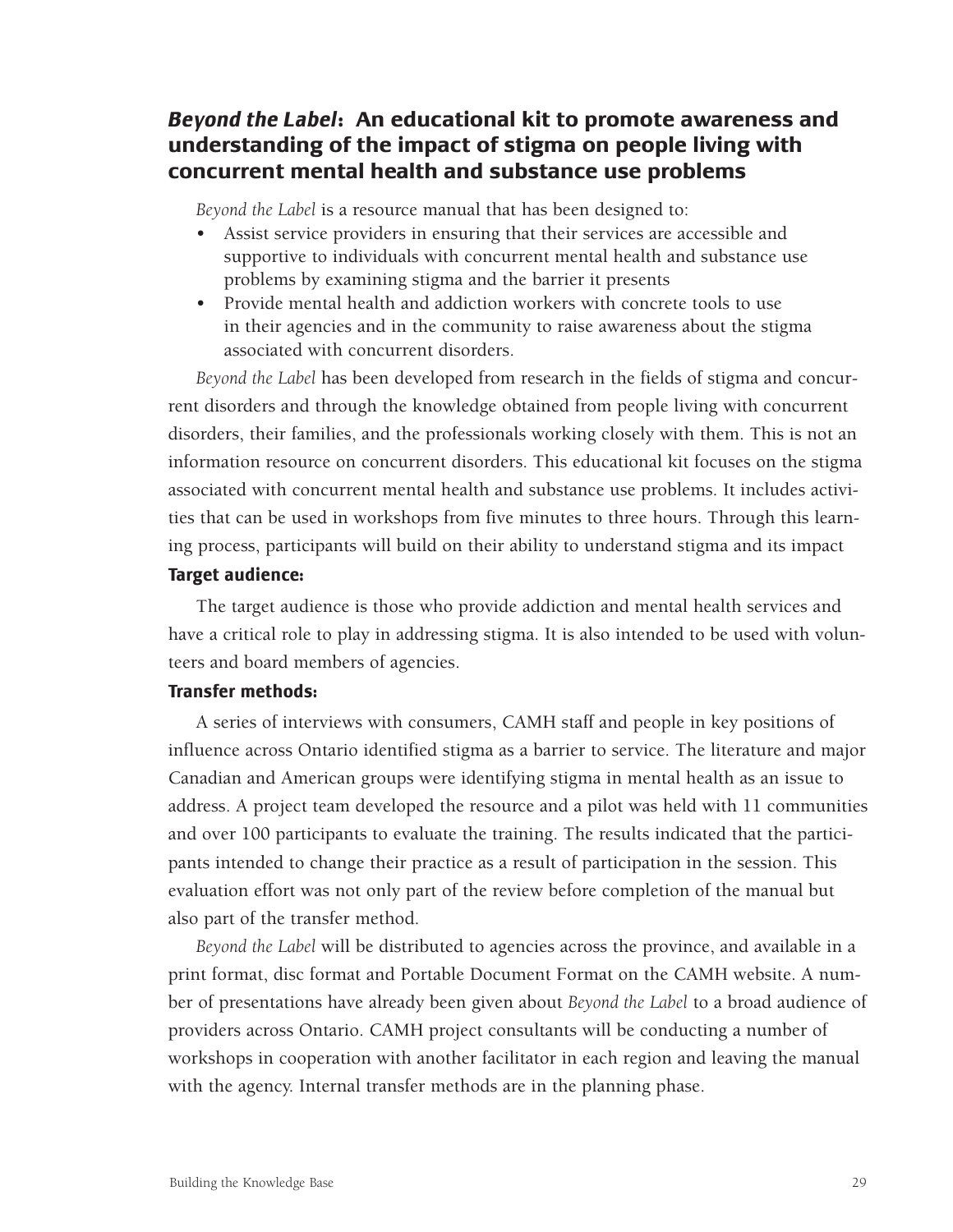## *Beyond the Label*: An educational kit to promote awareness and understanding of the impact of stigma on people living with concurrent mental health and substance use problems

*Beyond the Label* is a resource manual that has been designed to:

- Assist service providers in ensuring that their services are accessible and supportive to individuals with concurrent mental health and substance use problems by examining stigma and the barrier it presents
- Provide mental health and addiction workers with concrete tools to use in their agencies and in the community to raise awareness about the stigma associated with concurrent disorders.

*Beyond the Label* has been developed from research in the fields of stigma and concurrent disorders and through the knowledge obtained from people living with concurrent disorders, their families, and the professionals working closely with them. This is not an information resource on concurrent disorders. This educational kit focuses on the stigma associated with concurrent mental health and substance use problems. It includes activities that can be used in workshops from five minutes to three hours. Through this learning process, participants will build on their ability to understand stigma and its impact

### Target audience:

The target audience is those who provide addiction and mental health services and have a critical role to play in addressing stigma. It is also intended to be used with volunteers and board members of agencies.

### Transfer methods:

A series of interviews with consumers, CAMH staff and people in key positions of influence across Ontario identified stigma as a barrier to service. The literature and major Canadian and American groups were identifying stigma in mental health as an issue to address. A project team developed the resource and a pilot was held with 11 communities and over 100 participants to evaluate the training. The results indicated that the participants intended to change their practice as a result of participation in the session. This evaluation effort was not only part of the review before completion of the manual but also part of the transfer method.

*Beyond the Label* will be distributed to agencies across the province, and available in a print format, disc format and Portable Document Format on the CAMH website. A number of presentations have already been given about *Beyond the Label* to a broad audience of providers across Ontario. CAMH project consultants will be conducting a number of workshops in cooperation with another facilitator in each region and leaving the manual with the agency. Internal transfer methods are in the planning phase.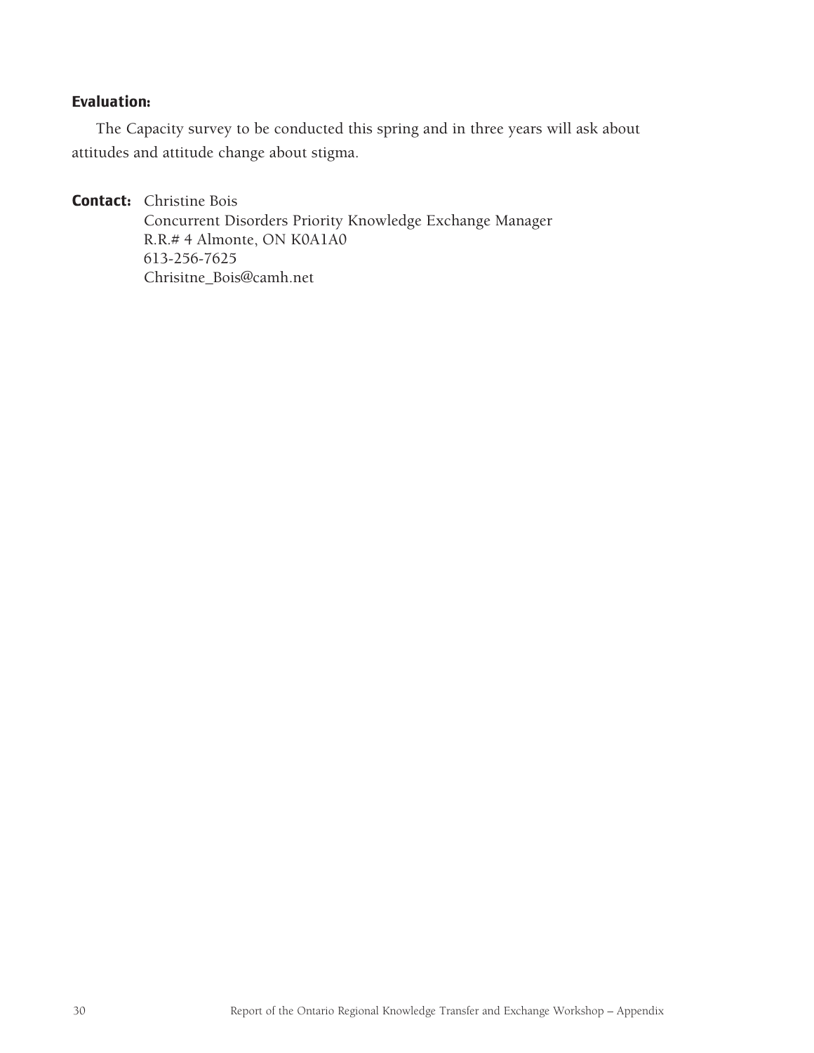**Evaluation:**

The Capacity survey to be conducted this spring and in three years will ask about attitudes and attitude change about stigma.

**Contact:** Christine Bois
Concurrent Disorders Priority Knowledge Exchange Manager
R.R.# 4 Almonte, ON K0A1A0
613-256-7625
Chrisitne_Bois@camh.net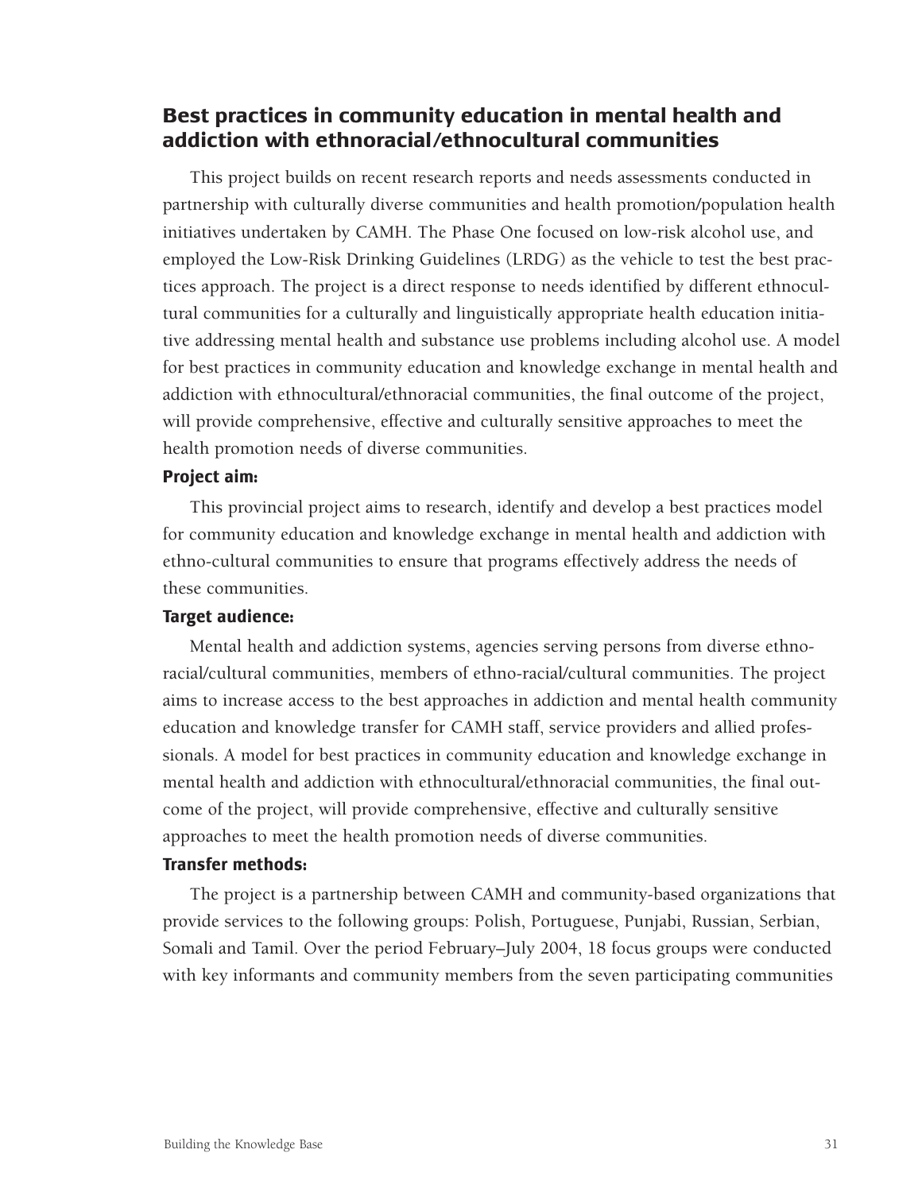## Best practices in community education in mental health and addiction with ethnoracial/ethnocultural communities

This project builds on recent research reports and needs assessments conducted in partnership with culturally diverse communities and health promotion/population health initiatives undertaken by CAMH. The Phase One focused on low-risk alcohol use, and employed the Low-Risk Drinking Guidelines (LRDG) as the vehicle to test the best practices approach. The project is a direct response to needs identified by different ethnocultural communities for a culturally and linguistically appropriate health education initiative addressing mental health and substance use problems including alcohol use. A model for best practices in community education and knowledge exchange in mental health and addiction with ethnocultural/ethnoracial communities, the final outcome of the project, will provide comprehensive, effective and culturally sensitive approaches to meet the health promotion needs of diverse communities.

### Project aim:

This provincial project aims to research, identify and develop a best practices model for community education and knowledge exchange in mental health and addiction with ethno-cultural communities to ensure that programs effectively address the needs of these communities.

### Target audience:

Mental health and addiction systems, agencies serving persons from diverse ethno-racial/cultural communities, members of ethno-racial/cultural communities. The project aims to increase access to the best approaches in addiction and mental health community education and knowledge transfer for CAMH staff, service providers and allied professionals. A model for best practices in community education and knowledge exchange in mental health and addiction with ethnocultural/ethnoracial communities, the final outcome of the project, will provide comprehensive, effective and culturally sensitive approaches to meet the health promotion needs of diverse communities.

### Transfer methods:

The project is a partnership between CAMH and community-based organizations that provide services to the following groups: Polish, Portuguese, Punjabi, Russian, Serbian, Somali and Tamil. Over the period February–July 2004, 18 focus groups were conducted with key informants and community members from the seven participating communities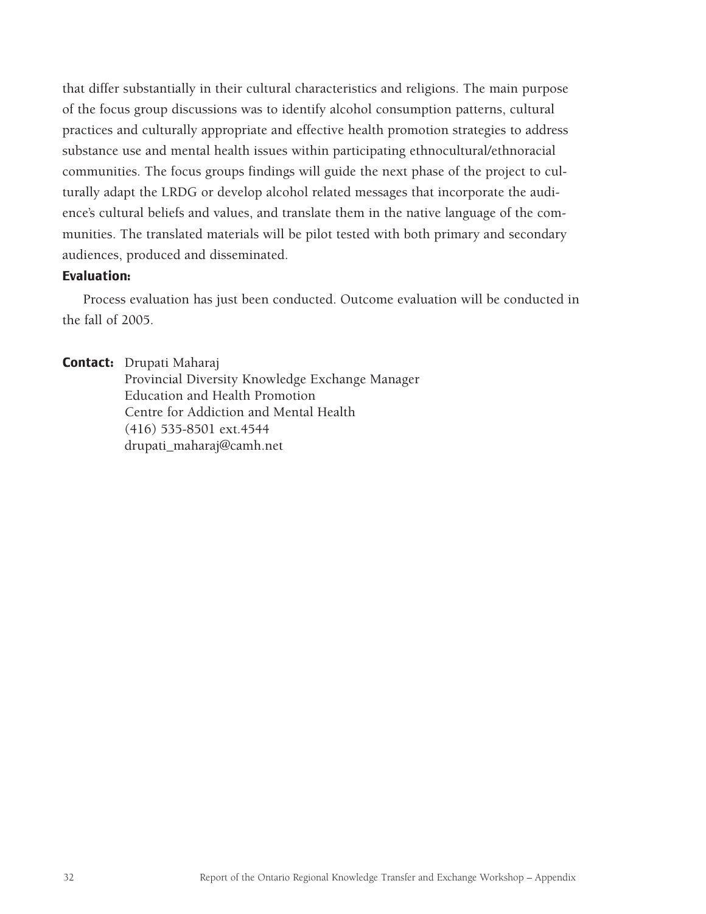that differ substantially in their cultural characteristics and religions. The main purpose of the focus group discussions was to identify alcohol consumption patterns, cultural practices and culturally appropriate and effective health promotion strategies to address substance use and mental health issues within participating ethnocultural/ethnoracial communities. The focus groups findings will guide the next phase of the project to culturally adapt the LRDG or develop alcohol related messages that incorporate the audience's cultural beliefs and values, and translate them in the native language of the communities. The translated materials will be pilot tested with both primary and secondary audiences, produced and disseminated.

**Evaluation:**

Process evaluation has just been conducted. Outcome evaluation will be conducted in the fall of 2005.

**Contact:** Drupati Maharaj
Provincial Diversity Knowledge Exchange Manager
Education and Health Promotion
Centre for Addiction and Mental Health
(416) 535-8501 ext.4544
drupati_maharaj@camh.net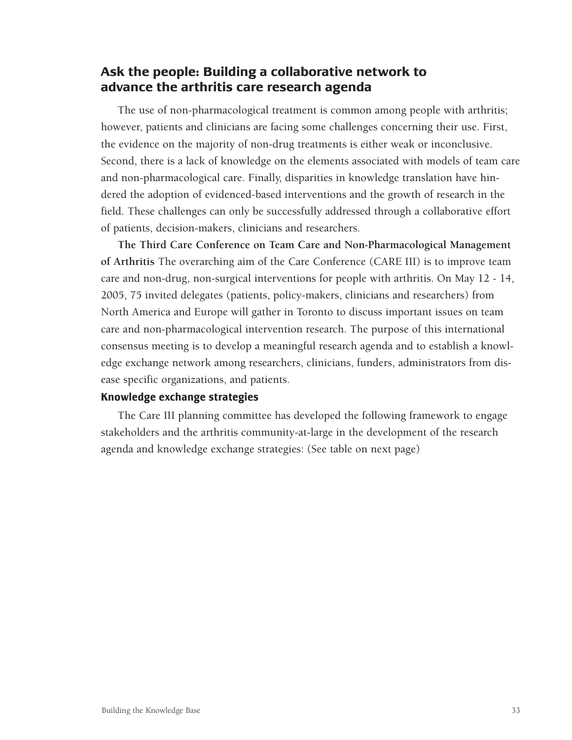## Ask the people: Building a collaborative network to advance the arthritis care research agenda

The use of non-pharmacological treatment is common among people with arthritis; however, patients and clinicians are facing some challenges concerning their use. First, the evidence on the majority of non-drug treatments is either weak or inconclusive. Second, there is a lack of knowledge on the elements associated with models of team care and non-pharmacological care. Finally, disparities in knowledge translation have hindered the adoption of evidenced-based interventions and the growth of research in the field. These challenges can only be successfully addressed through a collaborative effort of patients, decision-makers, clinicians and researchers.

**The Third Care Conference on Team Care and Non-Pharmacological Management of Arthritis** The overarching aim of the Care Conference (CARE III) is to improve team care and non-drug, non-surgical interventions for people with arthritis. On May 12 - 14, 2005, 75 invited delegates (patients, policy-makers, clinicians and researchers) from North America and Europe will gather in Toronto to discuss important issues on team care and non-pharmacological intervention research. The purpose of this international consensus meeting is to develop a meaningful research agenda and to establish a knowledge exchange network among researchers, clinicians, funders, administrators from disease specific organizations, and patients.

### Knowledge exchange strategies

The Care III planning committee has developed the following framework to engage stakeholders and the arthritis community-at-large in the development of the research agenda and knowledge exchange strategies: (See table on next page)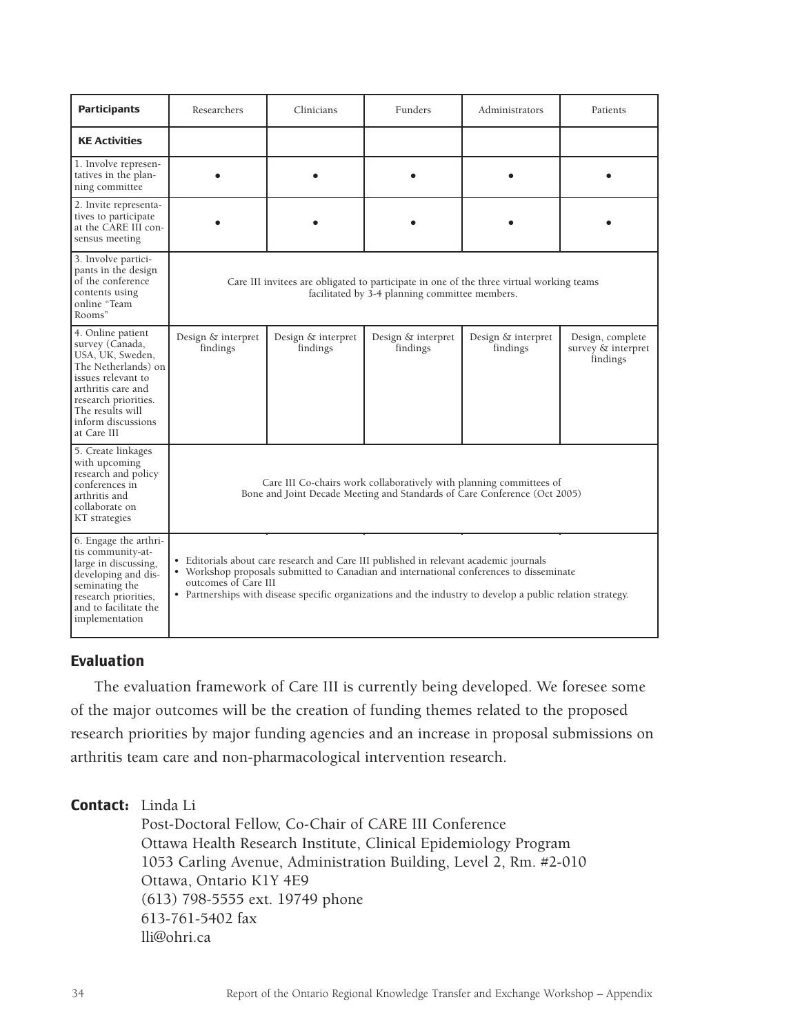| Participants | Researchers | Clinicians | Funders | Administrators | Patients |
|---|---|---|---|---|---|
| **KE Activities** | | | | | |
| 1. Involve representatives in the planning committee | • | • | • | • | • |
| 2. Invite representatives to participate at the CARE III consensus meeting | • | • | • | • | • |
| 3. Involve participants in the design of the conference contents using online "Team Rooms" | Care III invitees are obligated to participate in one of the three virtual working teams facilitated by 3-4 planning committee members. | | | | |
| 4. Online patient survey (Canada, USA, UK, Sweden, The Netherlands) on issues relevant to arthritis care and research priorities. The results will inform discussions at Care III | Design & interpret findings | Design & interpret findings | Design & interpret findings | Design & interpret findings | Design, complete survey & interpret findings |
| 5. Create linkages with upcoming research and policy conferences in arthritis and collaborate on KT strategies | Care III Co-chairs work collaboratively with planning committees of Bone and Joint Decade Meeting and Standards of Care Conference (Oct 2005) | | | | |
| 6. Engage the arthritis community-at-large in discussing, developing and disseminating the research priorities, and to facilitate the implementation | • Editorials about care research and Care III published in relevant academic journals<br>• Workshop proposals submitted to Canadian and international conferences to disseminate outcomes of Care III<br>• Partnerships with disease specific organizations and the industry to develop a public relation strategy. | | | | |

### Evaluation

The evaluation framework of Care III is currently being developed. We foresee some of the major outcomes will be the creation of funding themes related to the proposed research priorities by major funding agencies and an increase in proposal submissions on arthritis team care and non-pharmacological intervention research.

**Contact:** Linda Li
Post-Doctoral Fellow, Co-Chair of CARE III Conference
Ottawa Health Research Institute, Clinical Epidemiology Program
1053 Carling Avenue, Administration Building, Level 2, Rm. #2-010
Ottawa, Ontario K1Y 4E9
(613) 798-5555 ext. 19749 phone
613-761-5402 fax
lli@ohri.ca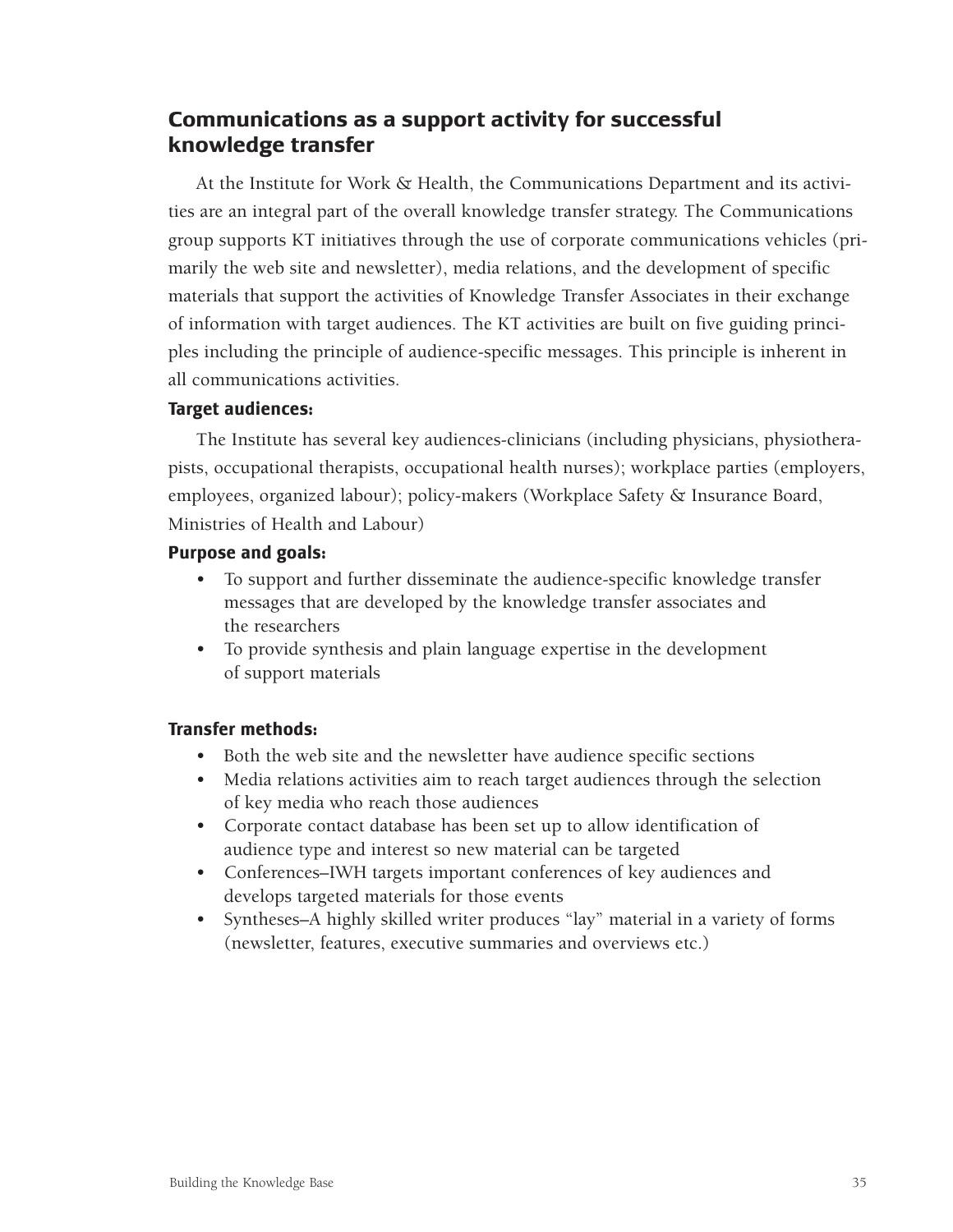## Communications as a support activity for successful knowledge transfer

At the Institute for Work & Health, the Communications Department and its activities are an integral part of the overall knowledge transfer strategy. The Communications group supports KT initiatives through the use of corporate communications vehicles (primarily the web site and newsletter), media relations, and the development of specific materials that support the activities of Knowledge Transfer Associates in their exchange of information with target audiences. The KT activities are built on five guiding principles including the principle of audience-specific messages. This principle is inherent in all communications activities.

### Target audiences:

The Institute has several key audiences-clinicians (including physicians, physiotherapists, occupational therapists, occupational health nurses); workplace parties (employers, employees, organized labour); policy-makers (Workplace Safety & Insurance Board, Ministries of Health and Labour)

### Purpose and goals:

- To support and further disseminate the audience-specific knowledge transfer messages that are developed by the knowledge transfer associates and the researchers
- To provide synthesis and plain language expertise in the development of support materials

### Transfer methods:

- Both the web site and the newsletter have audience specific sections
- Media relations activities aim to reach target audiences through the selection of key media who reach those audiences
- Corporate contact database has been set up to allow identification of audience type and interest so new material can be targeted
- Conferences–IWH targets important conferences of key audiences and develops targeted materials for those events
- Syntheses–A highly skilled writer produces “lay” material in a variety of forms (newsletter, features, executive summaries and overviews etc.)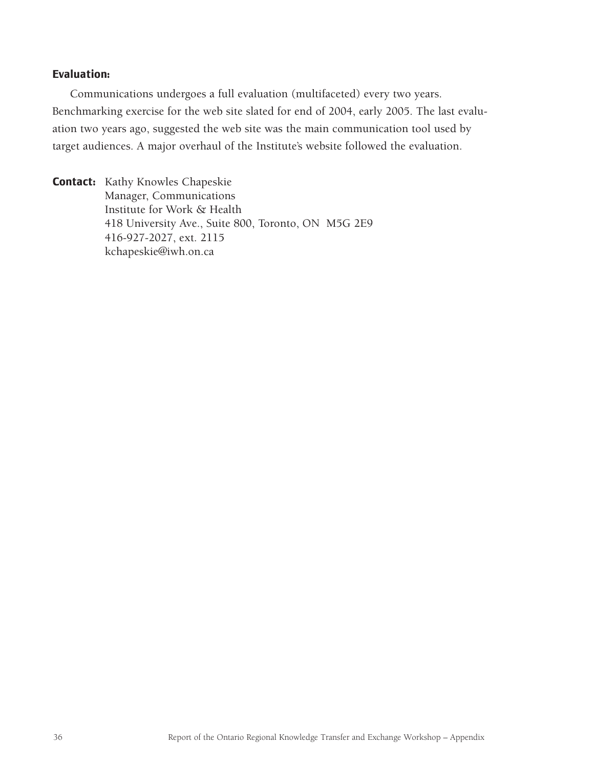**Evaluation:**

Communications undergoes a full evaluation (multifaceted) every two years. Benchmarking exercise for the web site slated for end of 2004, early 2005. The last evaluation two years ago, suggested the web site was the main communication tool used by target audiences. A major overhaul of the Institute's website followed the evaluation.

**Contact:** Kathy Knowles Chapeskie
Manager, Communications
Institute for Work & Health
418 University Ave., Suite 800, Toronto, ON M5G 2E9
416-927-2027, ext. 2115
kchapeskie@iwh.on.ca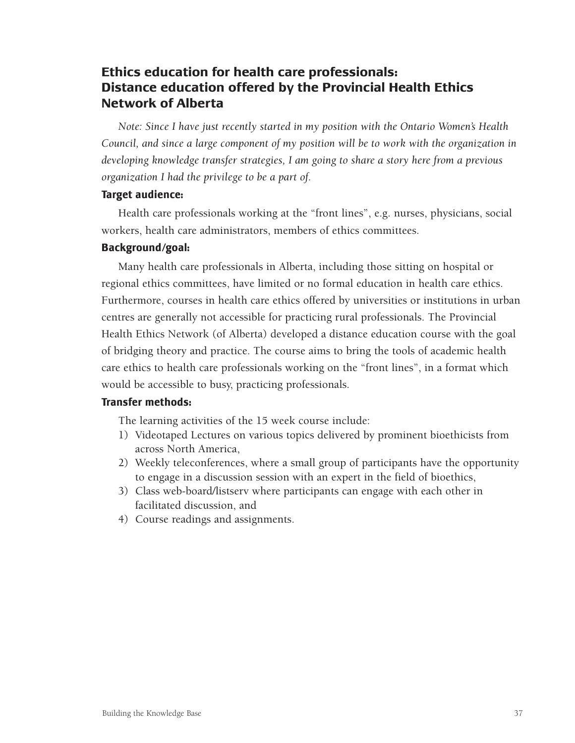## Ethics education for health care professionals: Distance education offered by the Provincial Health Ethics Network of Alberta

*Note: Since I have just recently started in my position with the Ontario Women's Health Council, and since a large component of my position will be to work with the organization in developing knowledge transfer strategies, I am going to share a story here from a previous organization I had the privilege to be a part of.*

**Target audience:**

Health care professionals working at the "front lines", e.g. nurses, physicians, social workers, health care administrators, members of ethics committees.

**Background/goal:**

Many health care professionals in Alberta, including those sitting on hospital or regional ethics committees, have limited or no formal education in health care ethics. Furthermore, courses in health care ethics offered by universities or institutions in urban centres are generally not accessible for practicing rural professionals. The Provincial Health Ethics Network (of Alberta) developed a distance education course with the goal of bridging theory and practice. The course aims to bring the tools of academic health care ethics to health care professionals working on the "front lines", in a format which would be accessible to busy, practicing professionals.

**Transfer methods:**

The learning activities of the 15 week course include:

1) Videotaped Lectures on various topics delivered by prominent bioethicists from across North America,
2) Weekly teleconferences, where a small group of participants have the opportunity to engage in a discussion session with an expert in the field of bioethics,
3) Class web-board/listserv where participants can engage with each other in facilitated discussion, and
4) Course readings and assignments.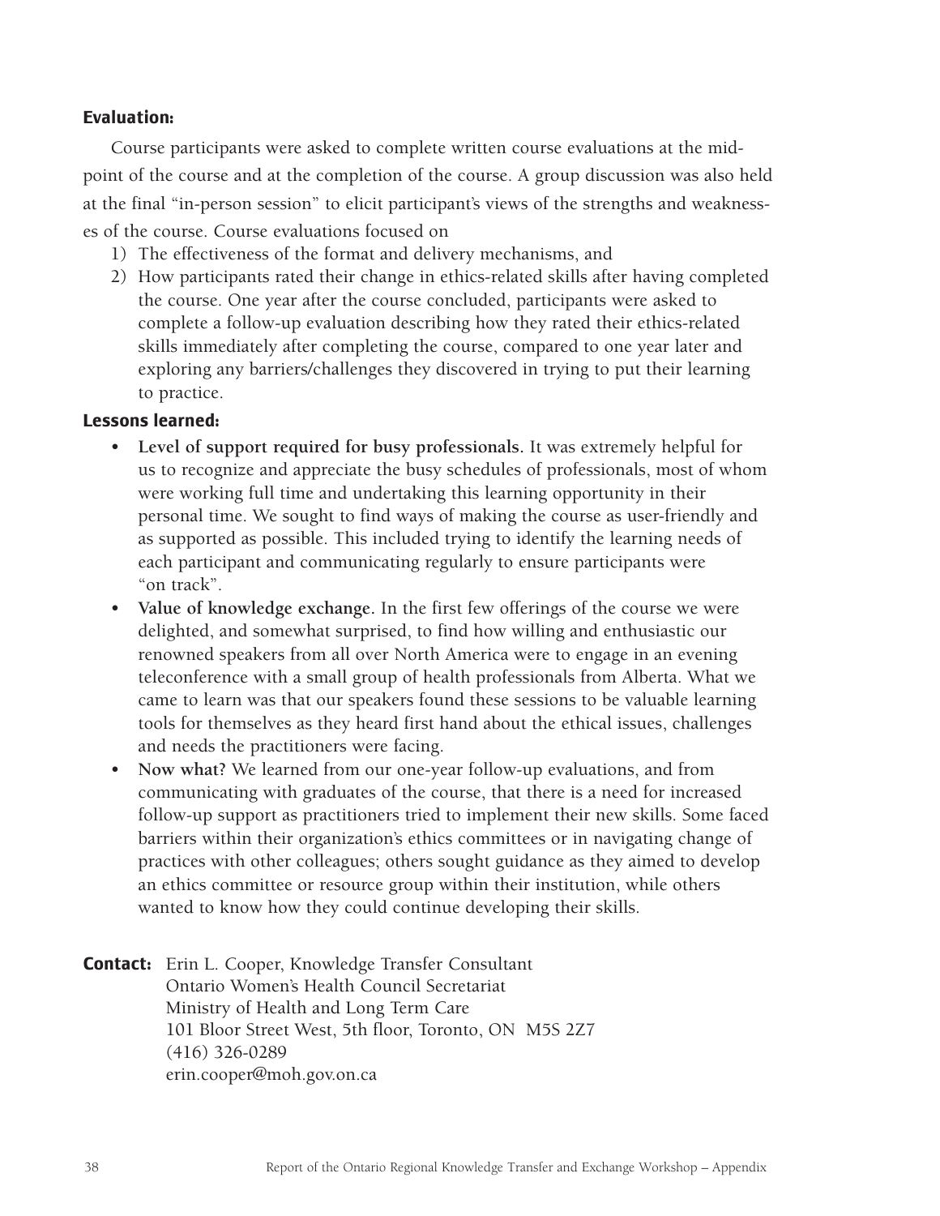**Evaluation:**

Course participants were asked to complete written course evaluations at the midpoint of the course and at the completion of the course. A group discussion was also held at the final "in-person session" to elicit participant's views of the strengths and weaknesses of the course. Course evaluations focused on

1) The effectiveness of the format and delivery mechanisms, and
2) How participants rated their change in ethics-related skills after having completed the course. One year after the course concluded, participants were asked to complete a follow-up evaluation describing how they rated their ethics-related skills immediately after completing the course, compared to one year later and exploring any barriers/challenges they discovered in trying to put their learning to practice.

**Lessons learned:**

- **Level of support required for busy professionals.** It was extremely helpful for us to recognize and appreciate the busy schedules of professionals, most of whom were working full time and undertaking this learning opportunity in their personal time. We sought to find ways of making the course as user-friendly and as supported as possible. This included trying to identify the learning needs of each participant and communicating regularly to ensure participants were "on track".
- **Value of knowledge exchange.** In the first few offerings of the course we were delighted, and somewhat surprised, to find how willing and enthusiastic our renowned speakers from all over North America were to engage in an evening teleconference with a small group of health professionals from Alberta. What we came to learn was that our speakers found these sessions to be valuable learning tools for themselves as they heard first hand about the ethical issues, challenges and needs the practitioners were facing.
- **Now what?** We learned from our one-year follow-up evaluations, and from communicating with graduates of the course, that there is a need for increased follow-up support as practitioners tried to implement their new skills. Some faced barriers within their organization's ethics committees or in navigating change of practices with other colleagues; others sought guidance as they aimed to develop an ethics committee or resource group within their institution, while others wanted to know how they could continue developing their skills.

**Contact:** Erin L. Cooper, Knowledge Transfer Consultant
Ontario Women's Health Council Secretariat
Ministry of Health and Long Term Care
101 Bloor Street West, 5th floor, Toronto, ON M5S 2Z7
(416) 326-0289
erin.cooper@moh.gov.on.ca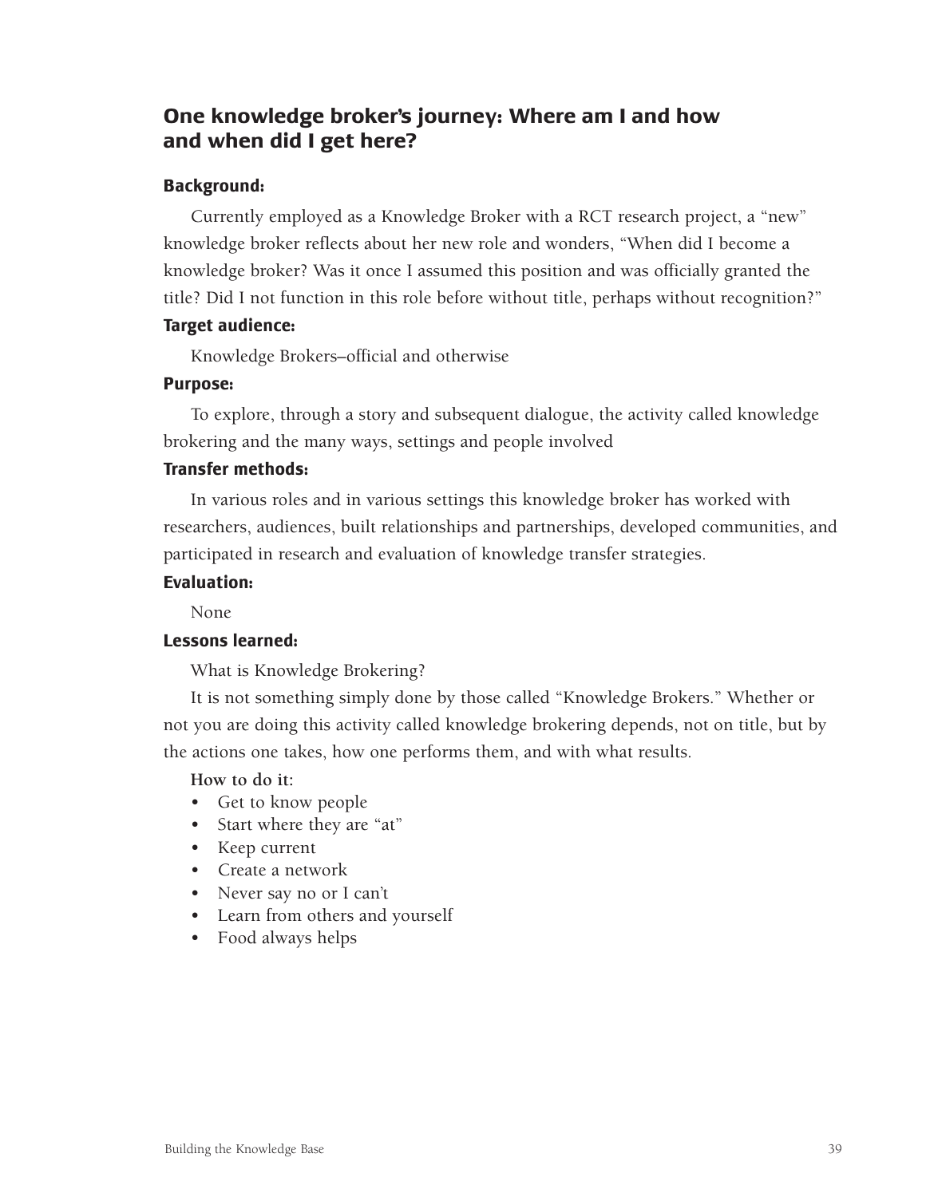## One knowledge broker's journey: Where am I and how and when did I get here?

### Background:

Currently employed as a Knowledge Broker with a RCT research project, a "new" knowledge broker reflects about her new role and wonders, "When did I become a knowledge broker? Was it once I assumed this position and was officially granted the title? Did I not function in this role before without title, perhaps without recognition?"

### Target audience:

Knowledge Brokers–official and otherwise

### Purpose:

To explore, through a story and subsequent dialogue, the activity called knowledge brokering and the many ways, settings and people involved

### Transfer methods:

In various roles and in various settings this knowledge broker has worked with researchers, audiences, built relationships and partnerships, developed communities, and participated in research and evaluation of knowledge transfer strategies.

### Evaluation:

None

### Lessons learned:

What is Knowledge Brokering?

It is not something simply done by those called "Knowledge Brokers." Whether or not you are doing this activity called knowledge brokering depends, not on title, but by the actions one takes, how one performs them, and with what results.

**How to do it:**

- Get to know people
- Start where they are "at"
- Keep current
- Create a network
- Never say no or I can't
- Learn from others and yourself
- Food always helps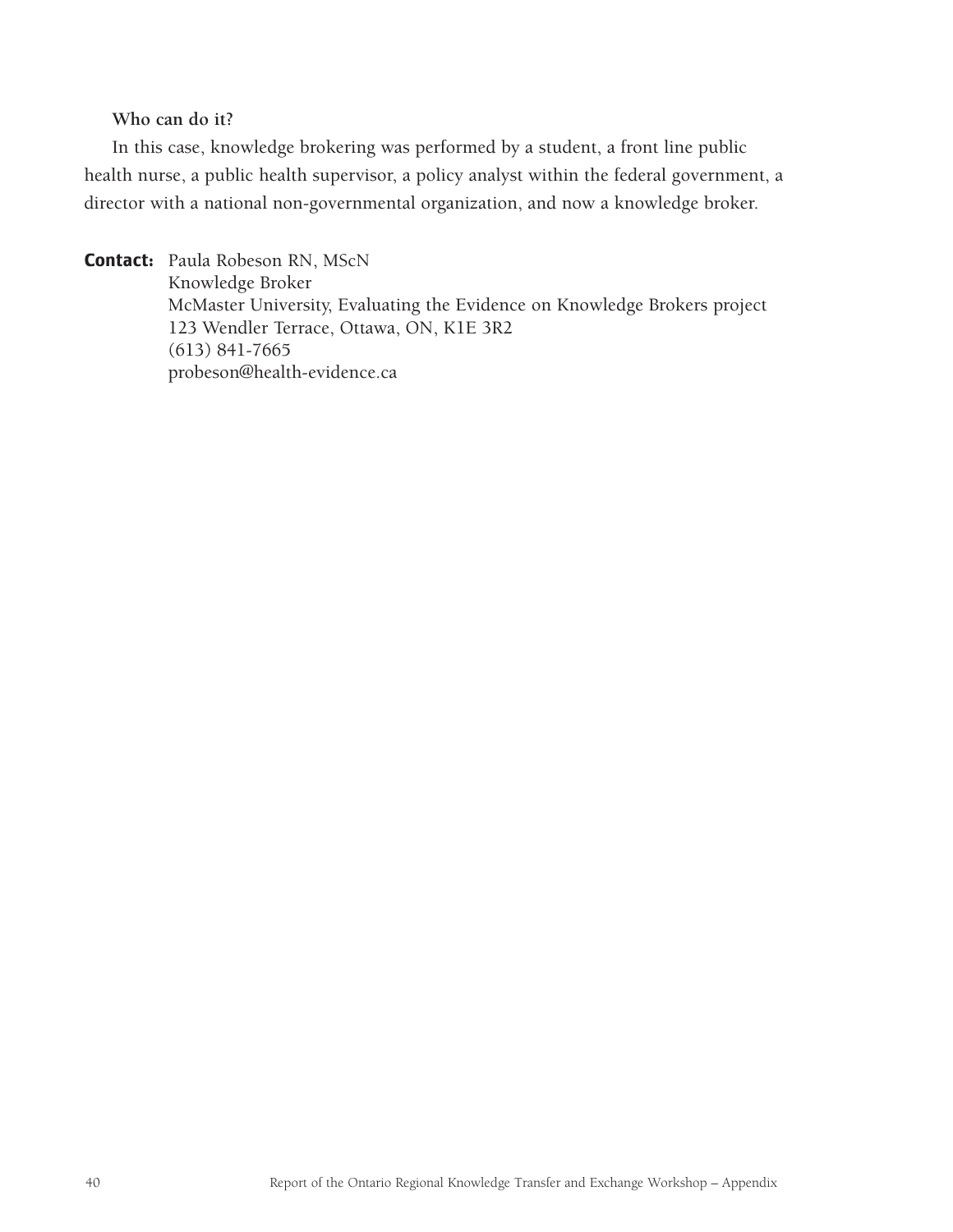**Who can do it?**

In this case, knowledge brokering was performed by a student, a front line public health nurse, a public health supervisor, a policy analyst within the federal government, a director with a national non-governmental organization, and now a knowledge broker.

**Contact:** Paula Robeson RN, MScN
Knowledge Broker
McMaster University, Evaluating the Evidence on Knowledge Brokers project
123 Wendler Terrace, Ottawa, ON, K1E 3R2
(613) 841-7665
probeson@health-evidence.ca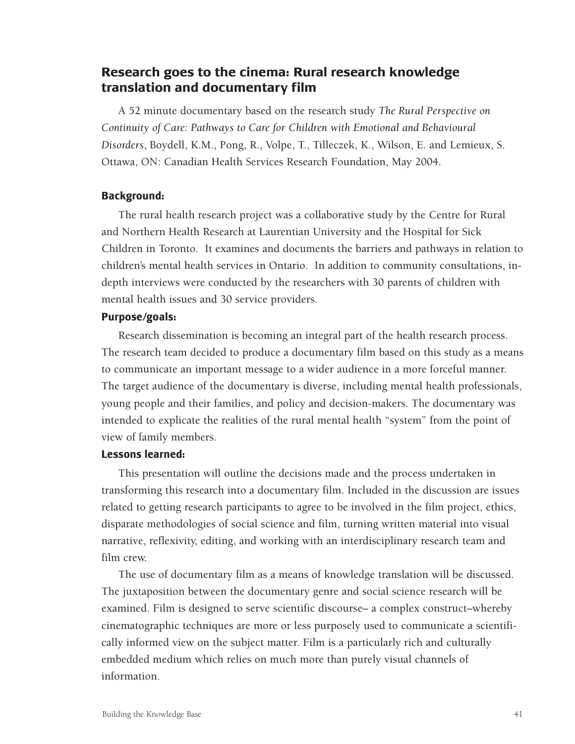## Research goes to the cinema: Rural research knowledge translation and documentary film

A 52 minute documentary based on the research study *The Rural Perspective on Continuity of Care: Pathways to Care for Children with Emotional and Behavioural Disorders*, Boydell, K.M., Pong, R., Volpe, T., Tilleczek, K., Wilson, E. and Lemieux, S. Ottawa, ON: Canadian Health Services Research Foundation, May 2004.

### Background:

The rural health research project was a collaborative study by the Centre for Rural and Northern Health Research at Laurentian University and the Hospital for Sick Children in Toronto. It examines and documents the barriers and pathways in relation to children's mental health services in Ontario. In addition to community consultations, in-depth interviews were conducted by the researchers with 30 parents of children with mental health issues and 30 service providers.

### Purpose/goals:

Research dissemination is becoming an integral part of the health research process. The research team decided to produce a documentary film based on this study as a means to communicate an important message to a wider audience in a more forceful manner. The target audience of the documentary is diverse, including mental health professionals, young people and their families, and policy and decision-makers. The documentary was intended to explicate the realities of the rural mental health "system" from the point of view of family members.

### Lessons learned:

This presentation will outline the decisions made and the process undertaken in transforming this research into a documentary film. Included in the discussion are issues related to getting research participants to agree to be involved in the film project, ethics, disparate methodologies of social science and film, turning written material into visual narrative, reflexivity, editing, and working with an interdisciplinary research team and film crew.

The use of documentary film as a means of knowledge translation will be discussed. The juxtaposition between the documentary genre and social science research will be examined. Film is designed to serve scientific discourse– a complex construct–whereby cinematographic techniques are more or less purposely used to communicate a scientifically informed view on the subject matter. Film is a particularly rich and culturally embedded medium which relies on much more than purely visual channels of information.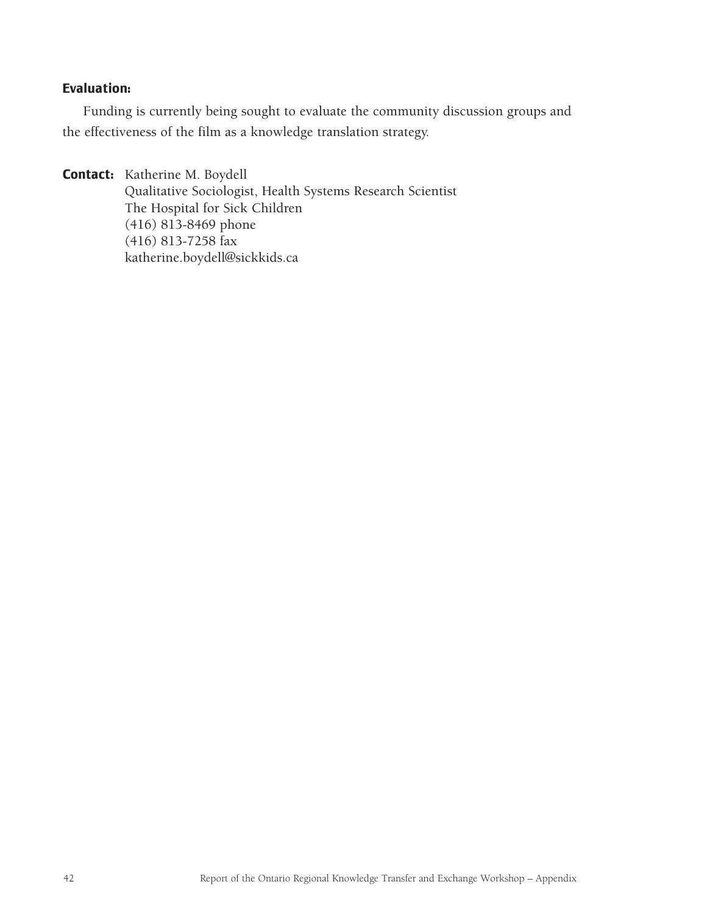**Evaluation:**

Funding is currently being sought to evaluate the community discussion groups and the effectiveness of the film as a knowledge translation strategy.

**Contact:** Katherine M. Boydell
Qualitative Sociologist, Health Systems Research Scientist
The Hospital for Sick Children
(416) 813-8469 phone
(416) 813-7258 fax
katherine.boydell@sickkids.ca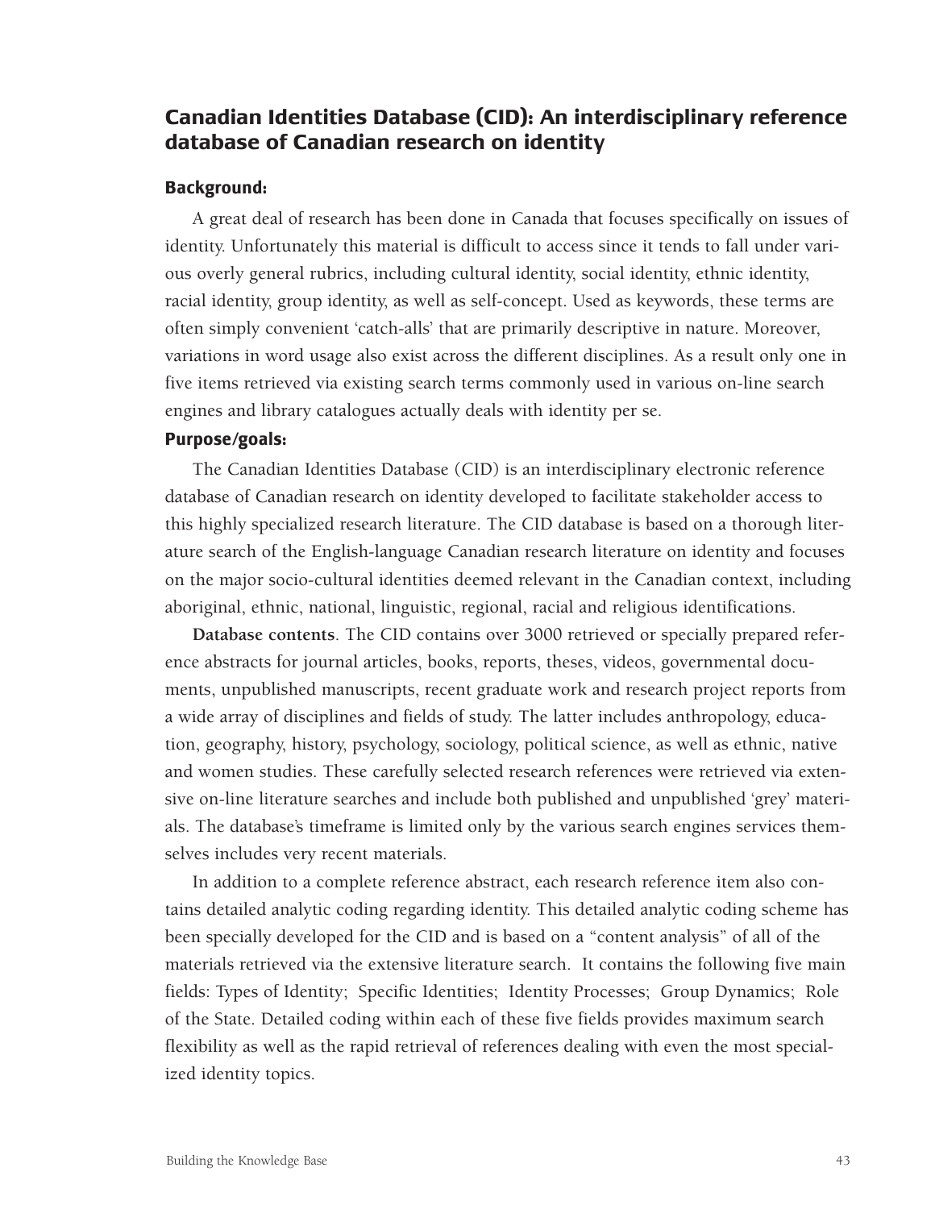## Canadian Identities Database (CID): An interdisciplinary reference database of Canadian research on identity

### Background:

A great deal of research has been done in Canada that focuses specifically on issues of identity. Unfortunately this material is difficult to access since it tends to fall under various overly general rubrics, including cultural identity, social identity, ethnic identity, racial identity, group identity, as well as self-concept. Used as keywords, these terms are often simply convenient 'catch-alls' that are primarily descriptive in nature. Moreover, variations in word usage also exist across the different disciplines. As a result only one in five items retrieved via existing search terms commonly used in various on-line search engines and library catalogues actually deals with identity per se.

### Purpose/goals:

The Canadian Identities Database (CID) is an interdisciplinary electronic reference database of Canadian research on identity developed to facilitate stakeholder access to this highly specialized research literature. The CID database is based on a thorough literature search of the English-language Canadian research literature on identity and focuses on the major socio-cultural identities deemed relevant in the Canadian context, including aboriginal, ethnic, national, linguistic, regional, racial and religious identifications.

**Database contents**. The CID contains over 3000 retrieved or specially prepared reference abstracts for journal articles, books, reports, theses, videos, governmental documents, unpublished manuscripts, recent graduate work and research project reports from a wide array of disciplines and fields of study. The latter includes anthropology, education, geography, history, psychology, sociology, political science, as well as ethnic, native and women studies. These carefully selected research references were retrieved via extensive on-line literature searches and include both published and unpublished 'grey' materials. The database's timeframe is limited only by the various search engines services themselves includes very recent materials.

In addition to a complete reference abstract, each research reference item also contains detailed analytic coding regarding identity. This detailed analytic coding scheme has been specially developed for the CID and is based on a "content analysis" of all of the materials retrieved via the extensive literature search. It contains the following five main fields: Types of Identity; Specific Identities; Identity Processes; Group Dynamics; Role of the State. Detailed coding within each of these five fields provides maximum search flexibility as well as the rapid retrieval of references dealing with even the most specialized identity topics.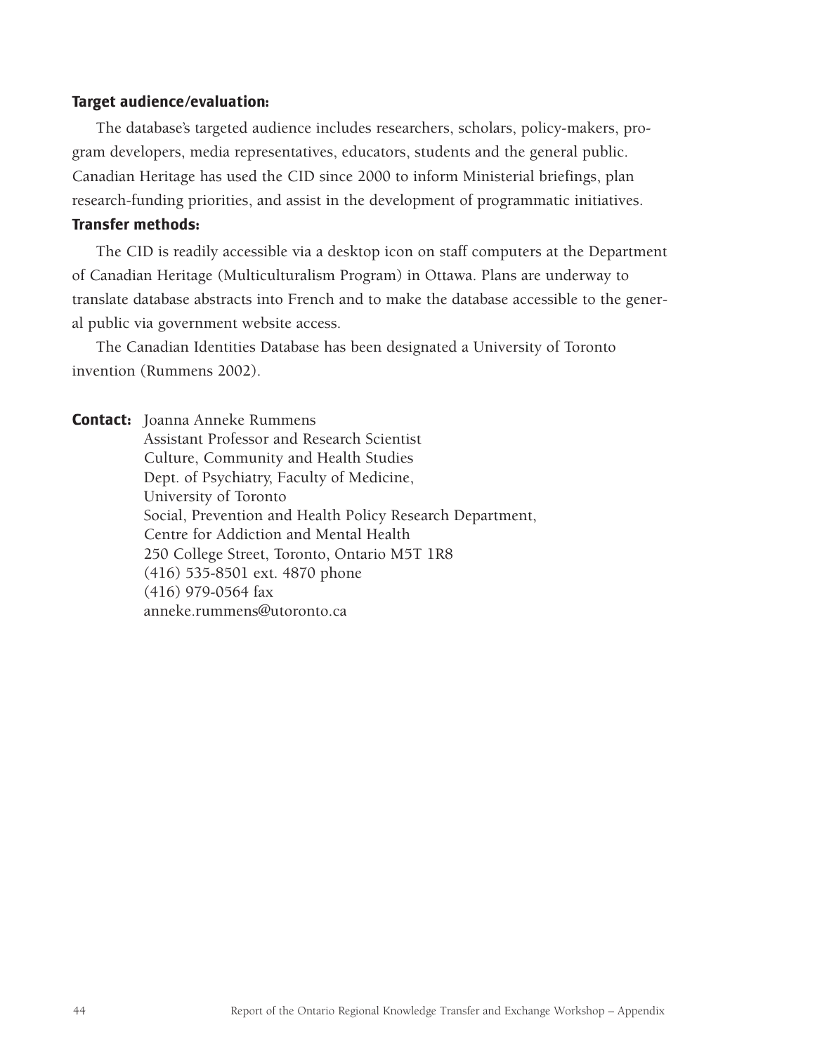**Target audience/evaluation:**

The database's targeted audience includes researchers, scholars, policy-makers, program developers, media representatives, educators, students and the general public. Canadian Heritage has used the CID since 2000 to inform Ministerial briefings, plan research-funding priorities, and assist in the development of programmatic initiatives.

**Transfer methods:**

The CID is readily accessible via a desktop icon on staff computers at the Department of Canadian Heritage (Multiculturalism Program) in Ottawa. Plans are underway to translate database abstracts into French and to make the database accessible to the general public via government website access.

The Canadian Identities Database has been designated a University of Toronto invention (Rummens 2002).

**Contact:** Joanna Anneke Rummens
Assistant Professor and Research Scientist
Culture, Community and Health Studies
Dept. of Psychiatry, Faculty of Medicine,
University of Toronto
Social, Prevention and Health Policy Research Department,
Centre for Addiction and Mental Health
250 College Street, Toronto, Ontario M5T 1R8
(416) 535-8501 ext. 4870 phone
(416) 979-0564 fax
anneke.rummens@utoronto.ca